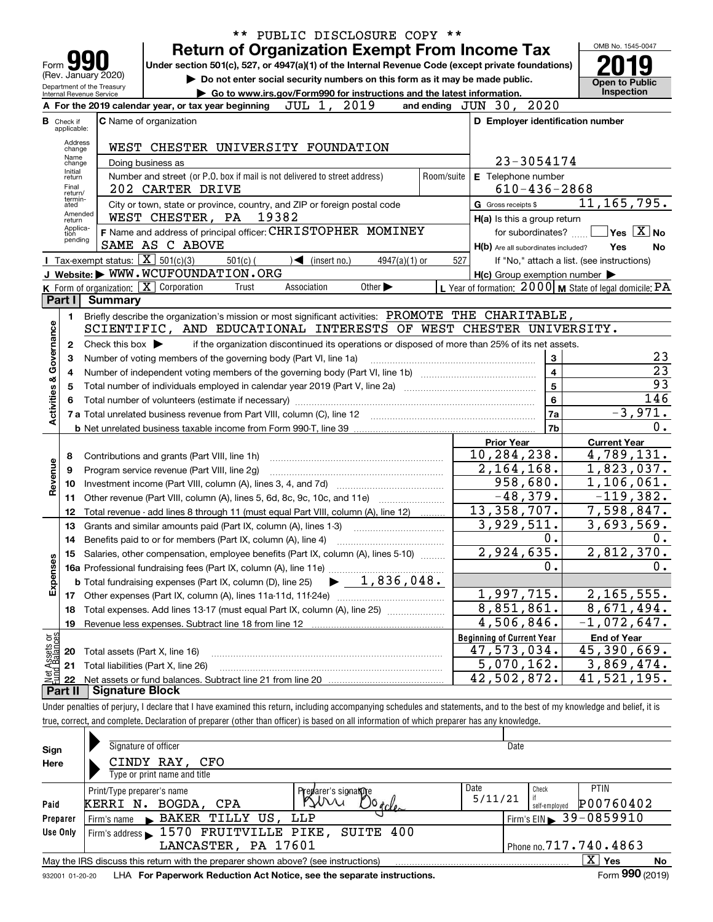** PUBLIC DISCLOSURE COPY **

# Form 990 — Return of Organization Exempt From Income Tax

(Rev. January 2020) Department of the Treasury, Internal Revenue Service

Under section 501(c), 527, or 4947(a)(1) of the Internal Revenue Code (except private foundations)

▶ Do not enter social security numbers on this form as it may be made public.

▶ Go to www.irs.gov/Form990 for instructions and the latest information.

OMB No. 1545-0047 — **2019** — Open to Public Inspection

**A** For the 2019 calendar year, or tax year beginning JUL 1, 2019 and ending JUN 30, 2020

**B** Check if applicable: Address change, Name change, Initial return, Final return/terminated, Amended return, Application pending

**C** Name of organization: WEST CHESTER UNIVERSITY FOUNDATION

Doing business as

Number and street (or P.O. box if mail is not delivered to street address): 202 CARTER DRIVE — Room/suite

City or town, state or province, country, and ZIP or foreign postal code: WEST CHESTER, PA 19382

**D** Employer identification number: 23-3054174

**E** Telephone number: 610-436-2868

**G** Gross receipts $ 11,165,795.

**F** Name and address of principal officer: CHRISTOPHER MOMINEY, SAME AS C ABOVE

**H(a)** Is this a group return for subordinates? Yes [ ] No [X]

**H(b)** Are all subordinates included? Yes No — If "No," attach a list. (see instructions)

**H(c)** Group exemption number ▶

**I** Tax-exempt status: [X] 501(c)(3) [ ] 501(c) ( ) ◀ (insert no.) [ ] 4947(a)(1) or [ ] 527

**J** Website: ▶ WWW.WCUFOUNDATION.ORG

**K** Form of organization: [X] Corporation [ ] Trust [ ] Association [ ] Other ▶

**L** Year of formation: 2000 **M** State of legal domicile: PA

## Part I Summary

**Activities & Governance**

1. Briefly describe the organization's mission or most significant activities: PROMOTE THE CHARITABLE, SCIENTIFIC, AND EDUCATIONAL INTERESTS OF WEST CHESTER UNIVERSITY.
2. Check this box ▶ [ ] if the organization discontinued its operations or disposed of more than 25% of its net assets.

| Line | Description | | Value |
|---|---|---|---|
| 3 | Number of voting members of the governing body (Part VI, line 1a) | 3 | 23 |
| 4 | Number of independent voting members of the governing body (Part VI, line 1b) | 4 | 23 |
| 5 | Total number of individuals employed in calendar year 2019 (Part V, line 2a) | 5 | 93 |
| 6 | Total number of volunteers (estimate if necessary) | 6 | 146 |
| 7a | Total unrelated business revenue from Part VIII, column (C), line 12 | 7a | -3,971. |
| 7b | Net unrelated business taxable income from Form 990-T, line 39 | 7b | 0. |

| Line | Description | Prior Year | Current Year |
|---|---|---|---|
| **Revenue** | | | |
| 8 | Contributions and grants (Part VIII, line 1h) | 10,284,238. | 4,789,131. |
| 9 | Program service revenue (Part VIII, line 2g) | 2,164,168. | 1,823,037. |
| 10 | Investment income (Part VIII, column (A), lines 3, 4, and 7d) | 958,680. | 1,106,061. |
| 11 | Other revenue (Part VIII, column (A), lines 5, 6d, 8c, 9c, 10c, and 11e) | -48,379. | -119,382. |
| 12 | Total revenue - add lines 8 through 11 (must equal Part VIII, column (A), line 12) | 13,358,707. | 7,598,847. |
| **Expenses** | | | |
| 13 | Grants and similar amounts paid (Part IX, column (A), lines 1-3) | 3,929,511. | 3,693,569. |
| 14 | Benefits paid to or for members (Part IX, column (A), line 4) | 0. | 0. |
| 15 | Salaries, other compensation, employee benefits (Part IX, column (A), lines 5-10) | 2,924,635. | 2,812,370. |
| 16a | Professional fundraising fees (Part IX, column (A), line 11e) | 0. | 0. |
| b | Total fundraising expenses (Part IX, column (D), line 25) ▶ 1,836,048. | | |
| 17 | Other expenses (Part IX, column (A), lines 11a-11d, 11f-24e) | 1,997,715. | 2,165,555. |
| 18 | Total expenses. Add lines 13-17 (must equal Part IX, column (A), line 25) | 8,851,861. | 8,671,494. |
| 19 | Revenue less expenses. Subtract line 18 from line 12 | 4,506,846. | -1,072,647. |

| Line | Net Assets or Fund Balances | Beginning of Current Year | End of Year |
|---|---|---|---|
| 20 | Total assets (Part X, line 16) | 47,573,034. | 45,390,669. |
| 21 | Total liabilities (Part X, line 26) | 5,070,162. | 3,869,474. |
| 22 | Net assets or fund balances. Subtract line 21 from line 20 | 42,502,872. | 41,521,195. |

## Part II Signature Block

Under penalties of perjury, I declare that I have examined this return, including accompanying schedules and statements, and to the best of my knowledge and belief, it is true, correct, and complete. Declaration of preparer (other than officer) is based on all information of which preparer has any knowledge.

**Sign Here** — Signature of officer — Date

CINDY RAY, CFO — Type or print name and title

**Paid Preparer Use Only**

| Print/Type preparer's name | Preparer's signature | Date | Check if self-employed | PTIN |
|---|---|---|---|---|
| KERRI N. BOGDA, CPA | Kerri Bogda | 5/11/21 | | P00760402 |

Firm's name ▶ BAKER TILLY US, LLP — Firm's EIN ▶ 39-0859910

Firm's address ▶ 1570 FRUITVILLE PIKE, SUITE 400, LANCASTER, PA 17601 — Phone no. 717.740.4863

May the IRS discuss this return with the preparer shown above? (see instructions) [X] Yes [ ] No

932001 01-20-20 LHA For Paperwork Reduction Act Notice, see the separate instructions. Form **990** (2019)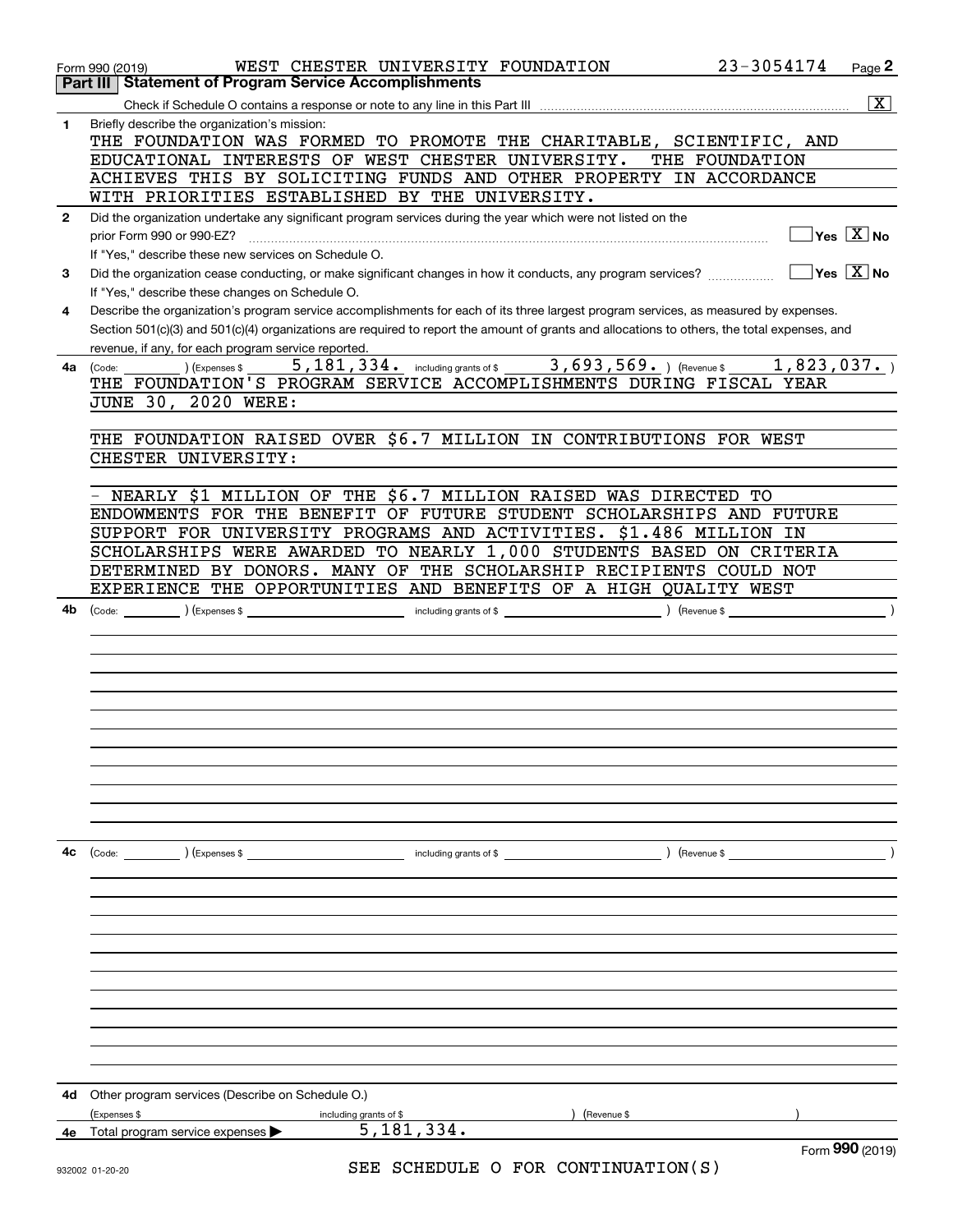Form 990 (2019) WEST CHESTER UNIVERSITY FOUNDATION 23-3054174 Page **2**

## Part III Statement of Program Service Accomplishments

Check if Schedule O contains a response or note to any line in this Part III .......... [X]

**1** Briefly describe the organization's mission:

THE FOUNDATION WAS FORMED TO PROMOTE THE CHARITABLE, SCIENTIFIC, AND EDUCATIONAL INTERESTS OF WEST CHESTER UNIVERSITY. THE FOUNDATION ACHIEVES THIS BY SOLICITING FUNDS AND OTHER PROPERTY IN ACCORDANCE WITH PRIORITIES ESTABLISHED BY THE UNIVERSITY.

**2** Did the organization undertake any significant program services during the year which were not listed on the prior Form 990 or 990-EZ? .......... [ ] Yes [X] No

If "Yes," describe these new services on Schedule O.

**3** Did the organization cease conducting, or make significant changes in how it conducts, any program services? .......... [ ] Yes [X] No

If "Yes," describe these changes on Schedule O.

**4** Describe the organization's program service accomplishments for each of its three largest program services, as measured by expenses. Section 501(c)(3) and 501(c)(4) organizations are required to report the amount of grants and allocations to others, the total expenses, and revenue, if any, for each program service reported.

**4a** (Code: ) (Expenses $ 5,181,334. including grants of $ 3,693,569. ) (Revenue $ 1,823,037. )

THE FOUNDATION'S PROGRAM SERVICE ACCOMPLISHMENTS DURING FISCAL YEAR JUNE 30, 2020 WERE:

THE FOUNDATION RAISED OVER $6.7 MILLION IN CONTRIBUTIONS FOR WEST CHESTER UNIVERSITY:

- NEARLY $1 MILLION OF THE $6.7 MILLION RAISED WAS DIRECTED TO ENDOWMENTS FOR THE BENEFIT OF FUTURE STUDENT SCHOLARSHIPS AND FUTURE SUPPORT FOR UNIVERSITY PROGRAMS AND ACTIVITIES. $1.486 MILLION IN SCHOLARSHIPS WERE AWARDED TO NEARLY 1,000 STUDENTS BASED ON CRITERIA DETERMINED BY DONORS. MANY OF THE SCHOLARSHIP RECIPIENTS COULD NOT EXPERIENCE THE OPPORTUNITIES AND BENEFITS OF A HIGH QUALITY WEST

**4b** (Code: ) (Expenses $ including grants of $ ) (Revenue $ )

**4c** (Code: ) (Expenses $ including grants of $ ) (Revenue $ )

**4d** Other program services (Describe on Schedule O.)

(Expenses $ including grants of $ ) (Revenue $ )

**4e** Total program service expenses ▶ 5,181,334.

Form **990** (2019)

SEE SCHEDULE O FOR CONTINUATION(S)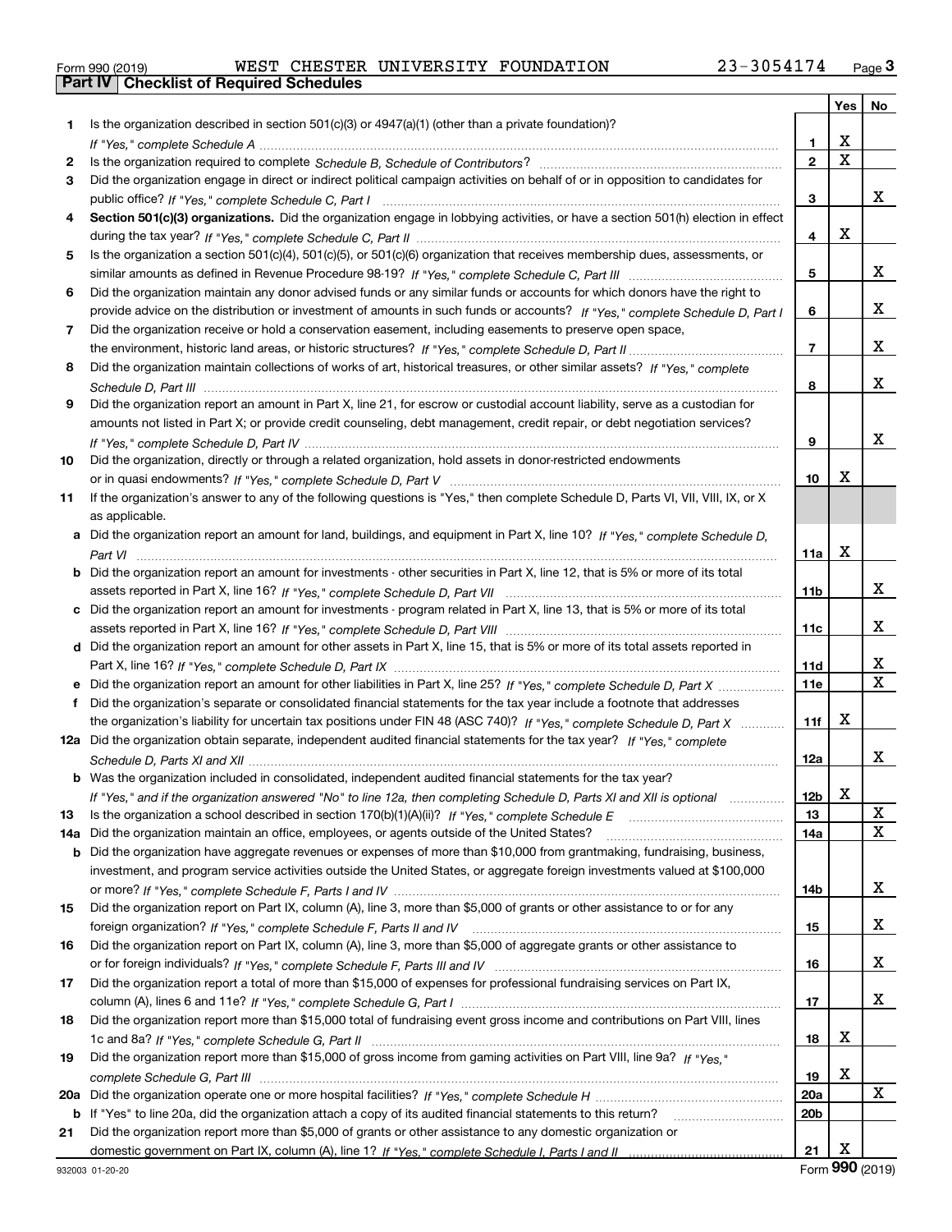Form 990 (2019) WEST CHESTER UNIVERSITY FOUNDATION 23-3054174

## Part IV Checklist of Required Schedules

| | | | Yes | No |
|---|---|---|---|---|
| 1 | Is the organization described in section 501(c)(3) or 4947(a)(1) (other than a private foundation)? *If "Yes," complete Schedule A* | 1 | X | |
| 2 | Is the organization required to complete *Schedule B, Schedule of Contributors*? | 2 | X | |
| 3 | Did the organization engage in direct or indirect political campaign activities on behalf of or in opposition to candidates for public office? *If "Yes," complete Schedule C, Part I* | 3 | | X |
| 4 | **Section 501(c)(3) organizations.** Did the organization engage in lobbying activities, or have a section 501(h) election in effect during the tax year? *If "Yes," complete Schedule C, Part II* | 4 | X | |
| 5 | Is the organization a section 501(c)(4), 501(c)(5), or 501(c)(6) organization that receives membership dues, assessments, or similar amounts as defined in Revenue Procedure 98-19? *If "Yes," complete Schedule C, Part III* | 5 | | X |
| 6 | Did the organization maintain any donor advised funds or any similar funds or accounts for which donors have the right to provide advice on the distribution or investment of amounts in such funds or accounts? *If "Yes," complete Schedule D, Part I* | 6 | | X |
| 7 | Did the organization receive or hold a conservation easement, including easements to preserve open space, the environment, historic land areas, or historic structures? *If "Yes," complete Schedule D, Part II* | 7 | | X |
| 8 | Did the organization maintain collections of works of art, historical treasures, or other similar assets? *If "Yes," complete Schedule D, Part III* | 8 | | X |
| 9 | Did the organization report an amount in Part X, line 21, for escrow or custodial account liability, serve as a custodian for amounts not listed in Part X; or provide credit counseling, debt management, credit repair, or debt negotiation services? *If "Yes," complete Schedule D, Part IV* | 9 | | X |
| 10 | Did the organization, directly or through a related organization, hold assets in donor-restricted endowments or in quasi endowments? *If "Yes," complete Schedule D, Part V* | 10 | X | |
| 11 | If the organization's answer to any of the following questions is "Yes," then complete Schedule D, Parts VI, VII, VIII, IX, or X as applicable. | | | |
| a | Did the organization report an amount for land, buildings, and equipment in Part X, line 10? *If "Yes," complete Schedule D, Part VI* | 11a | X | |
| b | Did the organization report an amount for investments - other securities in Part X, line 12, that is 5% or more of its total assets reported in Part X, line 16? *If "Yes," complete Schedule D, Part VII* | 11b | | X |
| c | Did the organization report an amount for investments - program related in Part X, line 13, that is 5% or more of its total assets reported in Part X, line 16? *If "Yes," complete Schedule D, Part VIII* | 11c | | X |
| d | Did the organization report an amount for other assets in Part X, line 15, that is 5% or more of its total assets reported in Part X, line 16? *If "Yes," complete Schedule D, Part IX* | 11d | | X |
| e | Did the organization report an amount for other liabilities in Part X, line 25? *If "Yes," complete Schedule D, Part X* | 11e | | X |
| f | Did the organization's separate or consolidated financial statements for the tax year include a footnote that addresses the organization's liability for uncertain tax positions under FIN 48 (ASC 740)? *If "Yes," complete Schedule D, Part X* | 11f | X | |
| 12a | Did the organization obtain separate, independent audited financial statements for the tax year? *If "Yes," complete Schedule D, Parts XI and XII* | 12a | | X |
| b | Was the organization included in consolidated, independent audited financial statements for the tax year? *If "Yes," and if the organization answered "No" to line 12a, then completing Schedule D, Parts XI and XII is optional* | 12b | X | |
| 13 | Is the organization a school described in section 170(b)(1)(A)(ii)? *If "Yes," complete Schedule E* | 13 | | X |
| 14a | Did the organization maintain an office, employees, or agents outside of the United States? | 14a | | X |
| b | Did the organization have aggregate revenues or expenses of more than $10,000 from grantmaking, fundraising, business, investment, and program service activities outside the United States, or aggregate foreign investments valued at $100,000 or more? *If "Yes," complete Schedule F, Parts I and IV* | 14b | | X |
| 15 | Did the organization report on Part IX, column (A), line 3, more than $5,000 of grants or other assistance to or for any foreign organization? *If "Yes," complete Schedule F, Parts II and IV* | 15 | | X |
| 16 | Did the organization report on Part IX, column (A), line 3, more than $5,000 of aggregate grants or other assistance to or for foreign individuals? *If "Yes," complete Schedule F, Parts III and IV* | 16 | | X |
| 17 | Did the organization report a total of more than $15,000 of expenses for professional fundraising services on Part IX, column (A), lines 6 and 11e? *If "Yes," complete Schedule G, Part I* | 17 | | X |
| 18 | Did the organization report more than $15,000 total of fundraising event gross income and contributions on Part VIII, lines 1c and 8a? *If "Yes," complete Schedule G, Part II* | 18 | X | |
| 19 | Did the organization report more than $15,000 of gross income from gaming activities on Part VIII, line 9a? *If "Yes," complete Schedule G, Part III* | 19 | X | |
| 20a | Did the organization operate one or more hospital facilities? *If "Yes," complete Schedule H* | 20a | | X |
| b | If "Yes" to line 20a, did the organization attach a copy of its audited financial statements to this return? | 20b | | |
| 21 | Did the organization report more than $5,000 of grants or other assistance to any domestic organization or domestic government on Part IX, column (A), line 1? *If "Yes," complete Schedule I, Parts I and II* | 21 | X | |

932003 01-20-20 Form **990** (2019)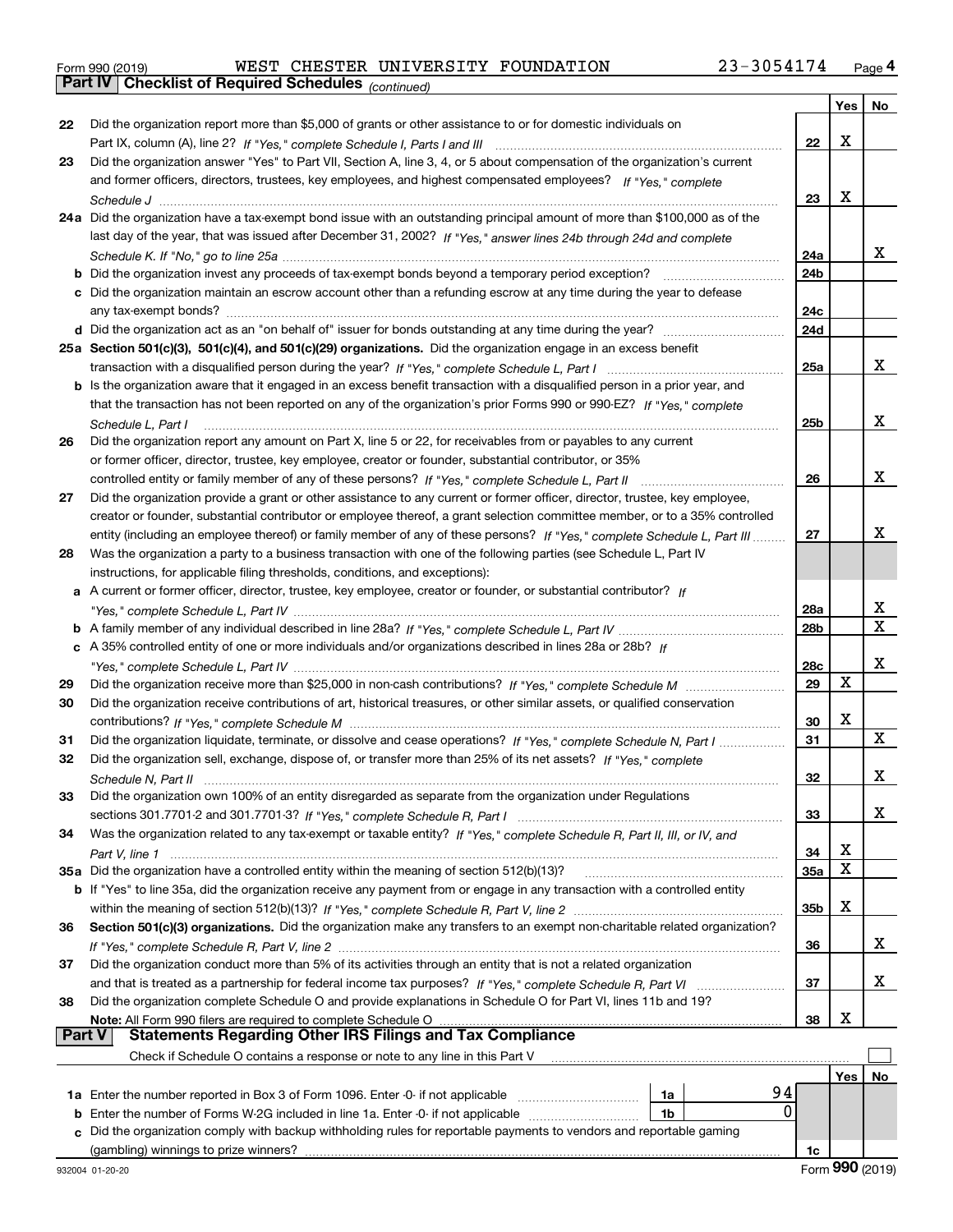Form 990 (2019) WEST CHESTER UNIVERSITY FOUNDATION 23-3054174 Page 4

## Part IV Checklist of Required Schedules *(continued)*

| | | | Yes | No |
|---|---|---|---|---|
| 22 | Did the organization report more than $5,000 of grants or other assistance to or for domestic individuals on Part IX, column (A), line 2? *If "Yes," complete Schedule I, Parts I and III* | 22 | X | |
| 23 | Did the organization answer "Yes" to Part VII, Section A, line 3, 4, or 5 about compensation of the organization's current and former officers, directors, trustees, key employees, and highest compensated employees? *If "Yes," complete Schedule J* | 23 | X | |
| 24a | Did the organization have a tax-exempt bond issue with an outstanding principal amount of more than $100,000 as of the last day of the year, that was issued after December 31, 2002? *If "Yes," answer lines 24b through 24d and complete Schedule K. If "No," go to line 25a* | 24a | | X |
| b | Did the organization invest any proceeds of tax-exempt bonds beyond a temporary period exception? | 24b | | |
| c | Did the organization maintain an escrow account other than a refunding escrow at any time during the year to defease any tax-exempt bonds? | 24c | | |
| d | Did the organization act as an "on behalf of" issuer for bonds outstanding at any time during the year? | 24d | | |
| 25a | **Section 501(c)(3), 501(c)(4), and 501(c)(29) organizations.** Did the organization engage in an excess benefit transaction with a disqualified person during the year? *If "Yes," complete Schedule L, Part I* | 25a | | X |
| b | Is the organization aware that it engaged in an excess benefit transaction with a disqualified person in a prior year, and that the transaction has not been reported on any of the organization's prior Forms 990 or 990-EZ? *If "Yes," complete Schedule L, Part I* | 25b | | X |
| 26 | Did the organization report any amount on Part X, line 5 or 22, for receivables from or payables to any current or former officer, director, trustee, key employee, creator or founder, substantial contributor, or 35% controlled entity or family member of any of these persons? *If "Yes," complete Schedule L, Part II* | 26 | | X |
| 27 | Did the organization provide a grant or other assistance to any current or former officer, director, trustee, key employee, creator or founder, substantial contributor or employee thereof, a grant selection committee member, or to a 35% controlled entity (including an employee thereof) or family member of any of these persons? *If "Yes," complete Schedule L, Part III* | 27 | | X |
| 28 | Was the organization a party to a business transaction with one of the following parties (see Schedule L, Part IV instructions, for applicable filing thresholds, conditions, and exceptions): | | | |
| a | A current or former officer, director, trustee, key employee, creator or founder, or substantial contributor? *If "Yes," complete Schedule L, Part IV* | 28a | | X |
| b | A family member of any individual described in line 28a? *If "Yes," complete Schedule L, Part IV* | 28b | | X |
| c | A 35% controlled entity of one or more individuals and/or organizations described in lines 28a or 28b? *If "Yes," complete Schedule L, Part IV* | 28c | | X |
| 29 | Did the organization receive more than $25,000 in non-cash contributions? *If "Yes," complete Schedule M* | 29 | X | |
| 30 | Did the organization receive contributions of art, historical treasures, or other similar assets, or qualified conservation contributions? *If "Yes," complete Schedule M* | 30 | X | |
| 31 | Did the organization liquidate, terminate, or dissolve and cease operations? *If "Yes," complete Schedule N, Part I* | 31 | | X |
| 32 | Did the organization sell, exchange, dispose of, or transfer more than 25% of its net assets? *If "Yes," complete Schedule N, Part II* | 32 | | X |
| 33 | Did the organization own 100% of an entity disregarded as separate from the organization under Regulations sections 301.7701-2 and 301.7701-3? *If "Yes," complete Schedule R, Part I* | 33 | | X |
| 34 | Was the organization related to any tax-exempt or taxable entity? *If "Yes," complete Schedule R, Part II, III, or IV, and Part V, line 1* | 34 | X | |
| 35a | Did the organization have a controlled entity within the meaning of section 512(b)(13)? | 35a | X | |
| b | If "Yes" to line 35a, did the organization receive any payment from or engage in any transaction with a controlled entity within the meaning of section 512(b)(13)? *If "Yes," complete Schedule R, Part V, line 2* | 35b | X | |
| 36 | **Section 501(c)(3) organizations.** Did the organization make any transfers to an exempt non-charitable related organization? *If "Yes," complete Schedule R, Part V, line 2* | 36 | | X |
| 37 | Did the organization conduct more than 5% of its activities through an entity that is not a related organization and that is treated as a partnership for federal income tax purposes? *If "Yes," complete Schedule R, Part VI* | 37 | | X |
| 38 | Did the organization complete Schedule O and provide explanations in Schedule O for Part VI, lines 11b and 19? **Note:** All Form 990 filers are required to complete Schedule O | 38 | X | |

## Part V Statements Regarding Other IRS Filings and Tax Compliance

Check if Schedule O contains a response or note to any line in this Part V ☐

| | | | | | Yes | No |
|---|---|---|---|---|---|---|
| 1a | Enter the number reported in Box 3 of Form 1096. Enter -0- if not applicable | 1a | 94 | | | |
| b | Enter the number of Forms W-2G included in line 1a. Enter -0- if not applicable | 1b | 0 | | | |
| c | Did the organization comply with backup withholding rules for reportable payments to vendors and reportable gaming (gambling) winnings to prize winners? | | | 1c | | |

932004 01-20-20 Form **990** (2019)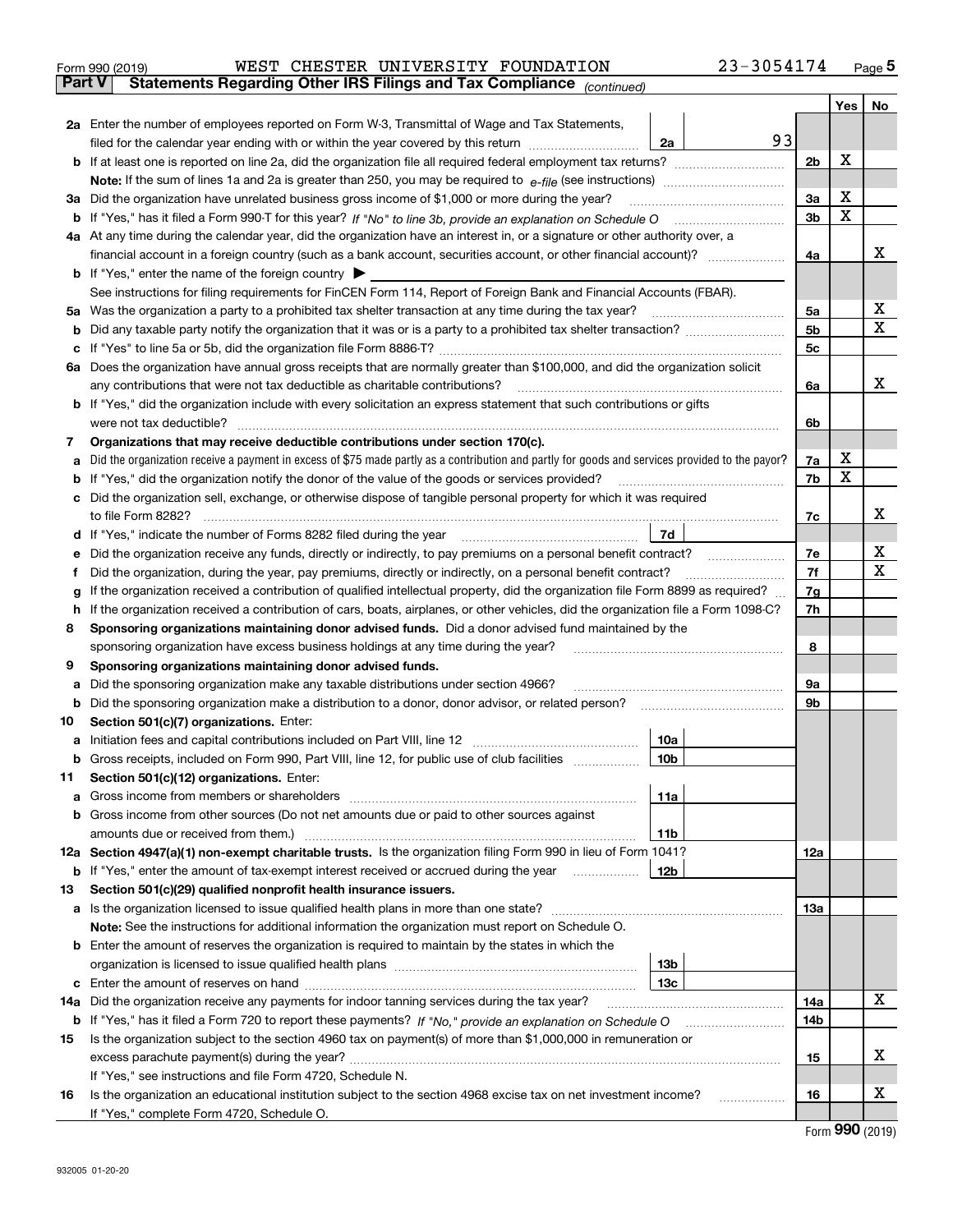Form 990 (2019) WEST CHESTER UNIVERSITY FOUNDATION 23-3054174 Page 5

**Part V Statements Regarding Other IRS Filings and Tax Compliance** *(continued)*

| | | | | | Yes | No |
|---|---|---|---|---|---|---|
| **2a** | Enter the number of employees reported on Form W-3, Transmittal of Wage and Tax Statements, filed for the calendar year ending with or within the year covered by this return | 2a | 93 | | | |
| **b** | If at least one is reported on line 2a, did the organization file all required federal employment tax returns? | | | 2b | X | |
| | **Note:** If the sum of lines 1a and 2a is greater than 250, you may be required to *e-file* (see instructions) | | | | | |
| **3a** | Did the organization have unrelated business gross income of $1,000 or more during the year? | | | 3a | X | |
| **b** | If "Yes," has it filed a Form 990-T for this year? *If "No" to line 3b, provide an explanation on Schedule O* | | | 3b | X | |
| **4a** | At any time during the calendar year, did the organization have an interest in, or a signature or other authority over, a financial account in a foreign country (such as a bank account, securities account, or other financial account)? | | | 4a | | X |
| **b** | If "Yes," enter the name of the foreign country ▶ | | | | | |
| | See instructions for filing requirements for FinCEN Form 114, Report of Foreign Bank and Financial Accounts (FBAR). | | | | | |
| **5a** | Was the organization a party to a prohibited tax shelter transaction at any time during the tax year? | | | 5a | | X |
| **b** | Did any taxable party notify the organization that it was or is a party to a prohibited tax shelter transaction? | | | 5b | | X |
| **c** | If "Yes" to line 5a or 5b, did the organization file Form 8886-T? | | | 5c | | |
| **6a** | Does the organization have annual gross receipts that are normally greater than $100,000, and did the organization solicit any contributions that were not tax deductible as charitable contributions? | | | 6a | | X |
| **b** | If "Yes," did the organization include with every solicitation an express statement that such contributions or gifts were not tax deductible? | | | 6b | | |
| **7** | **Organizations that may receive deductible contributions under section 170(c).** | | | | | |
| **a** | Did the organization receive a payment in excess of $75 made partly as a contribution and partly for goods and services provided to the payor? | | | 7a | X | |
| **b** | If "Yes," did the organization notify the donor of the value of the goods or services provided? | | | 7b | X | |
| **c** | Did the organization sell, exchange, or otherwise dispose of tangible personal property for which it was required to file Form 8282? | | | 7c | | X |
| **d** | If "Yes," indicate the number of Forms 8282 filed during the year | 7d | | | | |
| **e** | Did the organization receive any funds, directly or indirectly, to pay premiums on a personal benefit contract? | | | 7e | | X |
| **f** | Did the organization, during the year, pay premiums, directly or indirectly, on a personal benefit contract? | | | 7f | | X |
| **g** | If the organization received a contribution of qualified intellectual property, did the organization file Form 8899 as required? | | | 7g | | |
| **h** | If the organization received a contribution of cars, boats, airplanes, or other vehicles, did the organization file a Form 1098-C? | | | 7h | | |
| **8** | **Sponsoring organizations maintaining donor advised funds.** Did a donor advised fund maintained by the sponsoring organization have excess business holdings at any time during the year? | | | 8 | | |
| **9** | **Sponsoring organizations maintaining donor advised funds.** | | | | | |
| **a** | Did the sponsoring organization make any taxable distributions under section 4966? | | | 9a | | |
| **b** | Did the sponsoring organization make a distribution to a donor, donor advisor, or related person? | | | 9b | | |
| **10** | **Section 501(c)(7) organizations.** Enter: | | | | | |
| **a** | Initiation fees and capital contributions included on Part VIII, line 12 | 10a | | | | |
| **b** | Gross receipts, included on Form 990, Part VIII, line 12, for public use of club facilities | 10b | | | | |
| **11** | **Section 501(c)(12) organizations.** Enter: | | | | | |
| **a** | Gross income from members or shareholders | 11a | | | | |
| **b** | Gross income from other sources (Do not net amounts due or paid to other sources against amounts due or received from them.) | 11b | | | | |
| **12a** | **Section 4947(a)(1) non-exempt charitable trusts.** Is the organization filing Form 990 in lieu of Form 1041? | | | 12a | | |
| **b** | If "Yes," enter the amount of tax-exempt interest received or accrued during the year | 12b | | | | |
| **13** | **Section 501(c)(29) qualified nonprofit health insurance issuers.** | | | | | |
| **a** | Is the organization licensed to issue qualified health plans in more than one state? | | | 13a | | |
| | **Note:** See the instructions for additional information the organization must report on Schedule O. | | | | | |
| **b** | Enter the amount of reserves the organization is required to maintain by the states in which the organization is licensed to issue qualified health plans | 13b | | | | |
| **c** | Enter the amount of reserves on hand | 13c | | | | |
| **14a** | Did the organization receive any payments for indoor tanning services during the tax year? | | | 14a | | X |
| **b** | If "Yes," has it filed a Form 720 to report these payments? *If "No," provide an explanation on Schedule O* | | | 14b | | |
| **15** | Is the organization subject to the section 4960 tax on payment(s) of more than $1,000,000 in remuneration or excess parachute payment(s) during the year? | | | 15 | | X |
| | If "Yes," see instructions and file Form 4720, Schedule N. | | | | | |
| **16** | Is the organization an educational institution subject to the section 4968 excise tax on net investment income? | | | 16 | | X |
| | If "Yes," complete Form 4720, Schedule O. | | | | | |

Form **990** (2019)

932005 01-20-20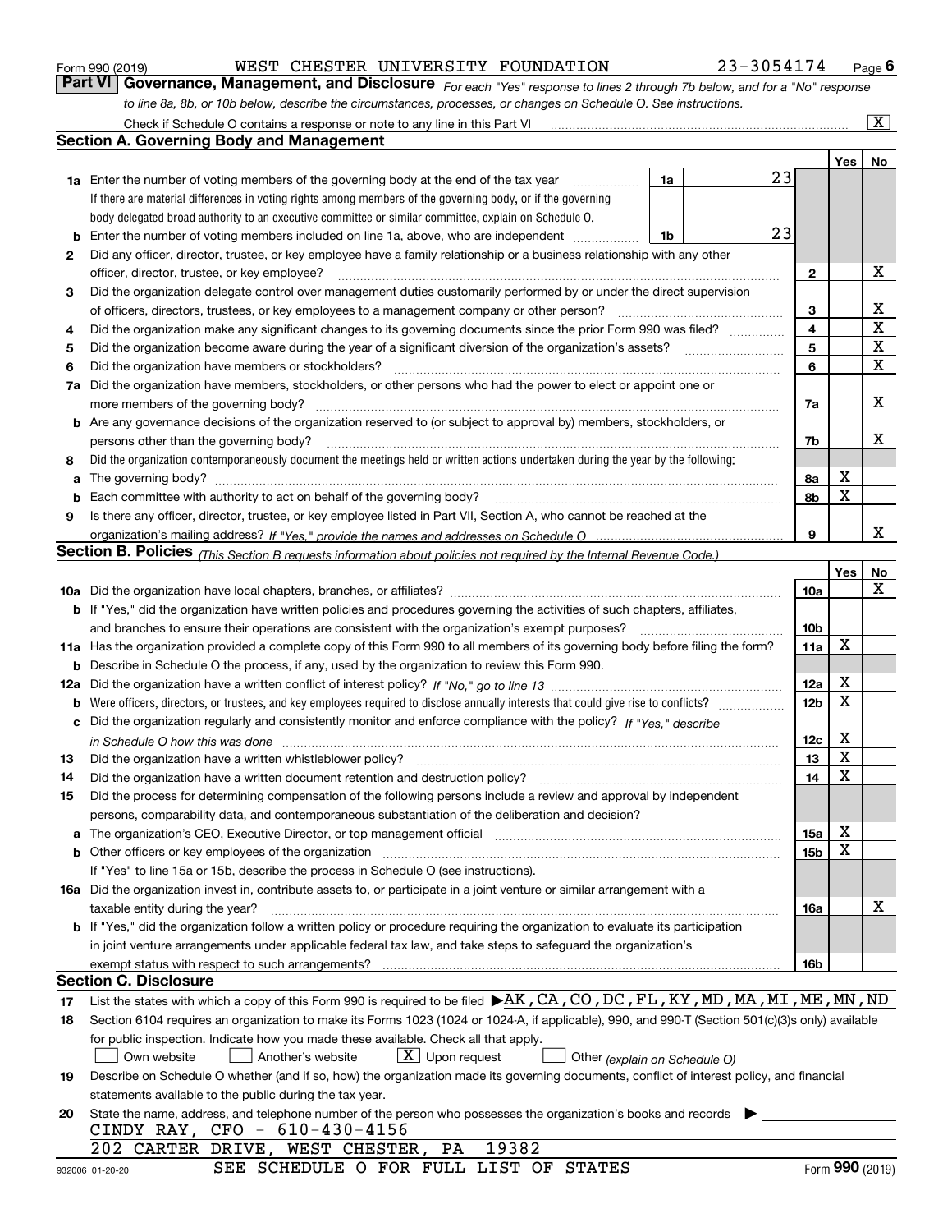Form 990 (2019) WEST CHESTER UNIVERSITY FOUNDATION 23-3054174 Page 6

**Part VI Governance, Management, and Disclosure** *For each "Yes" response to lines 2 through 7b below, and for a "No" response to line 8a, 8b, or 10b below, describe the circumstances, processes, or changes on Schedule O. See instructions.*

Check if Schedule O contains a response or note to any line in this Part VI .......... [X]

## Section A. Governing Body and Management

| | | | | Yes | No |
|---|---|---|---|---|---|
| **1a** | Enter the number of voting members of the governing body at the end of the tax year ... **1a** 23 If there are material differences in voting rights among members of the governing body, or if the governing body delegated broad authority to an executive committee or similar committee, explain on Schedule O. | | | | |
| **b** | Enter the number of voting members included on line 1a, above, who are independent ... **1b** 23 | | | | |
| **2** | Did any officer, director, trustee, or key employee have a family relationship or a business relationship with any other officer, director, trustee, or key employee? | | **2** | | X |
| **3** | Did the organization delegate control over management duties customarily performed by or under the direct supervision of officers, directors, trustees, or key employees to a management company or other person? | | **3** | | X |
| **4** | Did the organization make any significant changes to its governing documents since the prior Form 990 was filed? | | **4** | | X |
| **5** | Did the organization become aware during the year of a significant diversion of the organization's assets? | | **5** | | X |
| **6** | Did the organization have members or stockholders? | | **6** | | X |
| **7a** | Did the organization have members, stockholders, or other persons who had the power to elect or appoint one or more members of the governing body? | | **7a** | | X |
| **b** | Are any governance decisions of the organization reserved to (or subject to approval by) members, stockholders, or persons other than the governing body? | | **7b** | | X |
| **8** | Did the organization contemporaneously document the meetings held or written actions undertaken during the year by the following: | | | | |
| **a** | The governing body? | | **8a** | X | |
| **b** | Each committee with authority to act on behalf of the governing body? | | **8b** | X | |
| **9** | Is there any officer, director, trustee, or key employee listed in Part VII, Section A, who cannot be reached at the organization's mailing address? *If "Yes," provide the names and addresses on Schedule O* | | **9** | | X |

## Section B. Policies *(This Section B requests information about policies not required by the Internal Revenue Code.)*

| | | | Yes | No |
|---|---|---|---|---|
| **10a** | Did the organization have local chapters, branches, or affiliates? | **10a** | | X |
| **b** | If "Yes," did the organization have written policies and procedures governing the activities of such chapters, affiliates, and branches to ensure their operations are consistent with the organization's exempt purposes? | **10b** | | |
| **11a** | Has the organization provided a complete copy of this Form 990 to all members of its governing body before filing the form? | **11a** | X | |
| **b** | Describe in Schedule O the process, if any, used by the organization to review this Form 990. | | | |
| **12a** | Did the organization have a written conflict of interest policy? *If "No," go to line 13* | **12a** | X | |
| **b** | Were officers, directors, or trustees, and key employees required to disclose annually interests that could give rise to conflicts? | **12b** | X | |
| **c** | Did the organization regularly and consistently monitor and enforce compliance with the policy? *If "Yes," describe in Schedule O how this was done* | **12c** | X | |
| **13** | Did the organization have a written whistleblower policy? | **13** | X | |
| **14** | Did the organization have a written document retention and destruction policy? | **14** | X | |
| **15** | Did the process for determining compensation of the following persons include a review and approval by independent persons, comparability data, and contemporaneous substantiation of the deliberation and decision? | | | |
| **a** | The organization's CEO, Executive Director, or top management official | **15a** | X | |
| **b** | Other officers or key employees of the organization | **15b** | X | |
| | If "Yes" to line 15a or 15b, describe the process in Schedule O (see instructions). | | | |
| **16a** | Did the organization invest in, contribute assets to, or participate in a joint venture or similar arrangement with a taxable entity during the year? | **16a** | | X |
| **b** | If "Yes," did the organization follow a written policy or procedure requiring the organization to evaluate its participation in joint venture arrangements under applicable federal tax law, and take steps to safeguard the organization's exempt status with respect to such arrangements? | **16b** | | |

## Section C. Disclosure

**17** List the states with which a copy of this Form 990 is required to be filed ▶AK,CA,CO,DC,FL,KY,MD,MA,MI,ME,MN,ND

**18** Section 6104 requires an organization to make its Forms 1023 (1024 or 1024-A, if applicable), 990, and 990-T (Section 501(c)(3)s only) available for public inspection. Indicate how you made these available. Check all that apply.

[ ] Own website [ ] Another's website [X] Upon request [ ] Other *(explain on Schedule O)*

**19** Describe on Schedule O whether (and if so, how) the organization made its governing documents, conflict of interest policy, and financial statements available to the public during the tax year.

**20** State the name, address, and telephone number of the person who possesses the organization's books and records ▶

CINDY RAY, CFO - 610-430-4156
202 CARTER DRIVE, WEST CHESTER, PA 19382

SEE SCHEDULE O FOR FULL LIST OF STATES

Form **990** (2019)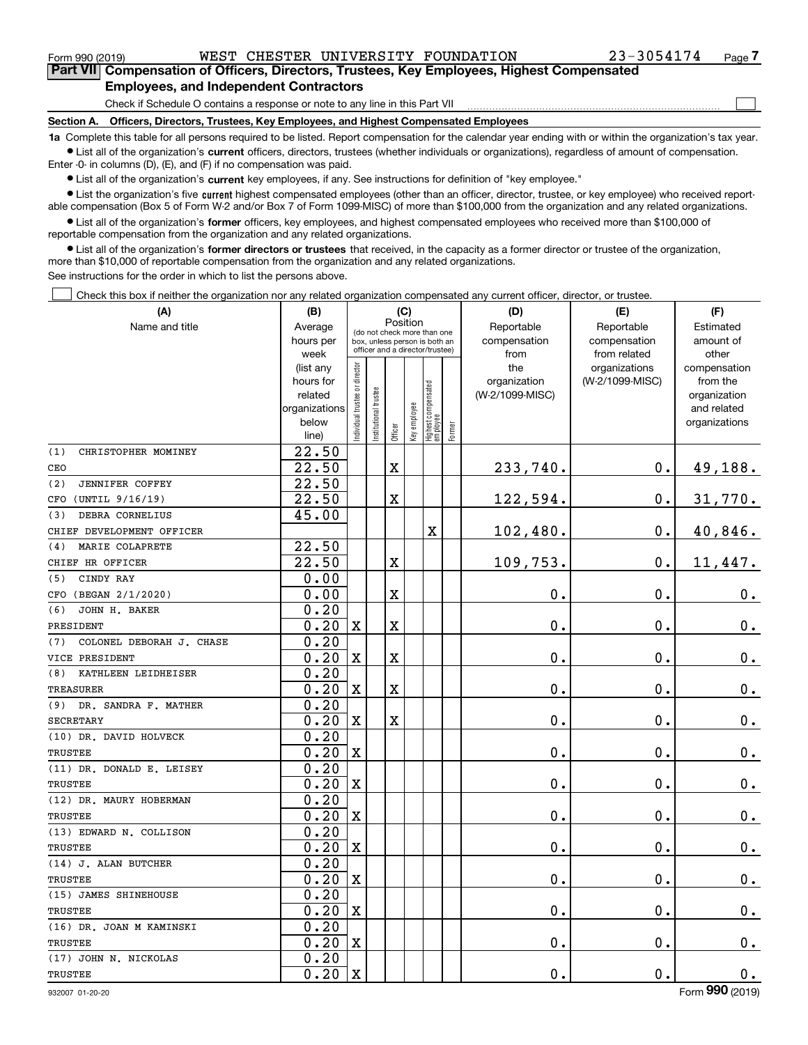Form 990 (2019) WEST CHESTER UNIVERSITY FOUNDATION 23-3054174 Page 7

## Part VII Compensation of Officers, Directors, Trustees, Key Employees, Highest Compensated Employees, and Independent Contractors

Check if Schedule O contains a response or note to any line in this Part VII

### Section A. Officers, Directors, Trustees, Key Employees, and Highest Compensated Employees

**1a** Complete this table for all persons required to be listed. Report compensation for the calendar year ending with or within the organization's tax year.

- List all of the organization's **current** officers, directors, trustees (whether individuals or organizations), regardless of amount of compensation. Enter -0- in columns (D), (E), and (F) if no compensation was paid.
- List all of the organization's **current** key employees, if any. See instructions for definition of "key employee."
- List the organization's five **current** highest compensated employees (other than an officer, director, trustee, or key employee) who received reportable compensation (Box 5 of Form W-2 and/or Box 7 of Form 1099-MISC) of more than $100,000 from the organization and any related organizations.
- List all of the organization's **former** officers, key employees, and highest compensated employees who received more than $100,000 of reportable compensation from the organization and any related organizations.
- List all of the organization's **former directors or trustees** that received, in the capacity as a former director or trustee of the organization, more than $10,000 of reportable compensation from the organization and any related organizations.

See instructions for the order in which to list the persons above.

Check this box if neither the organization nor any related organization compensated any current officer, director, or trustee.

| (A) Name and title | (B) Average hours per week (list any hours for related organizations below line) | (C) Position: Individual trustee or director | Institutional trustee | Officer | Key employee | Highest compensated employee | Former | (D) Reportable compensation from the organization (W-2/1099-MISC) | (E) Reportable compensation from related organizations (W-2/1099-MISC) | (F) Estimated amount of other compensation from the organization and related organizations |
|---|---|---|---|---|---|---|---|---|---|---|
| (1) CHRISTOPHER MOMINEY<br>CEO | 22.50<br>22.50 | | | X | | | | 233,740. | 0. | 49,188. |
| (2) JENNIFER COFFEY<br>CFO (UNTIL 9/16/19) | 22.50<br>22.50 | | | X | | | | 122,594. | 0. | 31,770. |
| (3) DEBRA CORNELIUS<br>CHIEF DEVELOPMENT OFFICER | 45.00 | | | | | X | | 102,480. | 0. | 40,846. |
| (4) MARIE COLAPRETE<br>CHIEF HR OFFICER | 22.50<br>22.50 | | | X | | | | 109,753. | 0. | 11,447. |
| (5) CINDY RAY<br>CFO (BEGAN 2/1/2020) | 0.00<br>0.00 | | | X | | | | 0. | 0. | 0. |
| (6) JOHN H. BAKER<br>PRESIDENT | 0.20<br>0.20 | X | | X | | | | 0. | 0. | 0. |
| (7) COLONEL DEBORAH J. CHASE<br>VICE PRESIDENT | 0.20<br>0.20 | X | | X | | | | 0. | 0. | 0. |
| (8) KATHLEEN LEIDHEISER<br>TREASURER | 0.20<br>0.20 | X | | X | | | | 0. | 0. | 0. |
| (9) DR. SANDRA F. MATHER<br>SECRETARY | 0.20<br>0.20 | X | | X | | | | 0. | 0. | 0. |
| (10) DR. DAVID HOLVECK<br>TRUSTEE | 0.20<br>0.20 | X | | | | | | 0. | 0. | 0. |
| (11) DR. DONALD E. LEISEY<br>TRUSTEE | 0.20<br>0.20 | X | | | | | | 0. | 0. | 0. |
| (12) DR. MAURY HOBERMAN<br>TRUSTEE | 0.20<br>0.20 | X | | | | | | 0. | 0. | 0. |
| (13) EDWARD N. COLLISON<br>TRUSTEE | 0.20<br>0.20 | X | | | | | | 0. | 0. | 0. |
| (14) J. ALAN BUTCHER<br>TRUSTEE | 0.20<br>0.20 | X | | | | | | 0. | 0. | 0. |
| (15) JAMES SHINEHOUSE<br>TRUSTEE | 0.20<br>0.20 | X | | | | | | 0. | 0. | 0. |
| (16) DR. JOAN M KAMINSKI<br>TRUSTEE | 0.20<br>0.20 | X | | | | | | 0. | 0. | 0. |
| (17) JOHN N. NICKOLAS<br>TRUSTEE | 0.20<br>0.20 | X | | | | | | 0. | 0. | 0. |

932007 01-20-20 Form 990 (2019)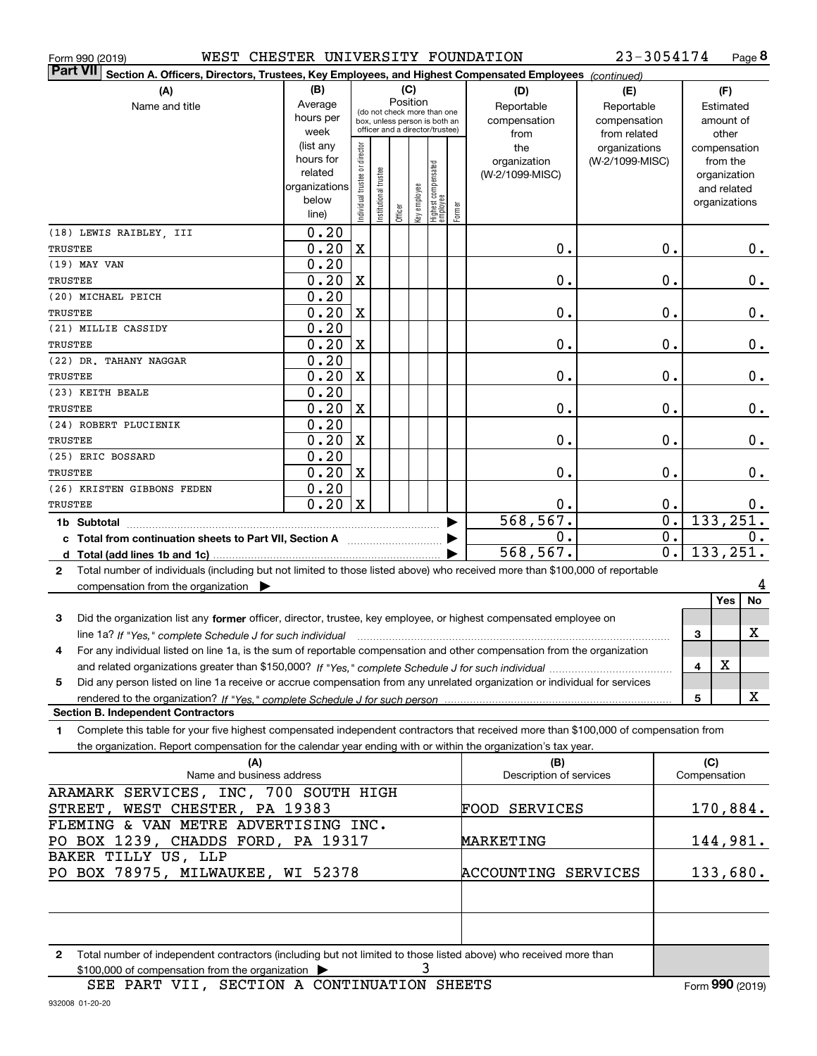Form 990 (2019) WEST CHESTER UNIVERSITY FOUNDATION 23-3054174 Page 8

**Part VII Section A. Officers, Directors, Trustees, Key Employees, and Highest Compensated Employees** *(continued)*

| (A) Name and title | (B) Average hours per week (list any hours for related organizations below line) | Individual trustee or director | Institutional trustee | Officer | Key employee | Highest compensated employee | Former | (D) Reportable compensation from the organization (W-2/1099-MISC) | (E) Reportable compensation from related organizations (W-2/1099-MISC) | (F) Estimated amount of other compensation from the organization and related organizations |
|---|---|---|---|---|---|---|---|---|---|---|
| (18) LEWIS RAIBLEY, III<br>TRUSTEE | 0.20<br>0.20 | X | | | | | | 0. | 0. | 0. |
| (19) MAY VAN<br>TRUSTEE | 0.20<br>0.20 | X | | | | | | 0. | 0. | 0. |
| (20) MICHAEL PEICH<br>TRUSTEE | 0.20<br>0.20 | X | | | | | | 0. | 0. | 0. |
| (21) MILLIE CASSIDY<br>TRUSTEE | 0.20<br>0.20 | X | | | | | | 0. | 0. | 0. |
| (22) DR. TAHANY NAGGAR<br>TRUSTEE | 0.20<br>0.20 | X | | | | | | 0. | 0. | 0. |
| (23) KEITH BEALE<br>TRUSTEE | 0.20<br>0.20 | X | | | | | | 0. | 0. | 0. |
| (24) ROBERT PLUCIENIK<br>TRUSTEE | 0.20<br>0.20 | X | | | | | | 0. | 0. | 0. |
| (25) ERIC BOSSARD<br>TRUSTEE | 0.20<br>0.20 | X | | | | | | 0. | 0. | 0. |
| (26) KRISTEN GIBBONS FEDEN<br>TRUSTEE | 0.20<br>0.20 | X | | | | | | 0. | 0. | 0. |
| **1b Subtotal** | | | | | | | | 568,567. | 0. | 133,251. |
| **c Total from continuation sheets to Part VII, Section A** | | | | | | | | 0. | 0. | 0. |
| **d Total (add lines 1b and 1c)** | | | | | | | | 568,567. | 0. | 133,251. |

**2** Total number of individuals (including but not limited to those listed above) who received more than $100,000 of reportable compensation from the organization ▶ 4

| | | Yes | No |
|---|---|---|---|
| **3** Did the organization list any **former** officer, director, trustee, key employee, or highest compensated employee on line 1a? *If "Yes," complete Schedule J for such individual* | 3 | | X |
| **4** For any individual listed on line 1a, is the sum of reportable compensation and other compensation from the organization and related organizations greater than $150,000? *If "Yes," complete Schedule J for such individual* | 4 | X | |
| **5** Did any person listed on line 1a receive or accrue compensation from any unrelated organization or individual for services rendered to the organization? *If "Yes," complete Schedule J for such person* | 5 | | X |

**Section B. Independent Contractors**

**1** Complete this table for your five highest compensated independent contractors that received more than $100,000 of compensation from the organization. Report compensation for the calendar year ending with or within the organization's tax year.

| (A) Name and business address | (B) Description of services | (C) Compensation |
|---|---|---|
| ARAMARK SERVICES, INC, 700 SOUTH HIGH STREET, WEST CHESTER, PA 19383 | FOOD SERVICES | 170,884. |
| FLEMING & VAN METRE ADVERTISING INC. PO BOX 1239, CHADDS FORD, PA 19317 | MARKETING | 144,981. |
| BAKER TILLY US, LLP PO BOX 78975, MILWAUKEE, WI 52378 | ACCOUNTING SERVICES | 133,680. |
| | | |
| | | |

**2** Total number of independent contractors (including but not limited to those listed above) who received more than $100,000 of compensation from the organization ▶ 3

SEE PART VII, SECTION A CONTINUATION SHEETS

Form **990** (2019)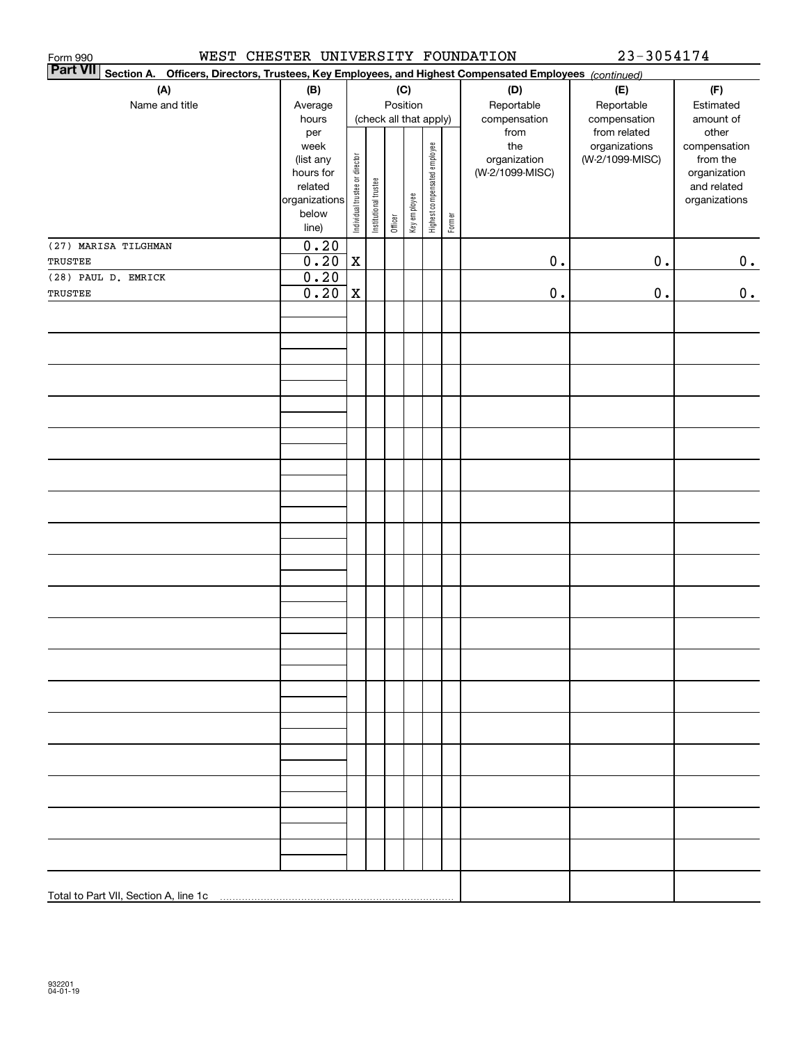Form 990 WEST CHESTER UNIVERSITY FOUNDATION 23-3054174

**Part VII Section A. Officers, Directors, Trustees, Key Employees, and Highest Compensated Employees** *(continued)*

| (A) Name and title | (B) Average hours per week (list any hours for related organizations below line) | (C) Individual trustee or director | Institutional trustee | Officer | Key employee | Highest compensated employee | Former | (D) Reportable compensation from the organization (W-2/1099-MISC) | (E) Reportable compensation from related organizations (W-2/1099-MISC) | (F) Estimated amount of other compensation from the organization and related organizations |
|---|---|---|---|---|---|---|---|---|---|---|
| (27) MARISA TILGHMAN<br>TRUSTEE | 0.20<br>0.20 | X | | | | | | 0. | 0. | 0. |
| (28) PAUL D. EMRICK<br>TRUSTEE | 0.20<br>0.20 | X | | | | | | 0. | 0. | 0. |
| | | | | | | | | | | |
| Total to Part VII, Section A, line 1c | | | | | | | | | | |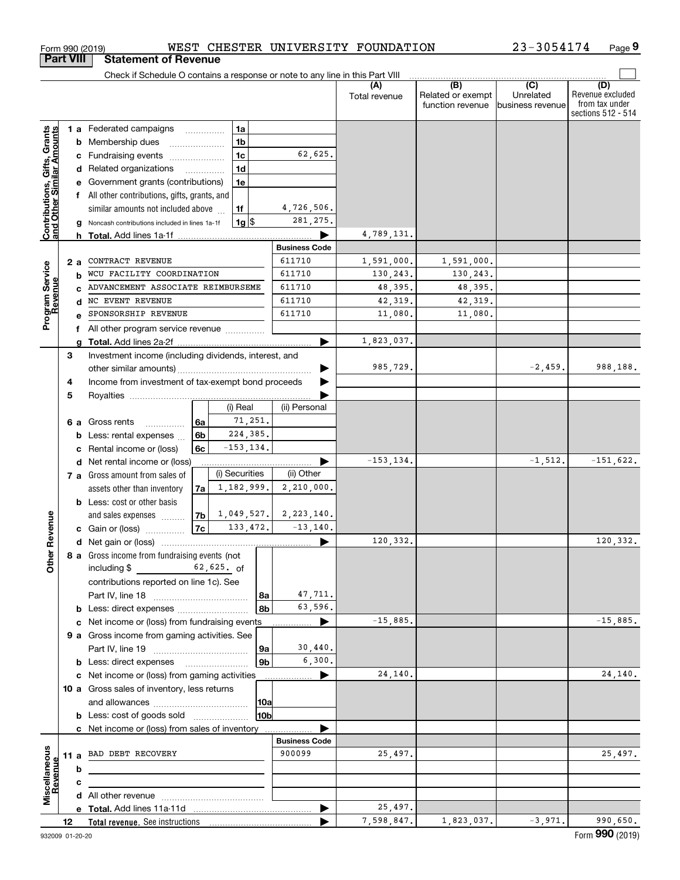Form 990 (2019) WEST CHESTER UNIVERSITY FOUNDATION 23-3054174 Page 9

## Part VIII Statement of Revenue

Check if Schedule O contains a response or note to any line in this Part VIII

| | | | | (A) Total revenue | (B) Related or exempt function revenue | (C) Unrelated business revenue | (D) Revenue excluded from tax under sections 512 - 514 |
|---|---|---|---|---|---|---|---|
| **Contributions, Gifts, Grants and Other Similar Amounts** | 1 a Federated campaigns | 1a | | | | | |
| | b Membership dues | 1b | | | | | |
| | c Fundraising events | 1c | 62,625. | | | | |
| | d Related organizations | 1d | | | | | |
| | e Government grants (contributions) | 1e | | | | | |
| | f All other contributions, gifts, grants, and similar amounts not included above | 1f | 4,726,506. | | | | |
| | g Noncash contributions included in lines 1a-1f | 1g $ | 281,275. | | | | |
| | h **Total.** Add lines 1a-1f | | | 4,789,131. | | | |
| **Program Service Revenue** | | | **Business Code** | | | | |
| | 2 a CONTRACT REVENUE | | 611710 | 1,591,000. | 1,591,000. | | |
| | b WCU FACILITY COORDINATION | | 611710 | 130,243. | 130,243. | | |
| | c ADVANCEMENT ASSOCIATE REIMBURSEME | | 611710 | 48,395. | 48,395. | | |
| | d NC EVENT REVENUE | | 611710 | 42,319. | 42,319. | | |
| | e SPONSORSHIP REVENUE | | 611710 | 11,080. | 11,080. | | |
| | f All other program service revenue | | | | | | |
| | g **Total.** Add lines 2a-2f | | | 1,823,037. | | | |

| | | | | (A) | (B) | (C) | (D) |
|---|---|---|---|---|---|---|---|
| **Other Revenue** | 3 Investment income (including dividends, interest, and other similar amounts) | | | 985,729. | | -2,459. | 988,188. |
| | 4 Income from investment of tax-exempt bond proceeds | | | | | | |
| | 5 Royalties | | | | | | |
| | | (i) Real | (ii) Personal | | | | |
| | 6 a Gross rents (6a) | 71,251. | | | | | |
| | b Less: rental expenses (6b) | 224,385. | | | | | |
| | c Rental income or (loss) (6c) | -153,134. | | | | | |
| | d Net rental income or (loss) | | | -153,134. | | -1,512. | -151,622. |
| | | (i) Securities | (ii) Other | | | | |
| | 7 a Gross amount from sales of assets other than inventory (7a) | 1,182,999. | 2,210,000. | | | | |
| | b Less: cost or other basis and sales expenses (7b) | 1,049,527. | 2,223,140. | | | | |
| | c Gain or (loss) (7c) | 133,472. | -13,140. | | | | |
| | d Net gain or (loss) | | | 120,332. | | | 120,332. |
| | 8 a Gross income from fundraising events (not including $ 62,625. of contributions reported on line 1c). See Part IV, line 18 | 8a | 47,711. | | | | |
| | b Less: direct expenses | 8b | 63,596. | | | | |
| | c Net income or (loss) from fundraising events | | | -15,885. | | | -15,885. |
| | 9 a Gross income from gaming activities. See Part IV, line 19 | 9a | 30,440. | | | | |
| | b Less: direct expenses | 9b | 6,300. | | | | |
| | c Net income or (loss) from gaming activities | | | 24,140. | | | 24,140. |
| | 10 a Gross sales of inventory, less returns and allowances | 10a | | | | | |
| | b Less: cost of goods sold | 10b | | | | | |
| | c Net income or (loss) from sales of inventory | | | | | | |
| **Miscellaneous Revenue** | | | **Business Code** | | | | |
| | 11 a BAD DEBT RECOVERY | | 900099 | 25,497. | | | 25,497. |
| | b | | | | | | |
| | c | | | | | | |
| | d All other revenue | | | | | | |
| | e **Total.** Add lines 11a-11d | | | 25,497. | | | |
| | 12 **Total revenue.** See instructions | | | 7,598,847. | 1,823,037. | -3,971. | 990,650. |

932009 01-20-20 Form **990** (2019)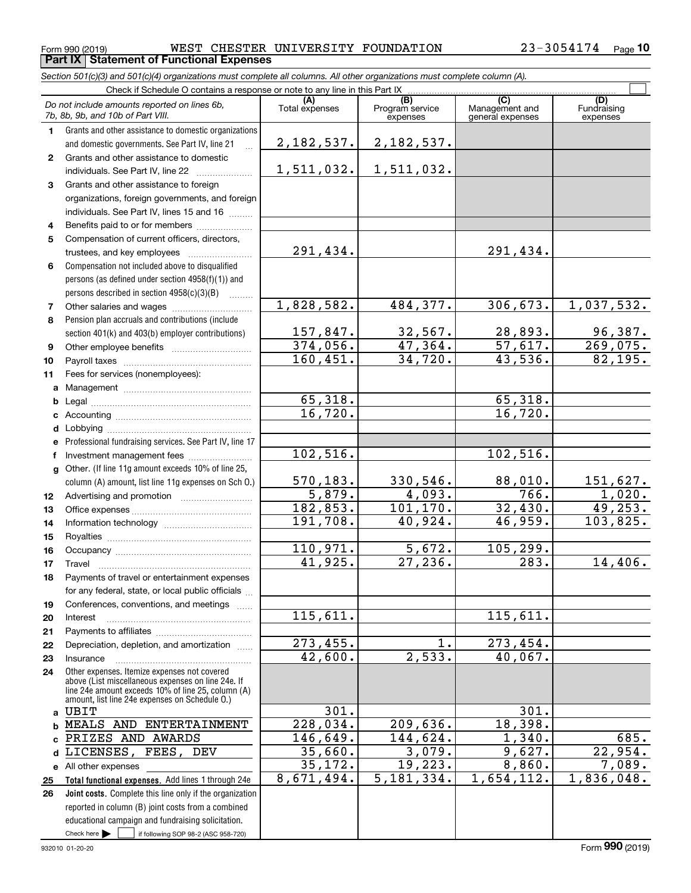Form 990 (2019) WEST CHESTER UNIVERSITY FOUNDATION 23-3054174 Page 10

## Part IX Statement of Functional Expenses

*Section 501(c)(3) and 501(c)(4) organizations must complete all columns. All other organizations must complete column (A).*

Check if Schedule O contains a response or note to any line in this Part IX

| *Do not include amounts reported on lines 6b, 7b, 8b, 9b, and 10b of Part VIII.* | (A) Total expenses | (B) Program service expenses | (C) Management and general expenses | (D) Fundraising expenses |
|---|---|---|---|---|
| **1** Grants and other assistance to domestic organizations and domestic governments. See Part IV, line 21 | 2,182,537. | 2,182,537. | | |
| **2** Grants and other assistance to domestic individuals. See Part IV, line 22 | 1,511,032. | 1,511,032. | | |
| **3** Grants and other assistance to foreign organizations, foreign governments, and foreign individuals. See Part IV, lines 15 and 16 | | | | |
| **4** Benefits paid to or for members | | | | |
| **5** Compensation of current officers, directors, trustees, and key employees | 291,434. | | 291,434. | |
| **6** Compensation not included above to disqualified persons (as defined under section 4958(f)(1)) and persons described in section 4958(c)(3)(B) | | | | |
| **7** Other salaries and wages | 1,828,582. | 484,377. | 306,673. | 1,037,532. |
| **8** Pension plan accruals and contributions (include section 401(k) and 403(b) employer contributions) | 157,847. | 32,567. | 28,893. | 96,387. |
| **9** Other employee benefits | 374,056. | 47,364. | 57,617. | 269,075. |
| **10** Payroll taxes | 160,451. | 34,720. | 43,536. | 82,195. |
| **11** Fees for services (nonemployees): | | | | |
| **a** Management | | | | |
| **b** Legal | 65,318. | | 65,318. | |
| **c** Accounting | 16,720. | | 16,720. | |
| **d** Lobbying | | | | |
| **e** Professional fundraising services. See Part IV, line 17 | | | | |
| **f** Investment management fees | 102,516. | | 102,516. | |
| **g** Other. (If line 11g amount exceeds 10% of line 25, column (A) amount, list line 11g expenses on Sch O.) | 570,183. | 330,546. | 88,010. | 151,627. |
| **12** Advertising and promotion | 5,879. | 4,093. | 766. | 1,020. |
| **13** Office expenses | 182,853. | 101,170. | 32,430. | 49,253. |
| **14** Information technology | 191,708. | 40,924. | 46,959. | 103,825. |
| **15** Royalties | | | | |
| **16** Occupancy | 110,971. | 5,672. | 105,299. | |
| **17** Travel | 41,925. | 27,236. | 283. | 14,406. |
| **18** Payments of travel or entertainment expenses for any federal, state, or local public officials | | | | |
| **19** Conferences, conventions, and meetings | | | | |
| **20** Interest | 115,611. | | 115,611. | |
| **21** Payments to affiliates | | | | |
| **22** Depreciation, depletion, and amortization | 273,455. | 1. | 273,454. | |
| **23** Insurance | 42,600. | 2,533. | 40,067. | |
| **24** Other expenses. Itemize expenses not covered above (List miscellaneous expenses on line 24e. If line 24e amount exceeds 10% of line 25, column (A) amount, list line 24e expenses on Schedule O.) | | | | |
| **a** UBIT | 301. | | 301. | |
| **b** MEALS AND ENTERTAINMENT | 228,034. | 209,636. | 18,398. | |
| **c** PRIZES AND AWARDS | 146,649. | 144,624. | 1,340. | 685. |
| **d** LICENSES, FEES, DEV | 35,660. | 3,079. | 9,627. | 22,954. |
| **e** All other expenses | 35,172. | 19,223. | 8,860. | 7,089. |
| **25** **Total functional expenses.** Add lines 1 through 24e | 8,671,494. | 5,181,334. | 1,654,112. | 1,836,048. |
| **26** **Joint costs.** Complete this line only if the organization reported in column (B) joint costs from a combined educational campaign and fundraising solicitation. Check here ☐ if following SOP 98-2 (ASC 958-720) | | | | |

932010 01-20-20 Form **990** (2019)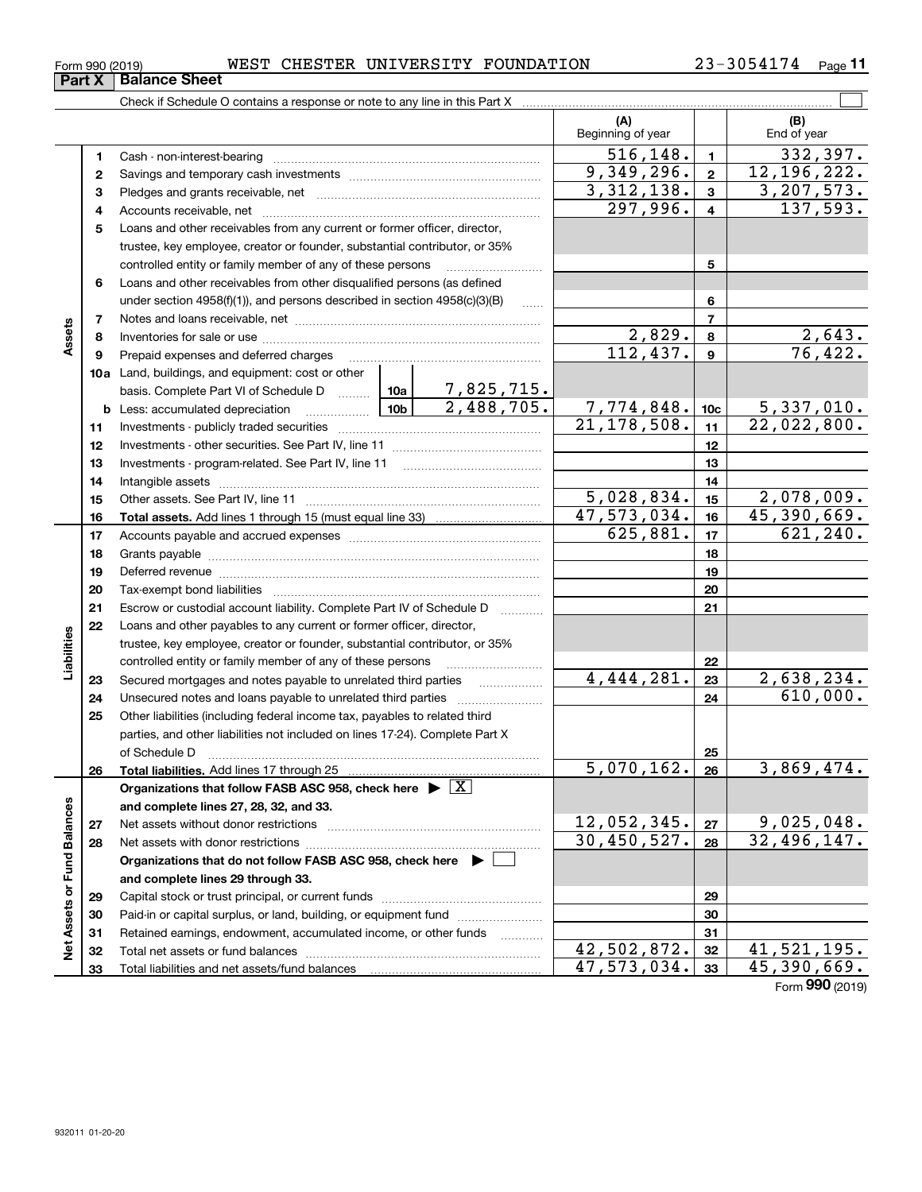Form 990 (2019) WEST CHESTER UNIVERSITY FOUNDATION 23-3054174

## Part X Balance Sheet

Check if Schedule O contains a response or note to any line in this Part X ☐

| | | | | | (A) Beginning of year | | (B) End of year |
|---|---|---|---|---|---|---|---|
| **Assets** | 1 | Cash - non-interest-bearing | | | 516,148. | 1 | 332,397. |
| | 2 | Savings and temporary cash investments | | | 9,349,296. | 2 | 12,196,222. |
| | 3 | Pledges and grants receivable, net | | | 3,312,138. | 3 | 3,207,573. |
| | 4 | Accounts receivable, net | | | 297,996. | 4 | 137,593. |
| | 5 | Loans and other receivables from any current or former officer, director, trustee, key employee, creator or founder, substantial contributor, or 35% controlled entity or family member of any of these persons | | | | 5 | |
| | 6 | Loans and other receivables from other disqualified persons (as defined under section 4958(f)(1)), and persons described in section 4958(c)(3)(B) | | | | 6 | |
| | 7 | Notes and loans receivable, net | | | | 7 | |
| | 8 | Inventories for sale or use | | | 2,829. | 8 | 2,643. |
| | 9 | Prepaid expenses and deferred charges | | | 112,437. | 9 | 76,422. |
| | 10a | Land, buildings, and equipment: cost or other basis. Complete Part VI of Schedule D | 10a | 7,825,715. | | | |
| | b | Less: accumulated depreciation | 10b | 2,488,705. | 7,774,848. | 10c | 5,337,010. |
| | 11 | Investments - publicly traded securities | | | 21,178,508. | 11 | 22,022,800. |
| | 12 | Investments - other securities. See Part IV, line 11 | | | | 12 | |
| | 13 | Investments - program-related. See Part IV, line 11 | | | | 13 | |
| | 14 | Intangible assets | | | | 14 | |
| | 15 | Other assets. See Part IV, line 11 | | | 5,028,834. | 15 | 2,078,009. |
| | 16 | **Total assets.** Add lines 1 through 15 (must equal line 33) | | | 47,573,034. | 16 | 45,390,669. |
| **Liabilities** | 17 | Accounts payable and accrued expenses | | | 625,881. | 17 | 621,240. |
| | 18 | Grants payable | | | | 18 | |
| | 19 | Deferred revenue | | | | 19 | |
| | 20 | Tax-exempt bond liabilities | | | | 20 | |
| | 21 | Escrow or custodial account liability. Complete Part IV of Schedule D | | | | 21 | |
| | 22 | Loans and other payables to any current or former officer, director, trustee, key employee, creator or founder, substantial contributor, or 35% controlled entity or family member of any of these persons | | | | 22 | |
| | 23 | Secured mortgages and notes payable to unrelated third parties | | | 4,444,281. | 23 | 2,638,234. |
| | 24 | Unsecured notes and loans payable to unrelated third parties | | | | 24 | 610,000. |
| | 25 | Other liabilities (including federal income tax, payables to related third parties, and other liabilities not included on lines 17-24). Complete Part X of Schedule D | | | | 25 | |
| | 26 | **Total liabilities.** Add lines 17 through 25 | | | 5,070,162. | 26 | 3,869,474. |
| **Net Assets or Fund Balances** | | **Organizations that follow FASB ASC 958, check here** ☒ **and complete lines 27, 28, 32, and 33.** | | | | | |
| | 27 | Net assets without donor restrictions | | | 12,052,345. | 27 | 9,025,048. |
| | 28 | Net assets with donor restrictions | | | 30,450,527. | 28 | 32,496,147. |
| | | **Organizations that do not follow FASB ASC 958, check here** ☐ **and complete lines 29 through 33.** | | | | | |
| | 29 | Capital stock or trust principal, or current funds | | | | 29 | |
| | 30 | Paid-in or capital surplus, or land, building, or equipment fund | | | | 30 | |
| | 31 | Retained earnings, endowment, accumulated income, or other funds | | | | 31 | |
| | 32 | Total net assets or fund balances | | | 42,502,872. | 32 | 41,521,195. |
| | 33 | Total liabilities and net assets/fund balances | | | 47,573,034. | 33 | 45,390,669. |

Form **990** (2019)

932011 01-20-20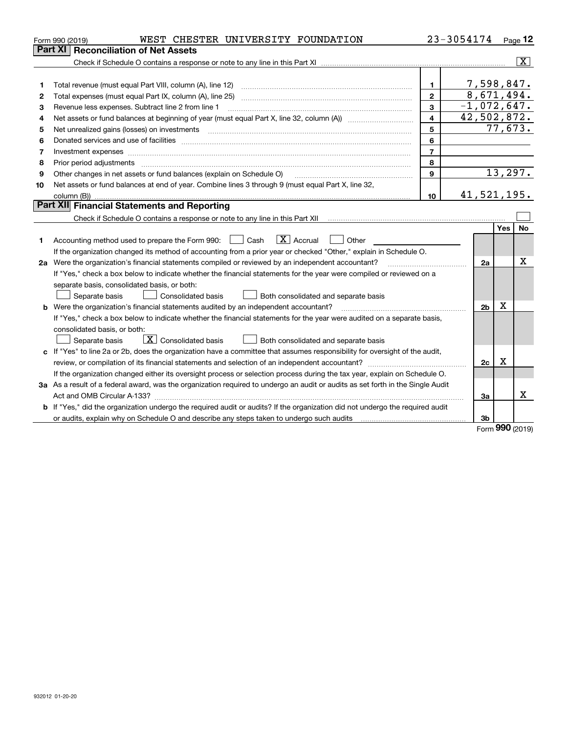Form 990 (2019) WEST CHESTER UNIVERSITY FOUNDATION 23-3054174

## Part XI Reconciliation of Net Assets

Check if Schedule O contains a response or note to any line in this Part XI .......... [X]

| | | | |
|---|---|---|---|
| 1 | Total revenue (must equal Part VIII, column (A), line 12) | 1 | 7,598,847. |
| 2 | Total expenses (must equal Part IX, column (A), line 25) | 2 | 8,671,494. |
| 3 | Revenue less expenses. Subtract line 2 from line 1 | 3 | -1,072,647. |
| 4 | Net assets or fund balances at beginning of year (must equal Part X, line 32, column (A)) | 4 | 42,502,872. |
| 5 | Net unrealized gains (losses) on investments | 5 | 77,673. |
| 6 | Donated services and use of facilities | 6 | |
| 7 | Investment expenses | 7 | |
| 8 | Prior period adjustments | 8 | |
| 9 | Other changes in net assets or fund balances (explain on Schedule O) | 9 | 13,297. |
| 10 | Net assets or fund balances at end of year. Combine lines 3 through 9 (must equal Part X, line 32, column (B)) | 10 | 41,521,195. |

## Part XII Financial Statements and Reporting

Check if Schedule O contains a response or note to any line in this Part XII .......... [ ]

| | | | Yes | No |
|---|---|---|---|---|
| 1 | Accounting method used to prepare the Form 990: [ ] Cash [X] Accrual [ ] Other<br>If the organization changed its method of accounting from a prior year or checked "Other," explain in Schedule O. | | | |
| 2a | Were the organization's financial statements compiled or reviewed by an independent accountant?<br>If "Yes," check a box below to indicate whether the financial statements for the year were compiled or reviewed on a separate basis, consolidated basis, or both:<br>[ ] Separate basis [ ] Consolidated basis [ ] Both consolidated and separate basis | 2a | | X |
| b | Were the organization's financial statements audited by an independent accountant?<br>If "Yes," check a box below to indicate whether the financial statements for the year were audited on a separate basis, consolidated basis, or both:<br>[ ] Separate basis [X] Consolidated basis [ ] Both consolidated and separate basis | 2b | X | |
| c | If "Yes" to line 2a or 2b, does the organization have a committee that assumes responsibility for oversight of the audit, review, or compilation of its financial statements and selection of an independent accountant?<br>If the organization changed either its oversight process or selection process during the tax year, explain on Schedule O. | 2c | X | |
| 3a | As a result of a federal award, was the organization required to undergo an audit or audits as set forth in the Single Audit Act and OMB Circular A-133? | 3a | | X |
| b | If "Yes," did the organization undergo the required audit or audits? If the organization did not undergo the required audit or audits, explain why on Schedule O and describe any steps taken to undergo such audits | 3b | | |

Form **990** (2019)

932012 01-20-20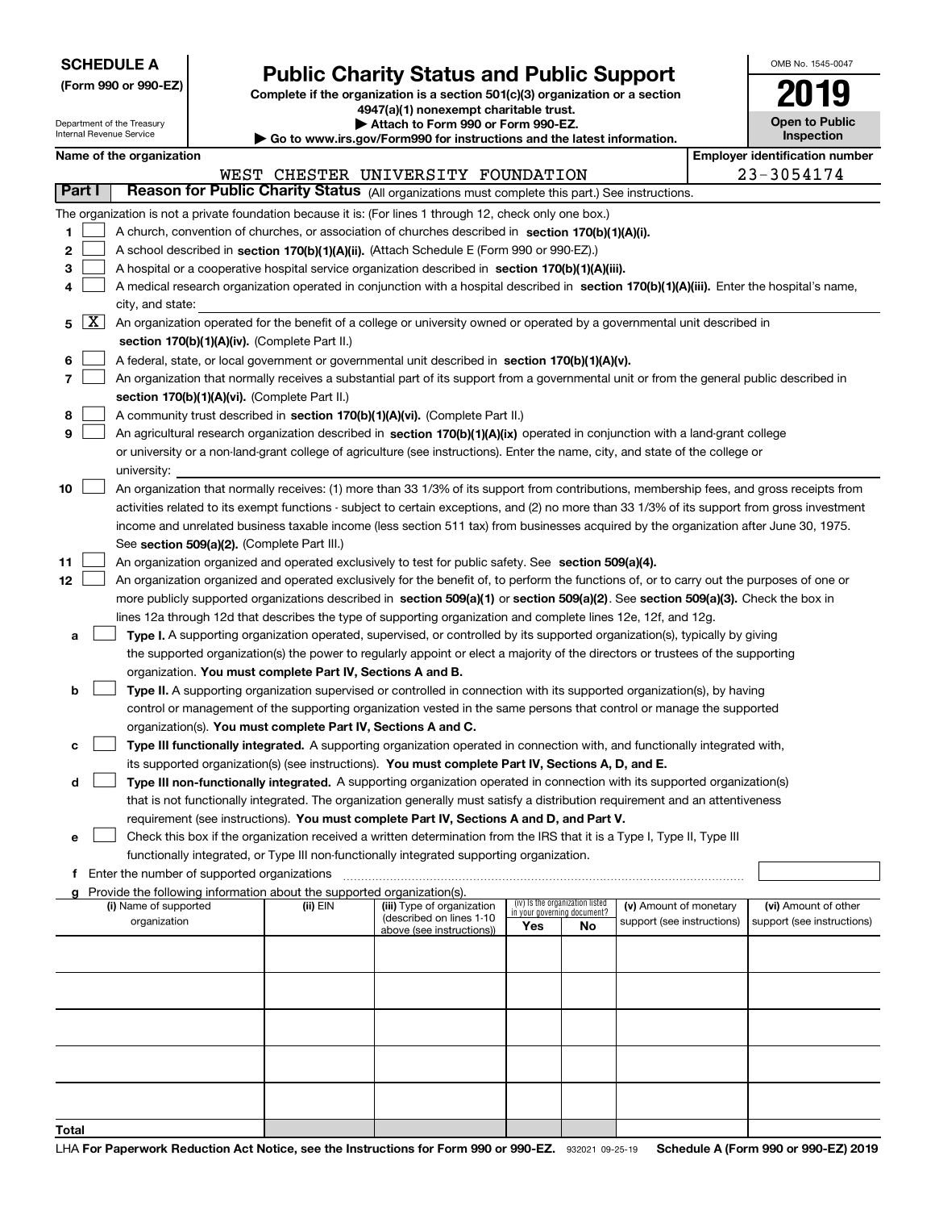**SCHEDULE A**
**(Form 990 or 990-EZ)**

Department of the Treasury
Internal Revenue Service

# Public Charity Status and Public Support

**Complete if the organization is a section 501(c)(3) organization or a section 4947(a)(1) nonexempt charitable trust.**
**▶ Attach to Form 990 or Form 990-EZ.**
**▶ Go to www.irs.gov/Form990 for instructions and the latest information.**

OMB No. 1545-0047
**2019**
**Open to Public Inspection**

**Name of the organization:** WEST CHESTER UNIVERSITY FOUNDATION
**Employer identification number:** 23-3054174

## Part I — Reason for Public Charity Status (All organizations must complete this part.) See instructions.

The organization is not a private foundation because it is: (For lines 1 through 12, check only one box.)

1. [ ] A church, convention of churches, or association of churches described in **section 170(b)(1)(A)(i).**
2. [ ] A school described in **section 170(b)(1)(A)(ii).** (Attach Schedule E (Form 990 or 990-EZ).)
3. [ ] A hospital or a cooperative hospital service organization described in **section 170(b)(1)(A)(iii).**
4. [ ] A medical research organization operated in conjunction with a hospital described in **section 170(b)(1)(A)(iii).** Enter the hospital's name, city, and state:
5. [X] An organization operated for the benefit of a college or university owned or operated by a governmental unit described in **section 170(b)(1)(A)(iv).** (Complete Part II.)
6. [ ] A federal, state, or local government or governmental unit described in **section 170(b)(1)(A)(v).**
7. [ ] An organization that normally receives a substantial part of its support from a governmental unit or from the general public described in **section 170(b)(1)(A)(vi).** (Complete Part II.)
8. [ ] A community trust described in **section 170(b)(1)(A)(vi).** (Complete Part II.)
9. [ ] An agricultural research organization described in **section 170(b)(1)(A)(ix)** operated in conjunction with a land-grant college or university or a non-land-grant college of agriculture (see instructions). Enter the name, city, and state of the college or university:
10. [ ] An organization that normally receives: (1) more than 33 1/3% of its support from contributions, membership fees, and gross receipts from activities related to its exempt functions - subject to certain exceptions, and (2) no more than 33 1/3% of its support from gross investment income and unrelated business taxable income (less section 511 tax) from businesses acquired by the organization after June 30, 1975. See **section 509(a)(2).** (Complete Part III.)
11. [ ] An organization organized and operated exclusively to test for public safety. See **section 509(a)(4).**
12. [ ] An organization organized and operated exclusively for the benefit of, to perform the functions of, or to carry out the purposes of one or more publicly supported organizations described in **section 509(a)(1)** or **section 509(a)(2).** See **section 509(a)(3).** Check the box in lines 12a through 12d that describes the type of supporting organization and complete lines 12e, 12f, and 12g.
   - **a** [ ] **Type I.** A supporting organization operated, supervised, or controlled by its supported organization(s), typically by giving the supported organization(s) the power to regularly appoint or elect a majority of the directors or trustees of the supporting organization. **You must complete Part IV, Sections A and B.**
   - **b** [ ] **Type II.** A supporting organization supervised or controlled in connection with its supported organization(s), by having control or management of the supporting organization vested in the same persons that control or manage the supported organization(s). **You must complete Part IV, Sections A and C.**
   - **c** [ ] **Type III functionally integrated.** A supporting organization operated in connection with, and functionally integrated with, its supported organization(s) (see instructions). **You must complete Part IV, Sections A, D, and E.**
   - **d** [ ] **Type III non-functionally integrated.** A supporting organization operated in connection with its supported organization(s) that is not functionally integrated. The organization generally must satisfy a distribution requirement and an attentiveness requirement (see instructions). **You must complete Part IV, Sections A and D, and Part V.**
   - **e** [ ] Check this box if the organization received a written determination from the IRS that it is a Type I, Type II, Type III functionally integrated, or Type III non-functionally integrated supporting organization.
   - **f** Enter the number of supported organizations
   - **g** Provide the following information about the supported organization(s).

| (i) Name of supported organization | (ii) EIN | (iii) Type of organization (described on lines 1-10 above (see instructions)) | (iv) Is the organization listed in your governing document? Yes | No | (v) Amount of monetary support (see instructions) | (vi) Amount of other support (see instructions) |
|---|---|---|---|---|---|---|
| | | | | | | |
| | | | | | | |
| | | | | | | |
| | | | | | | |
| | | | | | | |
| **Total** | | | | | | |

LHA **For Paperwork Reduction Act Notice, see the Instructions for Form 990 or 990-EZ.** 932021 09-25-19 **Schedule A (Form 990 or 990-EZ) 2019**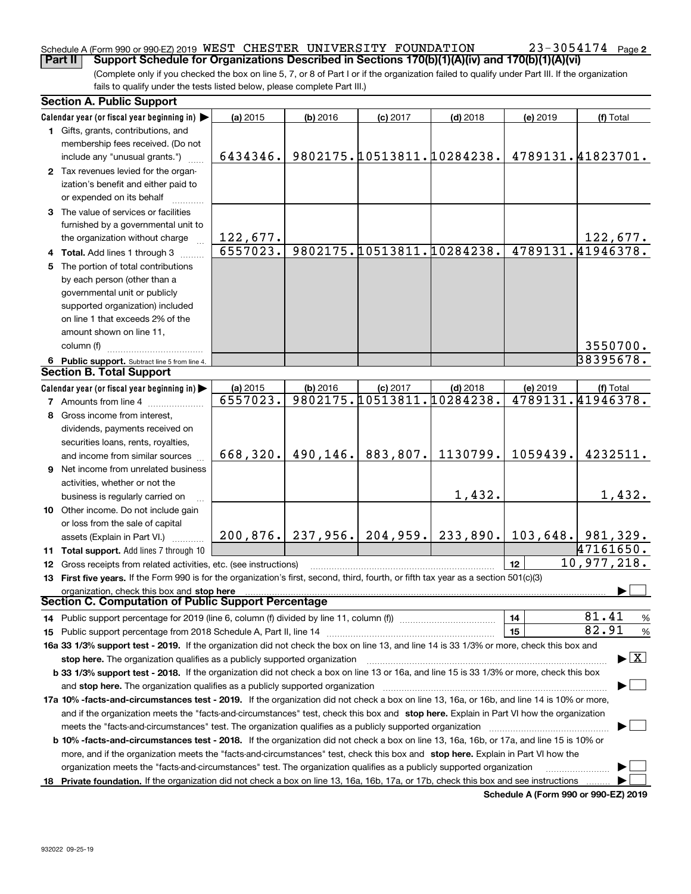Schedule A (Form 990 or 990-EZ) 2019 WEST CHESTER UNIVERSITY FOUNDATION 23-3054174 Page 2

**Part II Support Schedule for Organizations Described in Sections 170(b)(1)(A)(iv) and 170(b)(1)(A)(vi)**

(Complete only if you checked the box on line 5, 7, or 8 of Part I or if the organization failed to qualify under Part III. If the organization fails to qualify under the tests listed below, please complete Part III.)

### Section A. Public Support

| Calendar year (or fiscal year beginning in) ▶ | (a) 2015 | (b) 2016 | (c) 2017 | (d) 2018 | (e) 2019 | (f) Total |
|---|---|---|---|---|---|---|
| **1** Gifts, grants, contributions, and membership fees received. (Do not include any "unusual grants.") | 6434346. | 9802175. | 10513811. | 10284238. | 4789131. | 41823701. |
| **2** Tax revenues levied for the organization's benefit and either paid to or expended on its behalf | | | | | | |
| **3** The value of services or facilities furnished by a governmental unit to the organization without charge | 122,677. | | | | | 122,677. |
| **4 Total.** Add lines 1 through 3 | 6557023. | 9802175. | 10513811. | 10284238. | 4789131. | 41946378. |
| **5** The portion of total contributions by each person (other than a governmental unit or publicly supported organization) included on line 1 that exceeds 2% of the amount shown on line 11, column (f) | | | | | | 3550700. |
| **6 Public support.** Subtract line 5 from line 4. | | | | | | 38395678. |

### Section B. Total Support

| Calendar year (or fiscal year beginning in) ▶ | (a) 2015 | (b) 2016 | (c) 2017 | (d) 2018 | (e) 2019 | (f) Total |
|---|---|---|---|---|---|---|
| **7** Amounts from line 4 | 6557023. | 9802175. | 10513811. | 10284238. | 4789131. | 41946378. |
| **8** Gross income from interest, dividends, payments received on securities loans, rents, royalties, and income from similar sources | 668,320. | 490,146. | 883,807. | 1130799. | 1059439. | 4232511. |
| **9** Net income from unrelated business activities, whether or not the business is regularly carried on | | | | 1,432. | | 1,432. |
| **10** Other income. Do not include gain or loss from the sale of capital assets (Explain in Part VI.) | 200,876. | 237,956. | 204,959. | 233,890. | 103,648. | 981,329. |
| **11 Total support.** Add lines 7 through 10 | | | | | | 47161650. |

**12** Gross receipts from related activities, etc. (see instructions) — **12** — 10,977,218.

**13 First five years.** If the Form 990 is for the organization's first, second, third, fourth, or fifth tax year as a section 501(c)(3) organization, check this box and **stop here** ▶ ☐

### Section C. Computation of Public Support Percentage

**14** Public support percentage for 2019 (line 6, column (f) divided by line 11, column (f)) — **14** — 81.41 %

**15** Public support percentage from 2018 Schedule A, Part II, line 14 — **15** — 82.91 %

**16a 33 1/3% support test - 2019.** If the organization did not check the box on line 13, and line 14 is 33 1/3% or more, check this box and **stop here.** The organization qualifies as a publicly supported organization ▶ ☒

**b 33 1/3% support test - 2018.** If the organization did not check a box on line 13 or 16a, and line 15 is 33 1/3% or more, check this box and **stop here.** The organization qualifies as a publicly supported organization ▶ ☐

**17a 10% -facts-and-circumstances test - 2019.** If the organization did not check a box on line 13, 16a, or 16b, and line 14 is 10% or more, and if the organization meets the "facts-and-circumstances" test, check this box and **stop here.** Explain in Part VI how the organization meets the "facts-and-circumstances" test. The organization qualifies as a publicly supported organization ▶ ☐

**b 10% -facts-and-circumstances test - 2018.** If the organization did not check a box on line 13, 16a, 16b, or 17a, and line 15 is 10% or more, and if the organization meets the "facts-and-circumstances" test, check this box and **stop here.** Explain in Part VI how the organization meets the "facts-and-circumstances" test. The organization qualifies as a publicly supported organization ▶ ☐

**18 Private foundation.** If the organization did not check a box on line 13, 16a, 16b, 17a, or 17b, check this box and see instructions ▶ ☐

**Schedule A (Form 990 or 990-EZ) 2019**

932022 09-25-19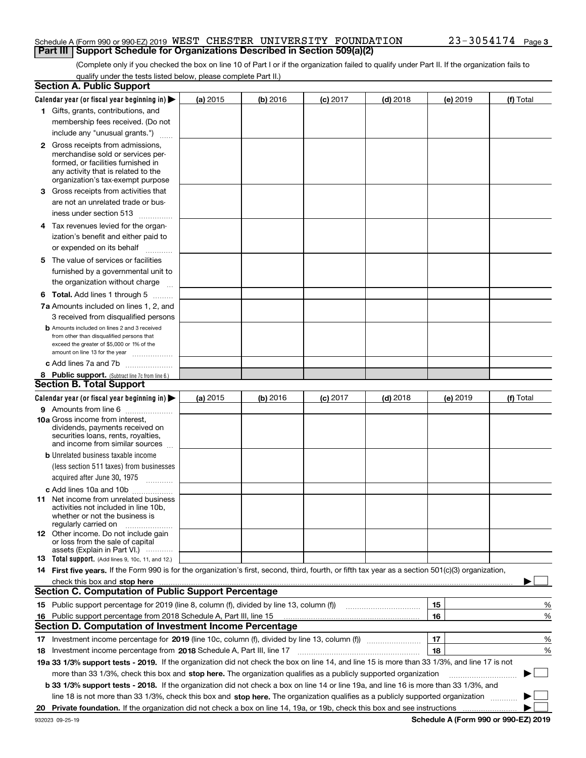Schedule A (Form 990 or 990-EZ) 2019 WEST CHESTER UNIVERSITY FOUNDATION 23-3054174

## Part III Support Schedule for Organizations Described in Section 509(a)(2)

(Complete only if you checked the box on line 10 of Part I or if the organization failed to qualify under Part II. If the organization fails to qualify under the tests listed below, please complete Part II.)

### Section A. Public Support

| Calendar year (or fiscal year beginning in) ▶ | (a) 2015 | (b) 2016 | (c) 2017 | (d) 2018 | (e) 2019 | (f) Total |
|---|---|---|---|---|---|---|
| 1 Gifts, grants, contributions, and membership fees received. (Do not include any "unusual grants.") | | | | | | |
| 2 Gross receipts from admissions, merchandise sold or services performed, or facilities furnished in any activity that is related to the organization's tax-exempt purpose | | | | | | |
| 3 Gross receipts from activities that are not an unrelated trade or business under section 513 | | | | | | |
| 4 Tax revenues levied for the organization's benefit and either paid to or expended on its behalf | | | | | | |
| 5 The value of services or facilities furnished by a governmental unit to the organization without charge | | | | | | |
| 6 **Total.** Add lines 1 through 5 | | | | | | |
| 7a Amounts included on lines 1, 2, and 3 received from disqualified persons | | | | | | |
| b Amounts included on lines 2 and 3 received from other than disqualified persons that exceed the greater of $5,000 or 1% of the amount on line 13 for the year | | | | | | |
| c Add lines 7a and 7b | | | | | | |
| 8 **Public support.** (Subtract line 7c from line 6.) | | | | | | |

### Section B. Total Support

| Calendar year (or fiscal year beginning in) ▶ | (a) 2015 | (b) 2016 | (c) 2017 | (d) 2018 | (e) 2019 | (f) Total |
|---|---|---|---|---|---|---|
| 9 Amounts from line 6 | | | | | | |
| 10a Gross income from interest, dividends, payments received on securities loans, rents, royalties, and income from similar sources | | | | | | |
| b Unrelated business taxable income (less section 511 taxes) from businesses acquired after June 30, 1975 | | | | | | |
| c Add lines 10a and 10b | | | | | | |
| 11 Net income from unrelated business activities not included in line 10b, whether or not the business is regularly carried on | | | | | | |
| 12 Other income. Do not include gain or loss from the sale of capital assets (Explain in Part VI.) | | | | | | |
| 13 **Total support.** (Add lines 9, 10c, 11, and 12.) | | | | | | |

14 **First five years.** If the Form 990 is for the organization's first, second, third, fourth, or fifth tax year as a section 501(c)(3) organization, check this box and **stop here** ▶ ☐

### Section C. Computation of Public Support Percentage

| | | | |
|---|---|---|---|
| 15 | Public support percentage for 2019 (line 8, column (f), divided by line 13, column (f)) | 15 | % |
| 16 | Public support percentage from 2018 Schedule A, Part III, line 15 | 16 | % |

### Section D. Computation of Investment Income Percentage

| | | | |
|---|---|---|---|
| 17 | Investment income percentage for **2019** (line 10c, column (f), divided by line 13, column (f)) | 17 | % |
| 18 | Investment income percentage from **2018** Schedule A, Part III, line 17 | 18 | % |

**19a 33 1/3% support tests - 2019.** If the organization did not check the box on line 14, and line 15 is more than 33 1/3%, and line 17 is not more than 33 1/3%, check this box and **stop here.** The organization qualifies as a publicly supported organization ▶ ☐

**b 33 1/3% support tests - 2018.** If the organization did not check a box on line 14 or line 19a, and line 16 is more than 33 1/3%, and line 18 is not more than 33 1/3%, check this box and **stop here.** The organization qualifies as a publicly supported organization ▶ ☐

**20 Private foundation.** If the organization did not check a box on line 14, 19a, or 19b, check this box and see instructions ▶ ☐

932023 09-25-19 **Schedule A (Form 990 or 990-EZ) 2019**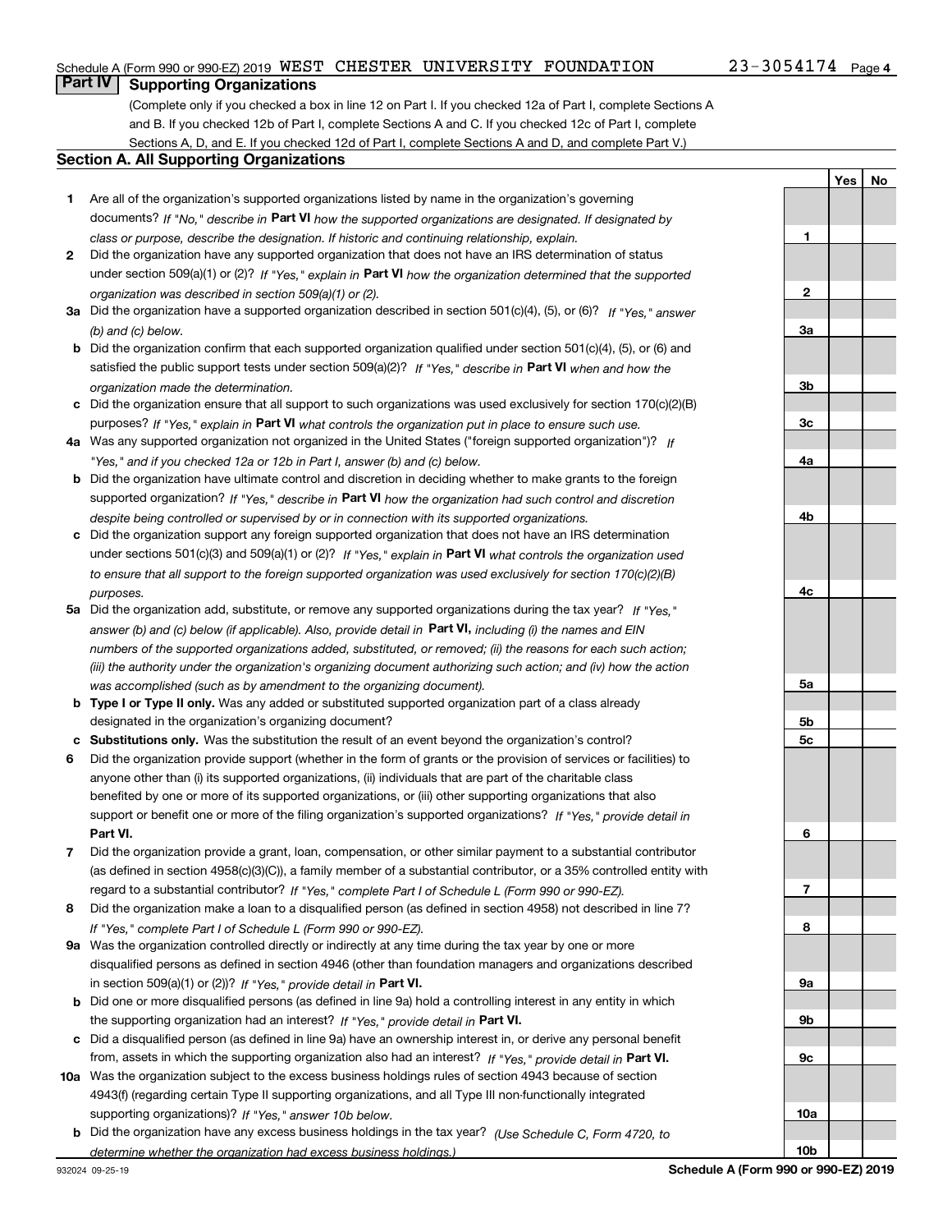Schedule A (Form 990 or 990-EZ) 2019 WEST CHESTER UNIVERSITY FOUNDATION 23-3054174 Page 4

## Part IV Supporting Organizations

(Complete only if you checked a box in line 12 on Part I. If you checked 12a of Part I, complete Sections A and B. If you checked 12b of Part I, complete Sections A and C. If you checked 12c of Part I, complete Sections A, D, and E. If you checked 12d of Part I, complete Sections A and D, and complete Part V.)

### Section A. All Supporting Organizations

| | | | Yes | No |
|---|---|---|---|---|
| **1** | Are all of the organization's supported organizations listed by name in the organization's governing documents? *If "No," describe in* **Part VI** *how the supported organizations are designated. If designated by class or purpose, describe the designation. If historic and continuing relationship, explain.* | **1** | | |
| **2** | Did the organization have any supported organization that does not have an IRS determination of status under section 509(a)(1) or (2)? *If "Yes," explain in* **Part VI** *how the organization determined that the supported organization was described in section 509(a)(1) or (2).* | **2** | | |
| **3a** | Did the organization have a supported organization described in section 501(c)(4), (5), or (6)? *If "Yes," answer (b) and (c) below.* | **3a** | | |
| **b** | Did the organization confirm that each supported organization qualified under section 501(c)(4), (5), or (6) and satisfied the public support tests under section 509(a)(2)? *If "Yes," describe in* **Part VI** *when and how the organization made the determination.* | **3b** | | |
| **c** | Did the organization ensure that all support to such organizations was used exclusively for section 170(c)(2)(B) purposes? *If "Yes," explain in* **Part VI** *what controls the organization put in place to ensure such use.* | **3c** | | |
| **4a** | Was any supported organization not organized in the United States ("foreign supported organization")? *If "Yes," and if you checked 12a or 12b in Part I, answer (b) and (c) below.* | **4a** | | |
| **b** | Did the organization have ultimate control and discretion in deciding whether to make grants to the foreign supported organization? *If "Yes," describe in* **Part VI** *how the organization had such control and discretion despite being controlled or supervised by or in connection with its supported organizations.* | **4b** | | |
| **c** | Did the organization support any foreign supported organization that does not have an IRS determination under sections 501(c)(3) and 509(a)(1) or (2)? *If "Yes," explain in* **Part VI** *what controls the organization used to ensure that all support to the foreign supported organization was used exclusively for section 170(c)(2)(B) purposes.* | **4c** | | |
| **5a** | Did the organization add, substitute, or remove any supported organizations during the tax year? *If "Yes," answer (b) and (c) below (if applicable). Also, provide detail in* **Part VI,** *including (i) the names and EIN numbers of the supported organizations added, substituted, or removed; (ii) the reasons for each such action; (iii) the authority under the organization's organizing document authorizing such action; and (iv) how the action was accomplished (such as by amendment to the organizing document).* | **5a** | | |
| **b** | **Type I or Type II only.** Was any added or substituted supported organization part of a class already designated in the organization's organizing document? | **5b** | | |
| **c** | **Substitutions only.** Was the substitution the result of an event beyond the organization's control? | **5c** | | |
| **6** | Did the organization provide support (whether in the form of grants or the provision of services or facilities) to anyone other than (i) its supported organizations, (ii) individuals that are part of the charitable class benefited by one or more of its supported organizations, or (iii) other supporting organizations that also support or benefit one or more of the filing organization's supported organizations? *If "Yes," provide detail in* **Part VI.** | **6** | | |
| **7** | Did the organization provide a grant, loan, compensation, or other similar payment to a substantial contributor (as defined in section 4958(c)(3)(C)), a family member of a substantial contributor, or a 35% controlled entity with regard to a substantial contributor? *If "Yes," complete Part I of Schedule L (Form 990 or 990-EZ).* | **7** | | |
| **8** | Did the organization make a loan to a disqualified person (as defined in section 4958) not described in line 7? *If "Yes," complete Part I of Schedule L (Form 990 or 990-EZ).* | **8** | | |
| **9a** | Was the organization controlled directly or indirectly at any time during the tax year by one or more disqualified persons as defined in section 4946 (other than foundation managers and organizations described in section 509(a)(1) or (2))? *If "Yes," provide detail in* **Part VI.** | **9a** | | |
| **b** | Did one or more disqualified persons (as defined in line 9a) hold a controlling interest in any entity in which the supporting organization had an interest? *If "Yes," provide detail in* **Part VI.** | **9b** | | |
| **c** | Did a disqualified person (as defined in line 9a) have an ownership interest in, or derive any personal benefit from, assets in which the supporting organization also had an interest? *If "Yes," provide detail in* **Part VI.** | **9c** | | |
| **10a** | Was the organization subject to the excess business holdings rules of section 4943 because of section 4943(f) (regarding certain Type II supporting organizations, and all Type III non-functionally integrated supporting organizations)? *If "Yes," answer 10b below.* | **10a** | | |
| **b** | Did the organization have any excess business holdings in the tax year? *(Use Schedule C, Form 4720, to determine whether the organization had excess business holdings.)* | **10b** | | |

932024 09-25-19 **Schedule A (Form 990 or 990-EZ) 2019**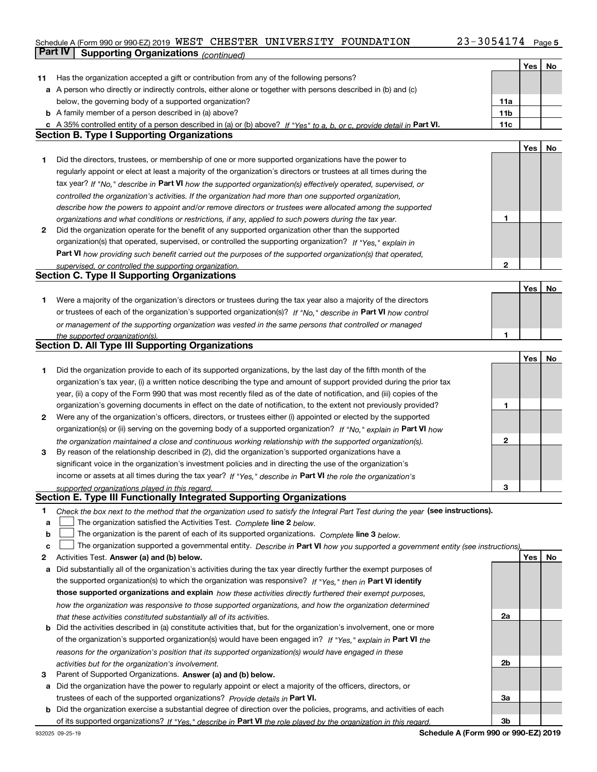Schedule A (Form 990 or 990-EZ) 2019 WEST CHESTER UNIVERSITY FOUNDATION 23-3054174 Page 5

**Part IV Supporting Organizations** *(continued)*

| | | | Yes | No |
|---|---|---|---|---|
| **11** | Has the organization accepted a gift or contribution from any of the following persons? | | | |
| **a** | A person who directly or indirectly controls, either alone or together with persons described in (b) and (c) below, the governing body of a supported organization? | 11a | | |
| **b** | A family member of a person described in (a) above? | 11b | | |
| **c** | A 35% controlled entity of a person described in (a) or (b) above? *If "Yes" to a, b, or c, provide detail in* **Part VI.** | 11c | | |

**Section B. Type I Supporting Organizations**

| | | | Yes | No |
|---|---|---|---|---|
| **1** | Did the directors, trustees, or membership of one or more supported organizations have the power to regularly appoint or elect at least a majority of the organization's directors or trustees at all times during the tax year? *If "No," describe in* **Part VI** *how the supported organization(s) effectively operated, supervised, or controlled the organization's activities. If the organization had more than one supported organization, describe how the powers to appoint and/or remove directors or trustees were allocated among the supported organizations and what conditions or restrictions, if any, applied to such powers during the tax year.* | 1 | | |
| **2** | Did the organization operate for the benefit of any supported organization other than the supported organization(s) that operated, supervised, or controlled the supporting organization? *If "Yes," explain in* **Part VI** *how providing such benefit carried out the purposes of the supported organization(s) that operated, supervised, or controlled the supporting organization.* | 2 | | |

**Section C. Type II Supporting Organizations**

| | | | Yes | No |
|---|---|---|---|---|
| **1** | Were a majority of the organization's directors or trustees during the tax year also a majority of the directors or trustees of each of the organization's supported organization(s)? *If "No," describe in* **Part VI** *how control or management of the supporting organization was vested in the same persons that controlled or managed the supported organization(s).* | 1 | | |

**Section D. All Type III Supporting Organizations**

| | | | Yes | No |
|---|---|---|---|---|
| **1** | Did the organization provide to each of its supported organizations, by the last day of the fifth month of the organization's tax year, (i) a written notice describing the type and amount of support provided during the prior tax year, (ii) a copy of the Form 990 that was most recently filed as of the date of notification, and (iii) copies of the organization's governing documents in effect on the date of notification, to the extent not previously provided? | 1 | | |
| **2** | Were any of the organization's officers, directors, or trustees either (i) appointed or elected by the supported organization(s) or (ii) serving on the governing body of a supported organization? *If "No," explain in* **Part VI** *how the organization maintained a close and continuous working relationship with the supported organization(s).* | 2 | | |
| **3** | By reason of the relationship described in (2), did the organization's supported organizations have a significant voice in the organization's investment policies and in directing the use of the organization's income or assets at all times during the tax year? *If "Yes," describe in* **Part VI** *the role the organization's supported organizations played in this regard.* | 3 | | |

**Section E. Type III Functionally Integrated Supporting Organizations**

**1** *Check the box next to the method that the organization used to satisfy the Integral Part Test during the year* **(see instructions).**

- **a** ☐ The organization satisfied the Activities Test. *Complete* **line 2** *below.*
- **b** ☐ The organization is the parent of each of its supported organizations. *Complete* **line 3** *below.*
- **c** ☐ The organization supported a governmental entity. *Describe in* **Part VI** *how you supported a government entity (see instructions).*

| | | | Yes | No |
|---|---|---|---|---|
| **2** | Activities Test. **Answer (a) and (b) below.** | | | |
| **a** | Did substantially all of the organization's activities during the tax year directly further the exempt purposes of the supported organization(s) to which the organization was responsive? *If "Yes," then in* **Part VI identify those supported organizations and explain** *how these activities directly furthered their exempt purposes, how the organization was responsive to those supported organizations, and how the organization determined that these activities constituted substantially all of its activities.* | 2a | | |
| **b** | Did the activities described in (a) constitute activities that, but for the organization's involvement, one or more of the organization's supported organization(s) would have been engaged in? *If "Yes," explain in* **Part VI** *the reasons for the organization's position that its supported organization(s) would have engaged in these activities but for the organization's involvement.* | 2b | | |
| **3** | Parent of Supported Organizations. **Answer (a) and (b) below.** | | | |
| **a** | Did the organization have the power to regularly appoint or elect a majority of the officers, directors, or trustees of each of the supported organizations? *Provide details in* **Part VI.** | 3a | | |
| **b** | Did the organization exercise a substantial degree of direction over the policies, programs, and activities of each of its supported organizations? *If "Yes," describe in* **Part VI** *the role played by the organization in this regard.* | 3b | | |

932025 09-25-19 **Schedule A (Form 990 or 990-EZ) 2019**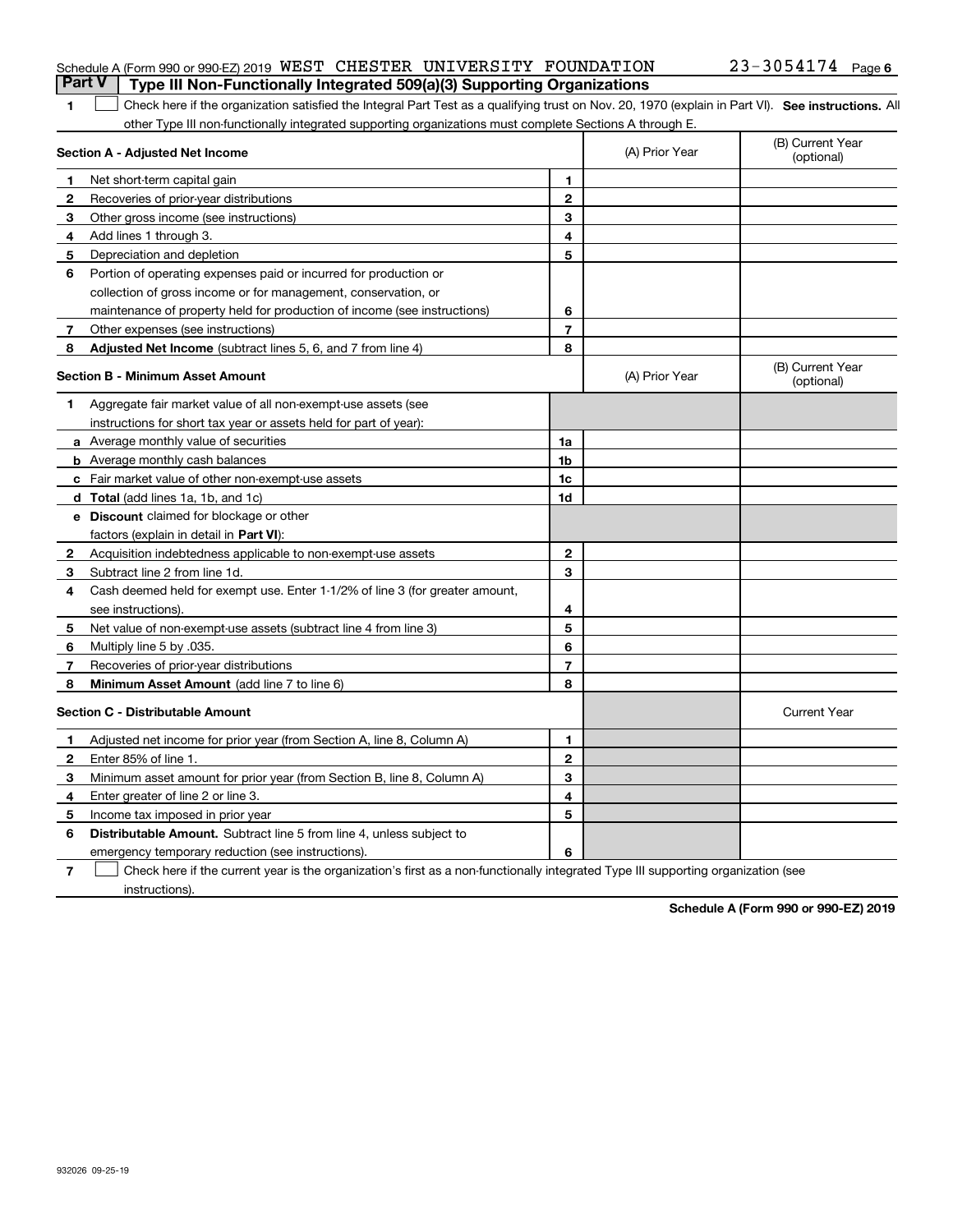Schedule A (Form 990 or 990-EZ) 2019 WEST CHESTER UNIVERSITY FOUNDATION 23-3054174

## Part V Type III Non-Functionally Integrated 509(a)(3) Supporting Organizations

**1** ☐ Check here if the organization satisfied the Integral Part Test as a qualifying trust on Nov. 20, 1970 (explain in Part VI). **See instructions.** All other Type III non-functionally integrated supporting organizations must complete Sections A through E.

| **Section A - Adjusted Net Income** | | (A) Prior Year | (B) Current Year (optional) |
|---|---|---|---|
| **1** Net short-term capital gain | 1 | | |
| **2** Recoveries of prior-year distributions | 2 | | |
| **3** Other gross income (see instructions) | 3 | | |
| **4** Add lines 1 through 3. | 4 | | |
| **5** Depreciation and depletion | 5 | | |
| **6** Portion of operating expenses paid or incurred for production or collection of gross income or for management, conservation, or maintenance of property held for production of income (see instructions) | 6 | | |
| **7** Other expenses (see instructions) | 7 | | |
| **8** **Adjusted Net Income** (subtract lines 5, 6, and 7 from line 4) | 8 | | |

| **Section B - Minimum Asset Amount** | | (A) Prior Year | (B) Current Year (optional) |
|---|---|---|---|
| **1** Aggregate fair market value of all non-exempt-use assets (see instructions for short tax year or assets held for part of year): | | | |
| **a** Average monthly value of securities | 1a | | |
| **b** Average monthly cash balances | 1b | | |
| **c** Fair market value of other non-exempt-use assets | 1c | | |
| **d** **Total** (add lines 1a, 1b, and 1c) | 1d | | |
| **e** **Discount** claimed for blockage or other factors (explain in detail in **Part VI**): | | | |
| **2** Acquisition indebtedness applicable to non-exempt-use assets | 2 | | |
| **3** Subtract line 2 from line 1d. | 3 | | |
| **4** Cash deemed held for exempt use. Enter 1-1/2% of line 3 (for greater amount, see instructions). | 4 | | |
| **5** Net value of non-exempt-use assets (subtract line 4 from line 3) | 5 | | |
| **6** Multiply line 5 by .035. | 6 | | |
| **7** Recoveries of prior-year distributions | 7 | | |
| **8** **Minimum Asset Amount** (add line 7 to line 6) | 8 | | |

| **Section C - Distributable Amount** | | | Current Year |
|---|---|---|---|
| **1** Adjusted net income for prior year (from Section A, line 8, Column A) | 1 | | |
| **2** Enter 85% of line 1. | 2 | | |
| **3** Minimum asset amount for prior year (from Section B, line 8, Column A) | 3 | | |
| **4** Enter greater of line 2 or line 3. | 4 | | |
| **5** Income tax imposed in prior year | 5 | | |
| **6** **Distributable Amount.** Subtract line 5 from line 4, unless subject to emergency temporary reduction (see instructions). | 6 | | |

**7** ☐ Check here if the current year is the organization's first as a non-functionally integrated Type III supporting organization (see instructions).

**Schedule A (Form 990 or 990-EZ) 2019**

932026 09-25-19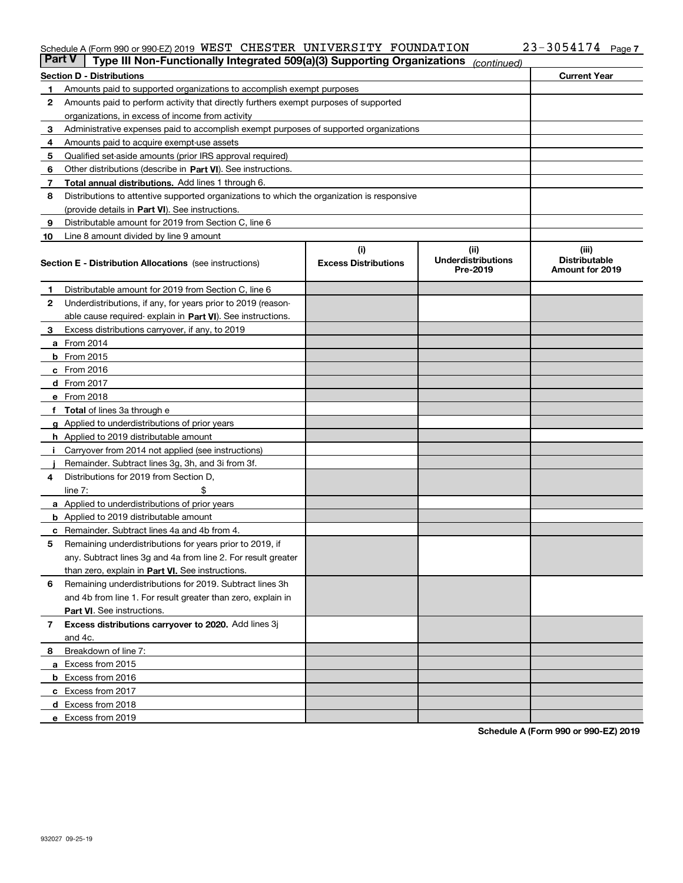Schedule A (Form 990 or 990-EZ) 2019 WEST CHESTER UNIVERSITY FOUNDATION 23-3054174 Page 7

**Part V | Type III Non-Functionally Integrated 509(a)(3) Supporting Organizations** *(continued)*

| **Section D - Distributions** | **Current Year** |
|---|---|
| **1** Amounts paid to supported organizations to accomplish exempt purposes | |
| **2** Amounts paid to perform activity that directly furthers exempt purposes of supported organizations, in excess of income from activity | |
| **3** Administrative expenses paid to accomplish exempt purposes of supported organizations | |
| **4** Amounts paid to acquire exempt-use assets | |
| **5** Qualified set-aside amounts (prior IRS approval required) | |
| **6** Other distributions (describe in **Part VI**). See instructions. | |
| **7** **Total annual distributions.** Add lines 1 through 6. | |
| **8** Distributions to attentive supported organizations to which the organization is responsive (provide details in **Part VI**). See instructions. | |
| **9** Distributable amount for 2019 from Section C, line 6 | |
| **10** Line 8 amount divided by line 9 amount | |

| **Section E - Distribution Allocations** (see instructions) | **(i)** **Excess Distributions** | **(ii)** **Underdistributions Pre-2019** | **(iii)** **Distributable Amount for 2019** |
|---|---|---|---|
| **1** Distributable amount for 2019 from Section C, line 6 | | | |
| **2** Underdistributions, if any, for years prior to 2019 (reasonable cause required- explain in **Part VI**). See instructions. | | | |
| **3** Excess distributions carryover, if any, to 2019 | | | |
| **a** From 2014 | | | |
| **b** From 2015 | | | |
| **c** From 2016 | | | |
| **d** From 2017 | | | |
| **e** From 2018 | | | |
| **f** **Total** of lines 3a through e | | | |
| **g** Applied to underdistributions of prior years | | | |
| **h** Applied to 2019 distributable amount | | | |
| **i** Carryover from 2014 not applied (see instructions) | | | |
| **j** Remainder. Subtract lines 3g, 3h, and 3i from 3f. | | | |
| **4** Distributions for 2019 from Section D, line 7: $ | | | |
| **a** Applied to underdistributions of prior years | | | |
| **b** Applied to 2019 distributable amount | | | |
| **c** Remainder. Subtract lines 4a and 4b from 4. | | | |
| **5** Remaining underdistributions for years prior to 2019, if any. Subtract lines 3g and 4a from line 2. For result greater than zero, explain in **Part VI.** See instructions. | | | |
| **6** Remaining underdistributions for 2019. Subtract lines 3h and 4b from line 1. For result greater than zero, explain in **Part VI**. See instructions. | | | |
| **7** **Excess distributions carryover to 2020.** Add lines 3j and 4c. | | | |
| **8** Breakdown of line 7: | | | |
| **a** Excess from 2015 | | | |
| **b** Excess from 2016 | | | |
| **c** Excess from 2017 | | | |
| **d** Excess from 2018 | | | |
| **e** Excess from 2019 | | | |

**Schedule A (Form 990 or 990-EZ) 2019**

932027 09-25-19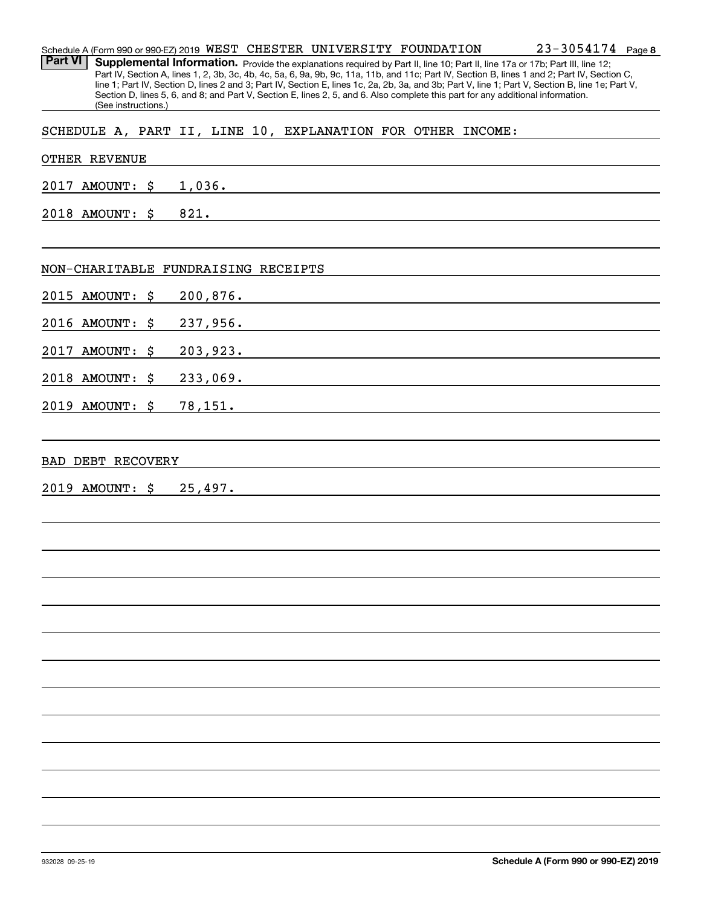Schedule A (Form 990 or 990-EZ) 2019 WEST CHESTER UNIVERSITY FOUNDATION 23-3054174 Page 8

**Part VI** **Supplemental Information.** Provide the explanations required by Part II, line 10; Part II, line 17a or 17b; Part III, line 12; Part IV, Section A, lines 1, 2, 3b, 3c, 4b, 4c, 5a, 6, 9a, 9b, 9c, 11a, 11b, and 11c; Part IV, Section B, lines 1 and 2; Part IV, Section C, line 1; Part IV, Section D, lines 2 and 3; Part IV, Section E, lines 1c, 2a, 2b, 3a, and 3b; Part V, line 1; Part V, Section B, line 1e; Part V, Section D, lines 5, 6, and 8; and Part V, Section E, lines 2, 5, and 6. Also complete this part for any additional information. (See instructions.)

SCHEDULE A, PART II, LINE 10, EXPLANATION FOR OTHER INCOME:

OTHER REVENUE

2017 AMOUNT: $ 1,036.

2018 AMOUNT: $ 821.

NON-CHARITABLE FUNDRAISING RECEIPTS

2015 AMOUNT: $ 200,876.

2016 AMOUNT: $ 237,956.

2017 AMOUNT: $ 203,923.

2018 AMOUNT: $ 233,069.

2019 AMOUNT: $ 78,151.

BAD DEBT RECOVERY

2019 AMOUNT: $ 25,497.

932028 09-25-19

Schedule A (Form 990 or 990-EZ) 2019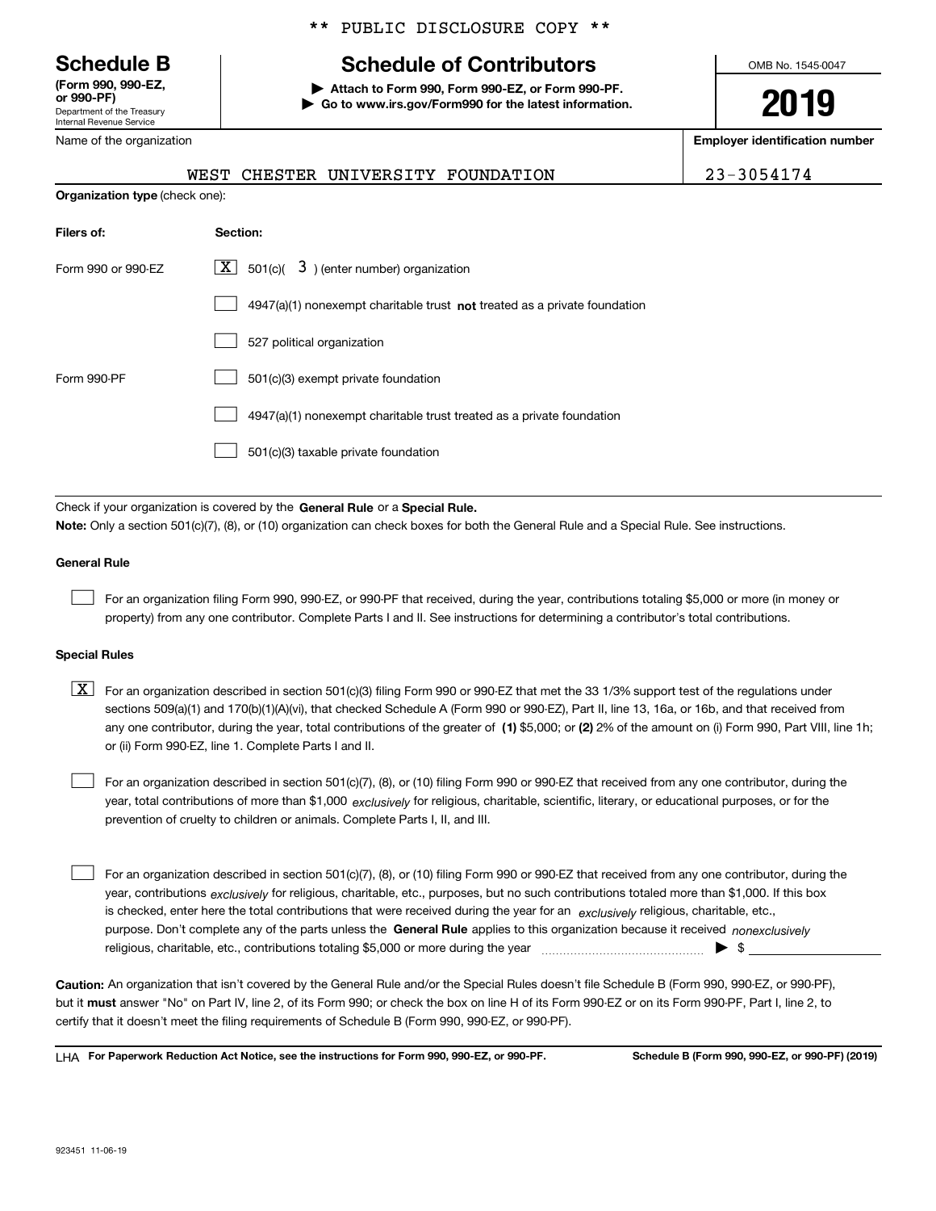** PUBLIC DISCLOSURE COPY **

# Schedule B

**(Form 990, 990-EZ, or 990-PF)**
Department of the Treasury
Internal Revenue Service

## Schedule of Contributors

▶ Attach to Form 990, Form 990-EZ, or Form 990-PF.
▶ Go to www.irs.gov/Form990 for the latest information.

OMB No. 1545-0047

**2019**

| Name of the organization | Employer identification number |
|---|---|
| WEST CHESTER UNIVERSITY FOUNDATION | 23-3054174 |

**Organization type** (check one):

| Filers of: | Section: |
|---|---|
| Form 990 or 990-EZ | [X] 501(c)( 3 ) (enter number) organization |
| | [ ] 4947(a)(1) nonexempt charitable trust **not** treated as a private foundation |
| | [ ] 527 political organization |
| Form 990-PF | [ ] 501(c)(3) exempt private foundation |
| | [ ] 4947(a)(1) nonexempt charitable trust treated as a private foundation |
| | [ ] 501(c)(3) taxable private foundation |

Check if your organization is covered by the **General Rule** or a **Special Rule.**

**Note:** Only a section 501(c)(7), (8), or (10) organization can check boxes for both the General Rule and a Special Rule. See instructions.

**General Rule**

[ ] For an organization filing Form 990, 990-EZ, or 990-PF that received, during the year, contributions totaling $5,000 or more (in money or property) from any one contributor. Complete Parts I and II. See instructions for determining a contributor's total contributions.

**Special Rules**

[X] For an organization described in section 501(c)(3) filing Form 990 or 990-EZ that met the 33 1/3% support test of the regulations under sections 509(a)(1) and 170(b)(1)(A)(vi), that checked Schedule A (Form 990 or 990-EZ), Part II, line 13, 16a, or 16b, and that received from any one contributor, during the year, total contributions of the greater of **(1)** $5,000; or **(2)** 2% of the amount on (i) Form 990, Part VIII, line 1h; or (ii) Form 990-EZ, line 1. Complete Parts I and II.

[ ] For an organization described in section 501(c)(7), (8), or (10) filing Form 990 or 990-EZ that received from any one contributor, during the year, total contributions of more than $1,000 *exclusively* for religious, charitable, scientific, literary, or educational purposes, or for the prevention of cruelty to children or animals. Complete Parts I, II, and III.

[ ] For an organization described in section 501(c)(7), (8), or (10) filing Form 990 or 990-EZ that received from any one contributor, during the year, contributions *exclusively* for religious, charitable, etc., purposes, but no such contributions totaled more than $1,000. If this box is checked, enter here the total contributions that were received during the year for an *exclusively* religious, charitable, etc., purpose. Don't complete any of the parts unless the **General Rule** applies to this organization because it received *nonexclusively* religious, charitable, etc., contributions totaling $5,000 or more during the year ▶ $ \_\_\_\_\_\_\_\_\_\_

**Caution:** An organization that isn't covered by the General Rule and/or the Special Rules doesn't file Schedule B (Form 990, 990-EZ, or 990-PF), but it **must** answer "No" on Part IV, line 2, of its Form 990; or check the box on line H of its Form 990-EZ or on its Form 990-PF, Part I, line 2, to certify that it doesn't meet the filing requirements of Schedule B (Form 990, 990-EZ, or 990-PF).

LHA **For Paperwork Reduction Act Notice, see the instructions for Form 990, 990-EZ, or 990-PF.** **Schedule B (Form 990, 990-EZ, or 990-PF) (2019)**

923451 11-06-19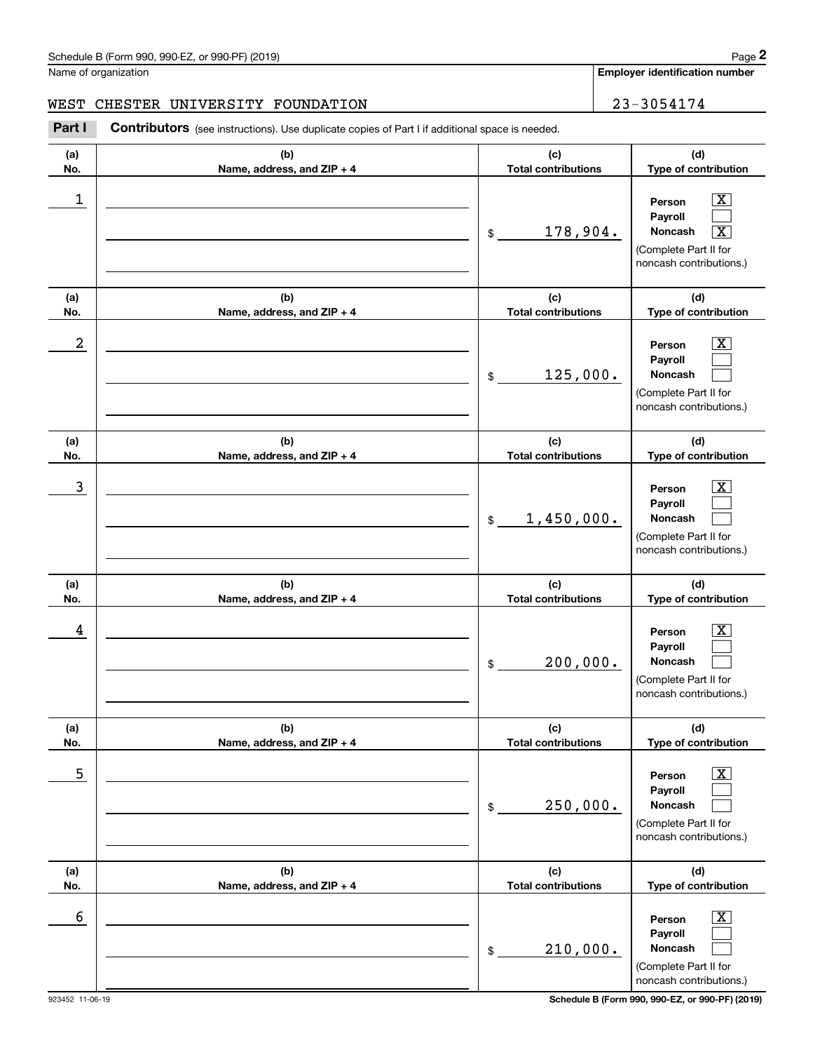Schedule B (Form 990, 990-EZ, or 990-PF) (2019) Page **2**

Name of organization | **Employer identification number**

WEST CHESTER UNIVERSITY FOUNDATION | 23-3054174

**Part I** **Contributors** (see instructions). Use duplicate copies of Part I if additional space is needed.

| (a) No. | (b) Name, address, and ZIP + 4 | (c) Total contributions | (d) Type of contribution |
|---|---|---|---|
| 1 | | $ 178,904. | Person [X] Payroll [ ] Noncash [X] (Complete Part II for noncash contributions.) |
| 2 | | $ 125,000. | Person [X] Payroll [ ] Noncash [ ] (Complete Part II for noncash contributions.) |
| 3 | | $ 1,450,000. | Person [X] Payroll [ ] Noncash [ ] (Complete Part II for noncash contributions.) |
| 4 | | $ 200,000. | Person [X] Payroll [ ] Noncash [ ] (Complete Part II for noncash contributions.) |
| 5 | | $ 250,000. | Person [X] Payroll [ ] Noncash [ ] (Complete Part II for noncash contributions.) |
| 6 | | $ 210,000. | Person [X] Payroll [ ] Noncash [ ] (Complete Part II for noncash contributions.) |

923452 11-06-19 **Schedule B (Form 990, 990-EZ, or 990-PF) (2019)**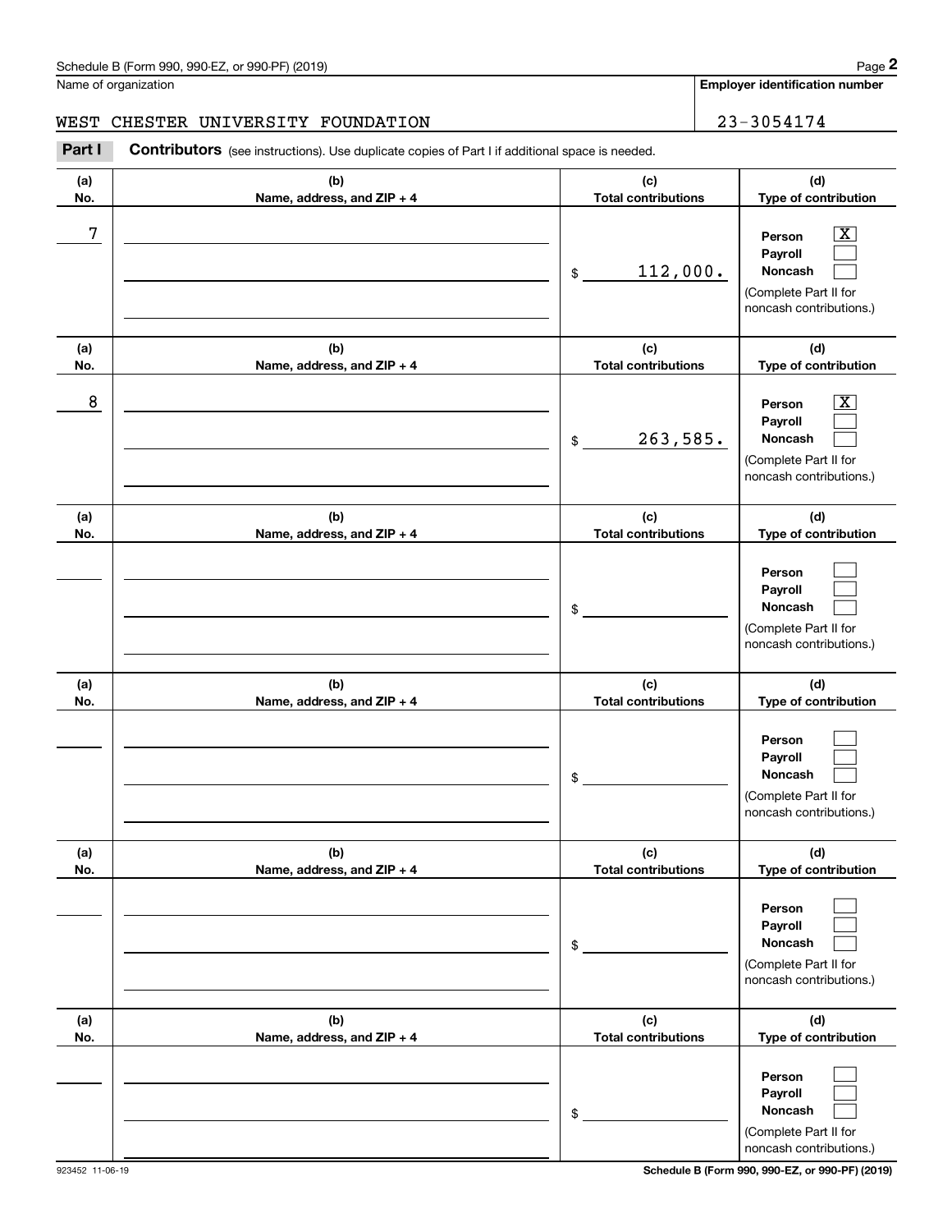Schedule B (Form 990, 990-EZ, or 990-PF) (2019)

Name of organization: WEST CHESTER UNIVERSITY FOUNDATION

Employer identification number: 23-3054174

**Part I** **Contributors** (see instructions). Use duplicate copies of Part I if additional space is needed.

| (a) No. | (b) Name, address, and ZIP + 4 | (c) Total contributions | (d) Type of contribution |
|---|---|---|---|
| 7 | | $ 112,000. | Person [X] Payroll [ ] Noncash [ ] (Complete Part II for noncash contributions.) |
| 8 | | $ 263,585. | Person [X] Payroll [ ] Noncash [ ] (Complete Part II for noncash contributions.) |
| | | $ | Person [ ] Payroll [ ] Noncash [ ] (Complete Part II for noncash contributions.) |
| | | $ | Person [ ] Payroll [ ] Noncash [ ] (Complete Part II for noncash contributions.) |
| | | $ | Person [ ] Payroll [ ] Noncash [ ] (Complete Part II for noncash contributions.) |
| | | $ | Person [ ] Payroll [ ] Noncash [ ] (Complete Part II for noncash contributions.) |

923452 11-06-19

Schedule B (Form 990, 990-EZ, or 990-PF) (2019)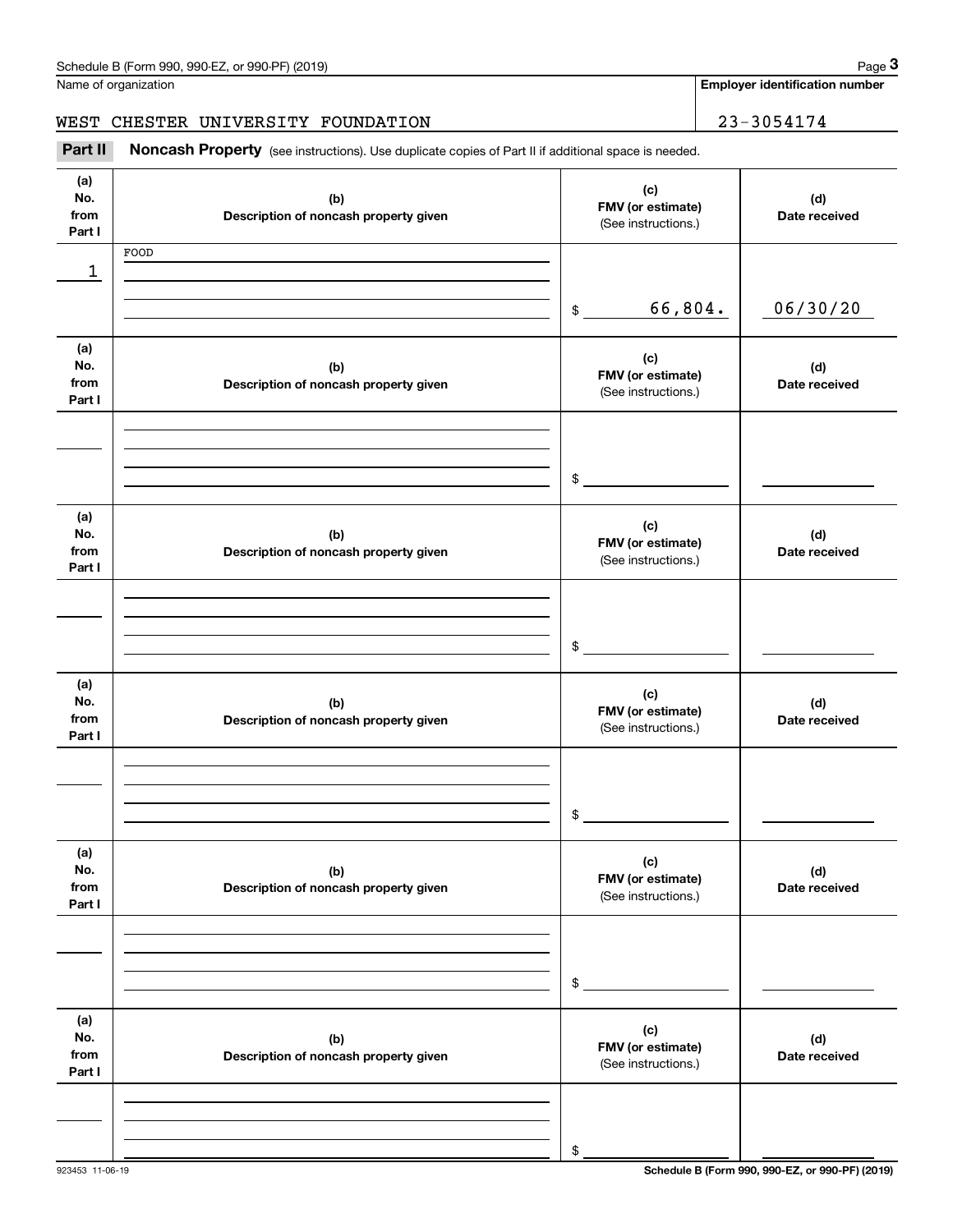Schedule B (Form 990, 990-EZ, or 990-PF) (2019) Page **3**

Name of organization

WEST CHESTER UNIVERSITY FOUNDATION

**Employer identification number**

23-3054174

**Part II** **Noncash Property** (see instructions). Use duplicate copies of Part II if additional space is needed.

| (a) No. from Part I | (b) Description of noncash property given | (c) FMV (or estimate) (See instructions.) | (d) Date received |
|---|---|---|---|
| 1 | FOOD | $ 66,804. | 06/30/20 |

| (a) No. from Part I | (b) Description of noncash property given | (c) FMV (or estimate) (See instructions.) | (d) Date received |
|---|---|---|---|
| | | $ | |

| (a) No. from Part I | (b) Description of noncash property given | (c) FMV (or estimate) (See instructions.) | (d) Date received |
|---|---|---|---|
| | | $ | |

| (a) No. from Part I | (b) Description of noncash property given | (c) FMV (or estimate) (See instructions.) | (d) Date received |
|---|---|---|---|
| | | $ | |

| (a) No. from Part I | (b) Description of noncash property given | (c) FMV (or estimate) (See instructions.) | (d) Date received |
|---|---|---|---|
| | | $ | |

| (a) No. from Part I | (b) Description of noncash property given | (c) FMV (or estimate) (See instructions.) | (d) Date received |
|---|---|---|---|
| | | $ | |

923453 11-06-19 **Schedule B (Form 990, 990-EZ, or 990-PF) (2019)**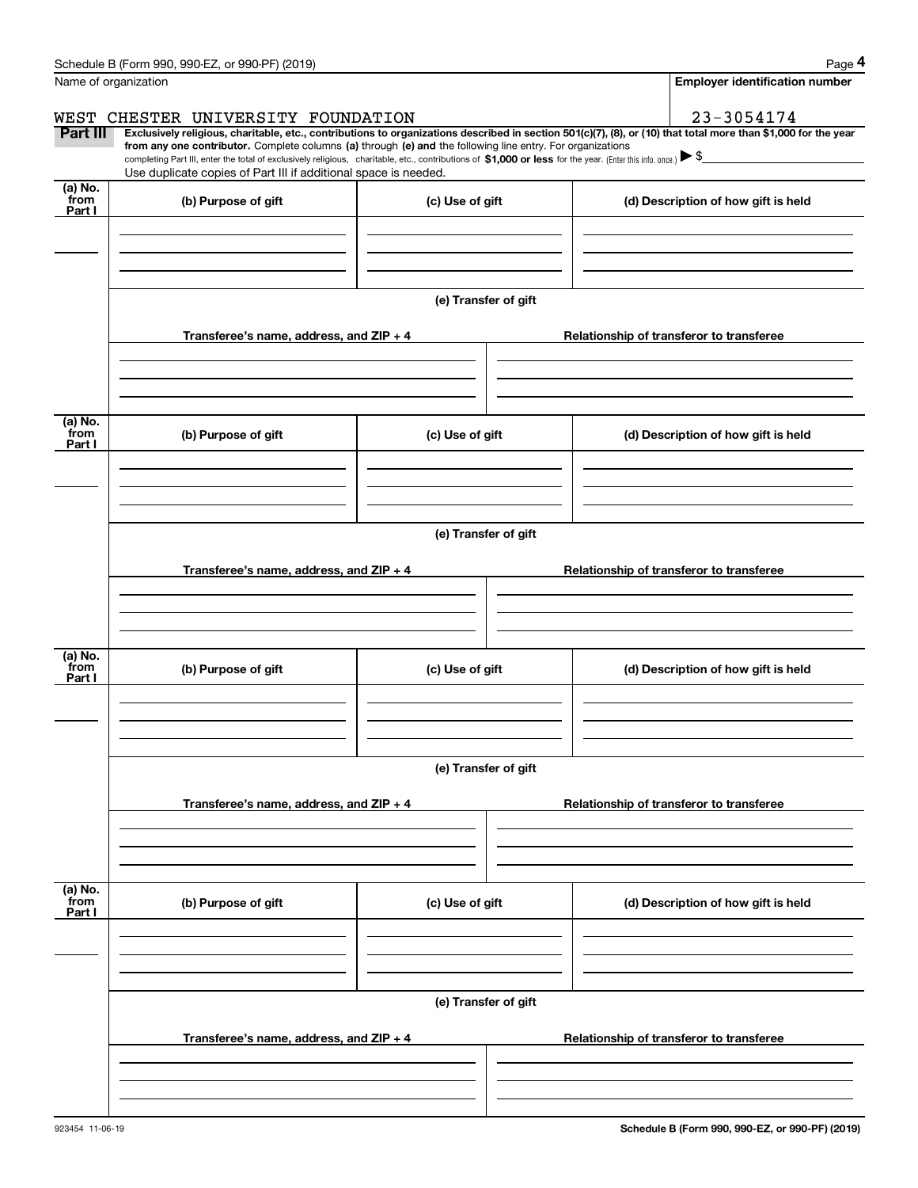Name of organization

WEST CHESTER UNIVERSITY FOUNDATION

**Employer identification number**

23-3054174

**Part III** **Exclusively religious, charitable, etc., contributions to organizations described in section 501(c)(7), (8), or (10) that total more than $1,000 for the year from any one contributor.** Complete columns **(a)** through **(e) and** the following line entry. For organizations completing Part III, enter the total of exclusively religious, charitable, etc., contributions of **$1,000 or less** for the year. (Enter this info. once.) ▶ $

Use duplicate copies of Part III if additional space is needed.

| (a) No. from Part I | (b) Purpose of gift | (c) Use of gift | (d) Description of how gift is held |
|---|---|---|---|
| | | | |

(e) Transfer of gift

| Transferee's name, address, and ZIP + 4 | Relationship of transferor to transferee |
|---|---|
| | |

| (a) No. from Part I | (b) Purpose of gift | (c) Use of gift | (d) Description of how gift is held |
|---|---|---|---|
| | | | |

(e) Transfer of gift

| Transferee's name, address, and ZIP + 4 | Relationship of transferor to transferee |
|---|---|
| | |

| (a) No. from Part I | (b) Purpose of gift | (c) Use of gift | (d) Description of how gift is held |
|---|---|---|---|
| | | | |

(e) Transfer of gift

| Transferee's name, address, and ZIP + 4 | Relationship of transferor to transferee |
|---|---|
| | |

| (a) No. from Part I | (b) Purpose of gift | (c) Use of gift | (d) Description of how gift is held |
|---|---|---|---|
| | | | |

(e) Transfer of gift

| Transferee's name, address, and ZIP + 4 | Relationship of transferor to transferee |
|---|---|
| | |

923454 11-06-19 **Schedule B (Form 990, 990-EZ, or 990-PF) (2019)**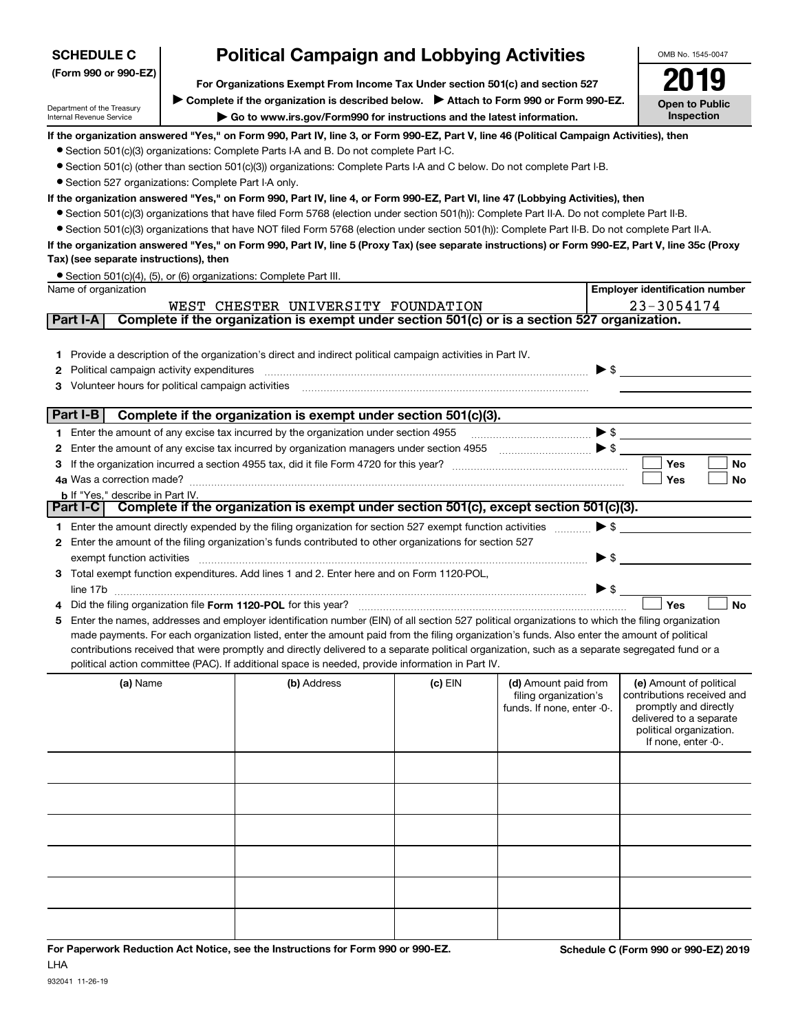# SCHEDULE C (Form 990 or 990-EZ)

Department of the Treasury
Internal Revenue Service

## Political Campaign and Lobbying Activities

**For Organizations Exempt From Income Tax Under section 501(c) and section 527**

▶ **Complete if the organization is described below.** ▶ **Attach to Form 990 or Form 990-EZ.**

▶ **Go to www.irs.gov/Form990 for instructions and the latest information.**

OMB No. 1545-0047

**2019**

**Open to Public Inspection**

**If the organization answered "Yes," on Form 990, Part IV, line 3, or Form 990-EZ, Part V, line 46 (Political Campaign Activities), then**

- Section 501(c)(3) organizations: Complete Parts I-A and B. Do not complete Part I-C.
- Section 501(c) (other than section 501(c)(3)) organizations: Complete Parts I-A and C below. Do not complete Part I-B.
- Section 527 organizations: Complete Part I-A only.

**If the organization answered "Yes," on Form 990, Part IV, line 4, or Form 990-EZ, Part VI, line 47 (Lobbying Activities), then**

- Section 501(c)(3) organizations that have filed Form 5768 (election under section 501(h)): Complete Part II-A. Do not complete Part II-B.
- Section 501(c)(3) organizations that have NOT filed Form 5768 (election under section 501(h)): Complete Part II-B. Do not complete Part II-A.

**If the organization answered "Yes," on Form 990, Part IV, line 5 (Proxy Tax) (see separate instructions) or Form 990-EZ, Part V, line 35c (Proxy Tax) (see separate instructions), then**

- Section 501(c)(4), (5), or (6) organizations: Complete Part III.

| Name of organization | Employer identification number |
|---|---|
| WEST CHESTER UNIVERSITY FOUNDATION | 23-3054174 |

### Part I-A Complete if the organization is exempt under section 501(c) or is a section 527 organization.

1. Provide a description of the organization's direct and indirect political campaign activities in Part IV.
2. Political campaign activity expenditures ▶ $
3. Volunteer hours for political campaign activities

### Part I-B Complete if the organization is exempt under section 501(c)(3).

1. Enter the amount of any excise tax incurred by the organization under section 4955 ▶ $
2. Enter the amount of any excise tax incurred by organization managers under section 4955 ▶ $
3. If the organization incurred a section 4955 tax, did it file Form 4720 for this year? ☐ Yes ☐ No

4a. Was a correction made? ☐ Yes ☐ No

b. If "Yes," describe in Part IV.

### Part I-C Complete if the organization is exempt under section 501(c), except section 501(c)(3).

1. Enter the amount directly expended by the filing organization for section 527 exempt function activities ▶ $
2. Enter the amount of the filing organization's funds contributed to other organizations for section 527 exempt function activities ▶ $
3. Total exempt function expenditures. Add lines 1 and 2. Enter here and on Form 1120-POL, line 17b ▶ $
4. Did the filing organization file **Form 1120-POL** for this year? ☐ Yes ☐ No
5. Enter the names, addresses and employer identification number (EIN) of all section 527 political organizations to which the filing organization made payments. For each organization listed, enter the amount paid from the filing organization's funds. Also enter the amount of political contributions received that were promptly and directly delivered to a separate political organization, such as a separate segregated fund or a political action committee (PAC). If additional space is needed, provide information in Part IV.

| (a) Name | (b) Address | (c) EIN | (d) Amount paid from filing organization's funds. If none, enter -0-. | (e) Amount of political contributions received and promptly and directly delivered to a separate political organization. If none, enter -0-. |
|---|---|---|---|---|
| | | | | |
| | | | | |
| | | | | |
| | | | | |
| | | | | |
| | | | | |

**For Paperwork Reduction Act Notice, see the Instructions for Form 990 or 990-EZ.** **Schedule C (Form 990 or 990-EZ) 2019**

LHA

932041 11-26-19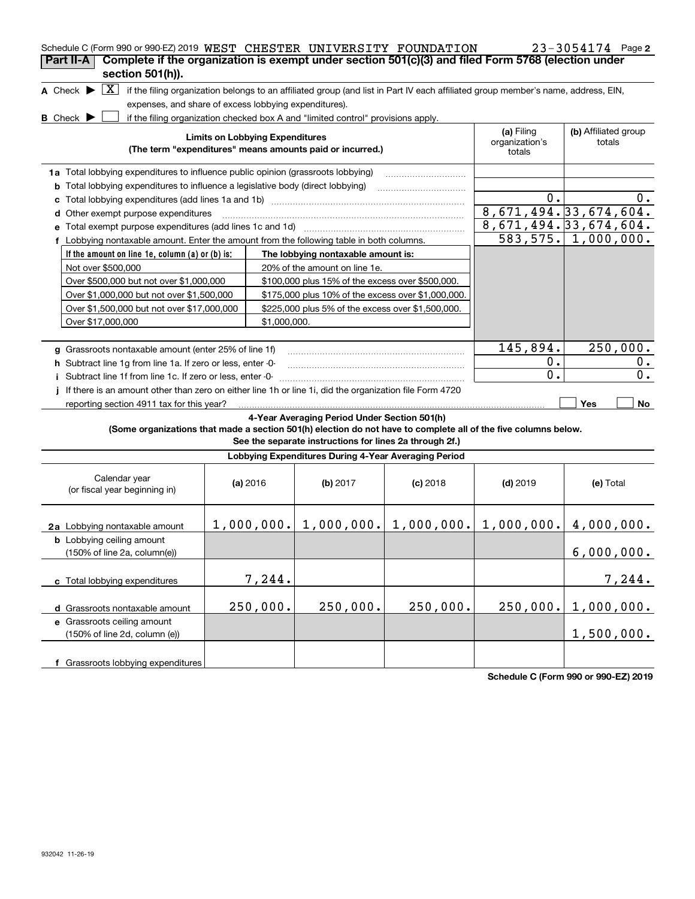Schedule C (Form 990 or 990-EZ) 2019 WEST CHESTER UNIVERSITY FOUNDATION 23-3054174 Page 2

**Part II-A** **Complete if the organization is exempt under section 501(c)(3) and filed Form 5768 (election under section 501(h)).**

A Check ▶ [X] if the filing organization belongs to an affiliated group (and list in Part IV each affiliated group member's name, address, EIN, expenses, and share of excess lobbying expenditures).

B Check ▶ [ ] if the filing organization checked box A and "limited control" provisions apply.

| Limits on Lobbying Expenditures (The term "expenditures" means amounts paid or incurred.) | (a) Filing organization's totals | (b) Affiliated group totals |
|---|---|---|
| 1a Total lobbying expenditures to influence public opinion (grassroots lobbying) | | |
| b Total lobbying expenditures to influence a legislative body (direct lobbying) | | |
| c Total lobbying expenditures (add lines 1a and 1b) | 0. | 0. |
| d Other exempt purpose expenditures | 8,671,494. | 33,674,604. |
| e Total exempt purpose expenditures (add lines 1c and 1d) | 8,671,494. | 33,674,604. |
| f Lobbying nontaxable amount. Enter the amount from the following table in both columns. | 583,575. | 1,000,000. |

| If the amount on line 1e, column (a) or (b) is: | The lobbying nontaxable amount is: |
|---|---|
| Not over $500,000 | 20% of the amount on line 1e. |
| Over $500,000 but not over $1,000,000 | $100,000 plus 15% of the excess over $500,000. |
| Over $1,000,000 but not over $1,500,000 | $175,000 plus 10% of the excess over $1,000,000. |
| Over $1,500,000 but not over $17,000,000 | $225,000 plus 5% of the excess over $1,500,000. |
| Over $17,000,000 | $1,000,000. |

| | (a) Filing organization's totals | (b) Affiliated group totals |
|---|---|---|
| g Grassroots nontaxable amount (enter 25% of line 1f) | 145,894. | 250,000. |
| h Subtract line 1g from line 1a. If zero or less, enter -0- | 0. | 0. |
| i Subtract line 1f from line 1c. If zero or less, enter -0- | 0. | 0. |
| j If there is an amount other than zero on either line 1h or line 1i, did the organization file Form 4720 reporting section 4911 tax for this year? | [ ] Yes | [ ] No |

**4-Year Averaging Period Under Section 501(h)**

**(Some organizations that made a section 501(h) election do not have to complete all of the five columns below. See the separate instructions for lines 2a through 2f.)**

**Lobbying Expenditures During 4-Year Averaging Period**

| Calendar year (or fiscal year beginning in) | (a) 2016 | (b) 2017 | (c) 2018 | (d) 2019 | (e) Total |
|---|---|---|---|---|---|
| 2a Lobbying nontaxable amount | 1,000,000. | 1,000,000. | 1,000,000. | 1,000,000. | 4,000,000. |
| b Lobbying ceiling amount (150% of line 2a, column(e)) | | | | | 6,000,000. |
| c Total lobbying expenditures | 7,244. | | | | 7,244. |
| d Grassroots nontaxable amount | 250,000. | 250,000. | 250,000. | 250,000. | 1,000,000. |
| e Grassroots ceiling amount (150% of line 2d, column (e)) | | | | | 1,500,000. |
| f Grassroots lobbying expenditures | | | | | |

**Schedule C (Form 990 or 990-EZ) 2019**

932042 11-26-19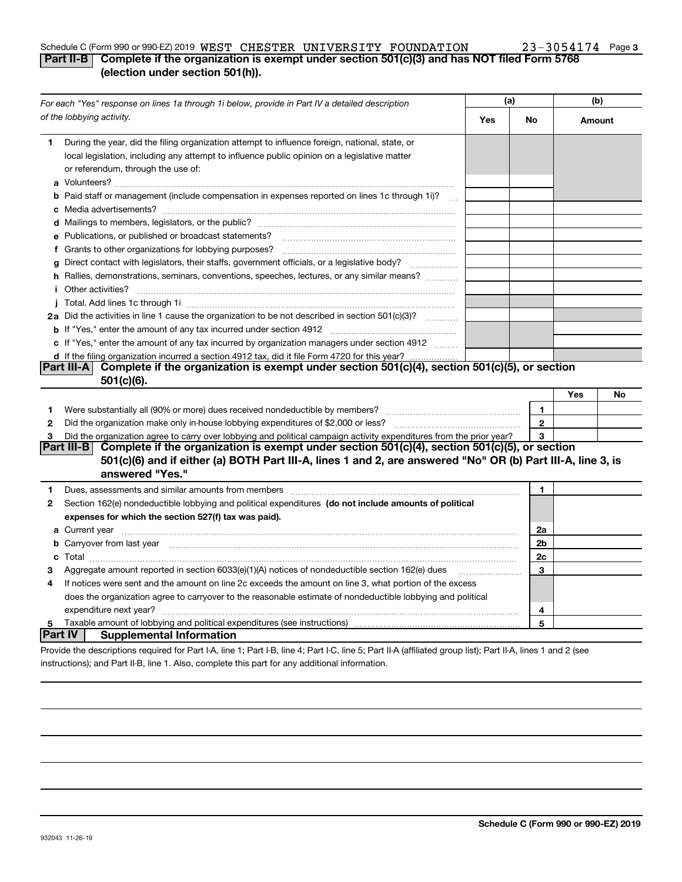Schedule C (Form 990 or 990-EZ) 2019 WEST CHESTER UNIVERSITY FOUNDATION 23-3054174 Page 3

## Part II-B Complete if the organization is exempt under section 501(c)(3) and has NOT filed Form 5768 (election under section 501(h)).

| *For each "Yes" response on lines 1a through 1i below, provide in Part IV a detailed description of the lobbying activity.* | (a) Yes | (a) No | (b) Amount |
|---|---|---|---|
| **1** During the year, did the filing organization attempt to influence foreign, national, state, or local legislation, including any attempt to influence public opinion on a legislative matter or referendum, through the use of: | | | |
| **a** Volunteers? | | | |
| **b** Paid staff or management (include compensation in expenses reported on lines 1c through 1i)? | | | |
| **c** Media advertisements? | | | |
| **d** Mailings to members, legislators, or the public? | | | |
| **e** Publications, or published or broadcast statements? | | | |
| **f** Grants to other organizations for lobbying purposes? | | | |
| **g** Direct contact with legislators, their staffs, government officials, or a legislative body? | | | |
| **h** Rallies, demonstrations, seminars, conventions, speeches, lectures, or any similar means? | | | |
| **i** Other activities? | | | |
| **j** Total. Add lines 1c through 1i | | | |
| **2a** Did the activities in line 1 cause the organization to be not described in section 501(c)(3)? | | | |
| **b** If "Yes," enter the amount of any tax incurred under section 4912 | | | |
| **c** If "Yes," enter the amount of any tax incurred by organization managers under section 4912 | | | |
| **d** If the filing organization incurred a section 4912 tax, did it file Form 4720 for this year? | | | |

## Part III-A Complete if the organization is exempt under section 501(c)(4), section 501(c)(5), or section 501(c)(6).

| | | | Yes | No |
|---|---|---|---|---|
| **1** | Were substantially all (90% or more) dues received nondeductible by members? | 1 | | |
| **2** | Did the organization make only in-house lobbying expenditures of $2,000 or less? | 2 | | |
| **3** | Did the organization agree to carry over lobbying and political campaign activity expenditures from the prior year? | 3 | | |

## Part III-B Complete if the organization is exempt under section 501(c)(4), section 501(c)(5), or section 501(c)(6) and if either (a) BOTH Part III-A, lines 1 and 2, are answered "No" OR (b) Part III-A, line 3, is answered "Yes."

| | | | |
|---|---|---|---|
| **1** | Dues, assessments and similar amounts from members | 1 | |
| **2** | Section 162(e) nondeductible lobbying and political expenditures **(do not include amounts of political expenses for which the section 527(f) tax was paid).** | | |
| **a** | Current year | 2a | |
| **b** | Carryover from last year | 2b | |
| **c** | Total | 2c | |
| **3** | Aggregate amount reported in section 6033(e)(1)(A) notices of nondeductible section 162(e) dues | 3 | |
| **4** | If notices were sent and the amount on line 2c exceeds the amount on line 3, what portion of the excess does the organization agree to carryover to the reasonable estimate of nondeductible lobbying and political expenditure next year? | 4 | |
| **5** | Taxable amount of lobbying and political expenditures (see instructions) | 5 | |

## Part IV Supplemental Information

Provide the descriptions required for Part I-A, line 1; Part I-B, line 4; Part I-C, line 5; Part II-A (affiliated group list); Part II-A, lines 1 and 2 (see instructions); and Part II-B, line 1. Also, complete this part for any additional information.

Schedule C (Form 990 or 990-EZ) 2019

932043 11-26-19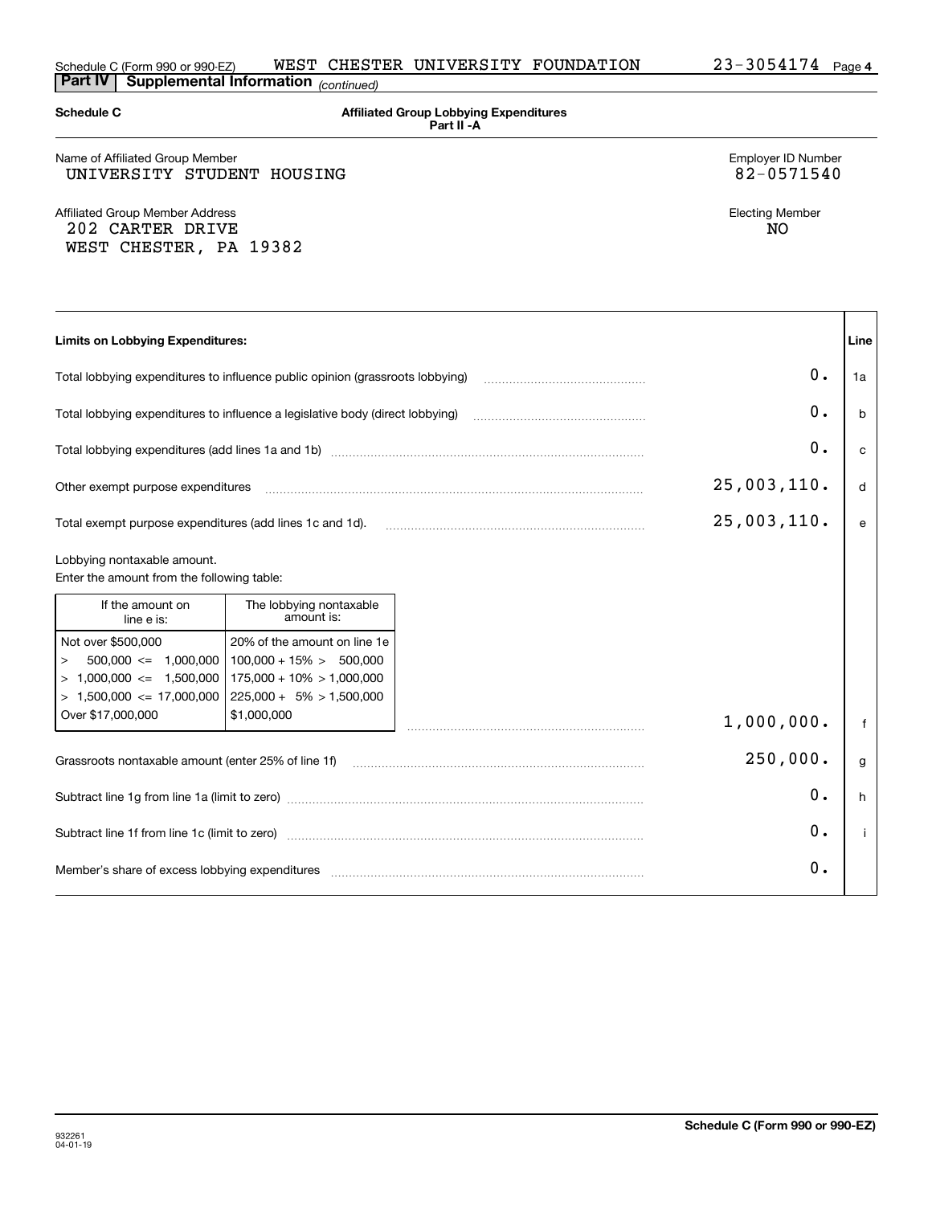Schedule C (Form 990 or 990-EZ) WEST CHESTER UNIVERSITY FOUNDATION 23-3054174

**Part IV | Supplemental Information** *(continued)*

**Schedule C** — **Affiliated Group Lobbying Expenditures Part II -A**

Name of Affiliated Group Member: UNIVERSITY STUDENT HOUSING

Employer ID Number: 82-0571540

Affiliated Group Member Address: 202 CARTER DRIVE, WEST CHESTER, PA 19382

Electing Member: NO

| **Limits on Lobbying Expenditures:** | | **Line** |
|---|---|---|
| Total lobbying expenditures to influence public opinion (grassroots lobbying) | 0. | 1a |
| Total lobbying expenditures to influence a legislative body (direct lobbying) | 0. | b |
| Total lobbying expenditures (add lines 1a and 1b) | 0. | c |
| Other exempt purpose expenditures | 25,003,110. | d |
| Total exempt purpose expenditures (add lines 1c and 1d). | 25,003,110. | e |
| Lobbying nontaxable amount. Enter the amount from the following table: | 1,000,000. | f |
| Grassroots nontaxable amount (enter 25% of line 1f) | 250,000. | g |
| Subtract line 1g from line 1a (limit to zero) | 0. | h |
| Subtract line 1f from line 1c (limit to zero) | 0. | i |
| Member's share of excess lobbying expenditures | 0. | |

| If the amount on line e is: | The lobbying nontaxable amount is: |
|---|---|
| Not over $500,000 | 20% of the amount on line 1e |
| > 500,000 <= 1,000,000 | 100,000 + 15% > 500,000 |
| > 1,000,000 <= 1,500,000 | 175,000 + 10% > 1,000,000 |
| > 1,500,000 <= 17,000,000 | 225,000 + 5% > 1,500,000 |
| Over $17,000,000 | $1,000,000 |

932261 04-01-19

**Schedule C (Form 990 or 990-EZ)**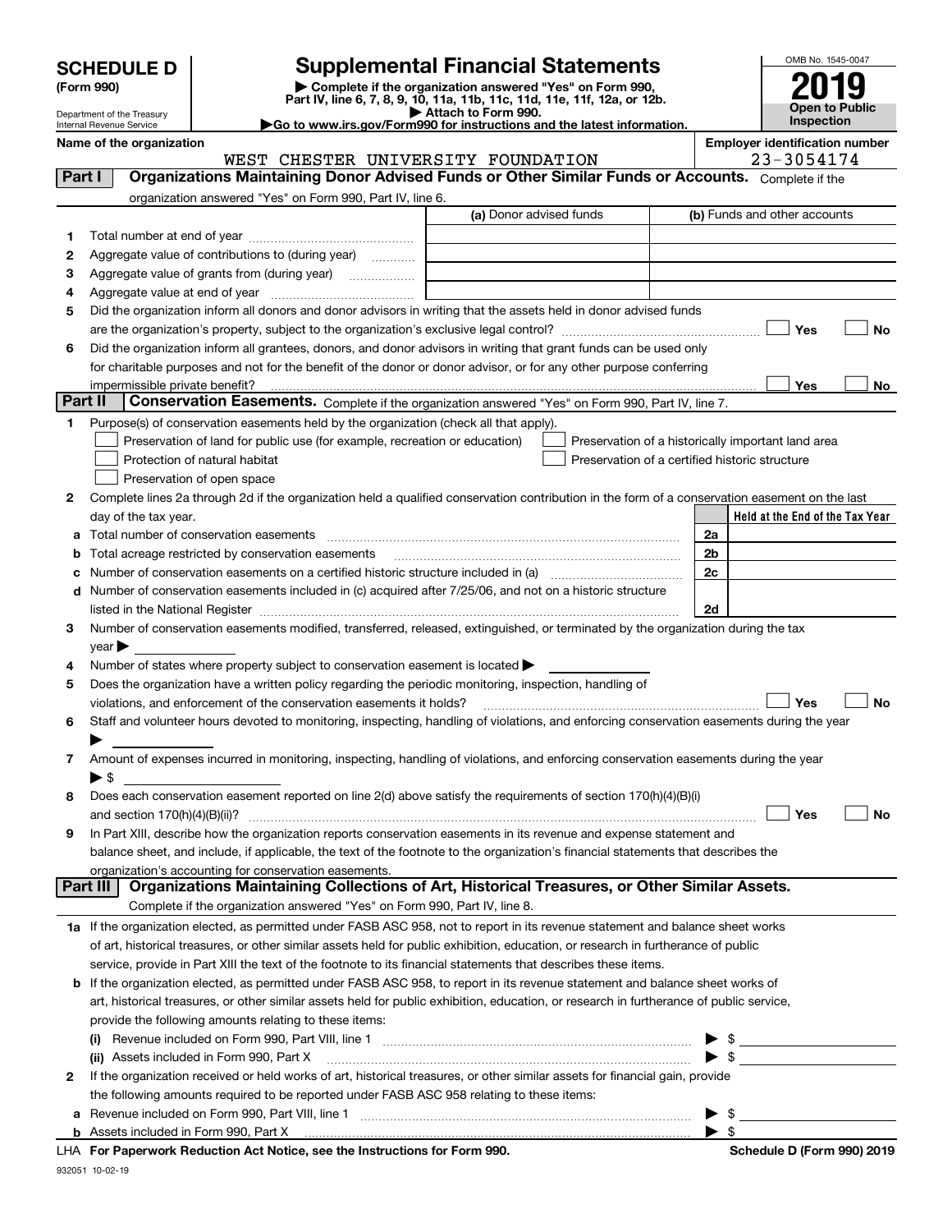# SCHEDULE D (Form 990)

Department of the Treasury
Internal Revenue Service

# Supplemental Financial Statements

▶ Complete if the organization answered "Yes" on Form 990, Part IV, line 6, 7, 8, 9, 10, 11a, 11b, 11c, 11d, 11e, 11f, 12a, or 12b.
▶ Attach to Form 990.
▶Go to www.irs.gov/Form990 for instructions and the latest information.

OMB No. 1545-0047

**2019**

**Open to Public Inspection**

**Name of the organization:** WEST CHESTER UNIVERSITY FOUNDATION

**Employer identification number:** 23-3054174

## Part I Organizations Maintaining Donor Advised Funds or Other Similar Funds or Accounts. Complete if the organization answered "Yes" on Form 990, Part IV, line 6.

| | | (a) Donor advised funds | (b) Funds and other accounts |
|---|---|---|---|
| 1 | Total number at end of year | | |
| 2 | Aggregate value of contributions to (during year) | | |
| 3 | Aggregate value of grants from (during year) | | |
| 4 | Aggregate value at end of year | | |

5 Did the organization inform all donors and donor advisors in writing that the assets held in donor advised funds are the organization's property, subject to the organization's exclusive legal control? ☐ Yes ☐ No

6 Did the organization inform all grantees, donors, and donor advisors in writing that grant funds can be used only for charitable purposes and not for the benefit of the donor or donor advisor, or for any other purpose conferring impermissible private benefit? ☐ Yes ☐ No

## Part II Conservation Easements. Complete if the organization answered "Yes" on Form 990, Part IV, line 7.

1 Purpose(s) of conservation easements held by the organization (check all that apply).

- ☐ Preservation of land for public use (for example, recreation or education)
- ☐ Protection of natural habitat
- ☐ Preservation of open space
- ☐ Preservation of a historically important land area
- ☐ Preservation of a certified historic structure

2 Complete lines 2a through 2d if the organization held a qualified conservation contribution in the form of a conservation easement on the last day of the tax year.

| | | | Held at the End of the Tax Year |
|---|---|---|---|
| a | Total number of conservation easements | 2a | |
| b | Total acreage restricted by conservation easements | 2b | |
| c | Number of conservation easements on a certified historic structure included in (a) | 2c | |
| d | Number of conservation easements included in (c) acquired after 7/25/06, and not on a historic structure listed in the National Register | 2d | |

3 Number of conservation easements modified, transferred, released, extinguished, or terminated by the organization during the tax year ▶

4 Number of states where property subject to conservation easement is located ▶

5 Does the organization have a written policy regarding the periodic monitoring, inspection, handling of violations, and enforcement of the conservation easements it holds? ☐ Yes ☐ No

6 Staff and volunteer hours devoted to monitoring, inspecting, handling of violations, and enforcing conservation easements during the year ▶

7 Amount of expenses incurred in monitoring, inspecting, handling of violations, and enforcing conservation easements during the year ▶ $

8 Does each conservation easement reported on line 2(d) above satisfy the requirements of section 170(h)(4)(B)(i) and section 170(h)(4)(B)(ii)? ☐ Yes ☐ No

9 In Part XIII, describe how the organization reports conservation easements in its revenue and expense statement and balance sheet, and include, if applicable, the text of the footnote to the organization's financial statements that describes the organization's accounting for conservation easements.

## Part III Organizations Maintaining Collections of Art, Historical Treasures, or Other Similar Assets. Complete if the organization answered "Yes" on Form 990, Part IV, line 8.

1a If the organization elected, as permitted under FASB ASC 958, not to report in its revenue statement and balance sheet works of art, historical treasures, or other similar assets held for public exhibition, education, or research in furtherance of public service, provide in Part XIII the text of the footnote to its financial statements that describes these items.

b If the organization elected, as permitted under FASB ASC 958, to report in its revenue statement and balance sheet works of art, historical treasures, or other similar assets held for public exhibition, education, or research in furtherance of public service, provide the following amounts relating to these items:

(i) Revenue included on Form 990, Part VIII, line 1 ▶ $

(ii) Assets included in Form 990, Part X ▶ $

2 If the organization received or held works of art, historical treasures, or other similar assets for financial gain, provide the following amounts required to be reported under FASB ASC 958 relating to these items:

a Revenue included on Form 990, Part VIII, line 1 ▶ $

b Assets included in Form 990, Part X ▶ $

LHA For Paperwork Reduction Act Notice, see the Instructions for Form 990. Schedule D (Form 990) 2019

932051 10-02-19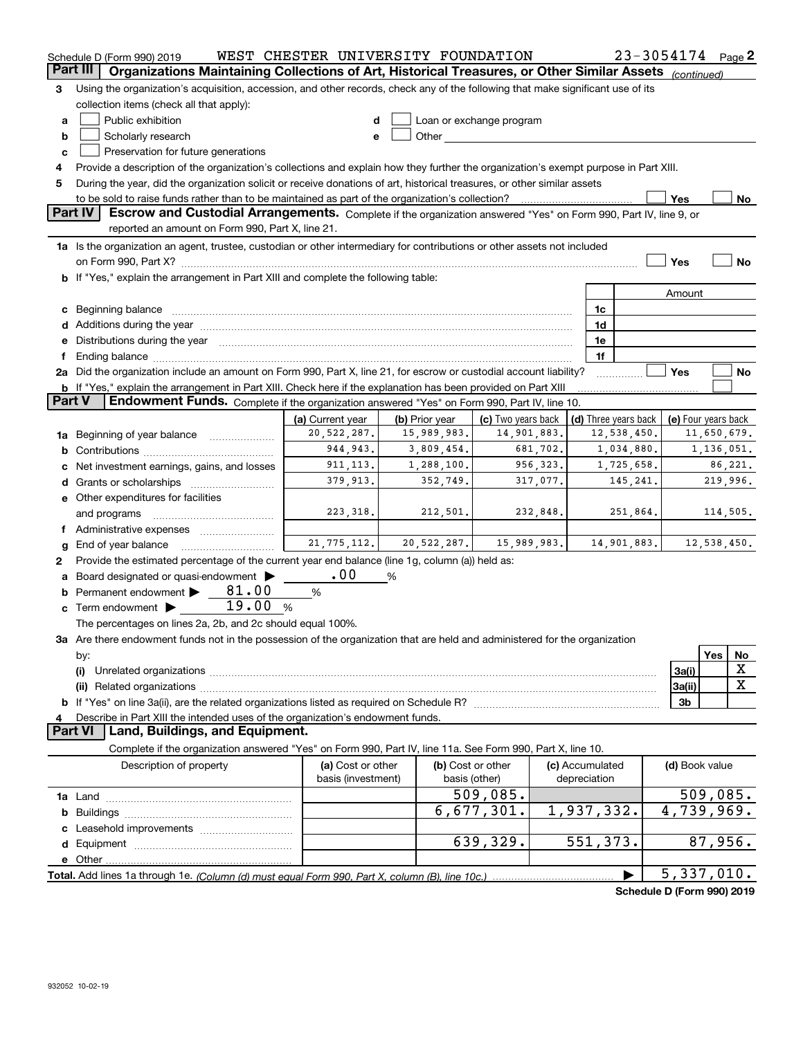Schedule D (Form 990) 2019 WEST CHESTER UNIVERSITY FOUNDATION 23-3054174 Page 2

## Part III Organizations Maintaining Collections of Art, Historical Treasures, or Other Similar Assets *(continued)*

3 Using the organization's acquisition, accession, and other records, check any of the following that make significant use of its collection items (check all that apply):

- a ☐ Public exhibition
- b ☐ Scholarly research
- c ☐ Preservation for future generations
- d ☐ Loan or exchange program
- e ☐ Other

4 Provide a description of the organization's collections and explain how they further the organization's exempt purpose in Part XIII.

5 During the year, did the organization solicit or receive donations of art, historical treasures, or other similar assets to be sold to raise funds rather than to be maintained as part of the organization's collection? ☐ Yes ☐ No

## Part IV Escrow and Custodial Arrangements.

Complete if the organization answered "Yes" on Form 990, Part IV, line 9, or reported an amount on Form 990, Part X, line 21.

1a Is the organization an agent, trustee, custodian or other intermediary for contributions or other assets not included on Form 990, Part X? ☐ Yes ☐ No

b If "Yes," explain the arrangement in Part XIII and complete the following table:

| | | Amount |
|---|---|---|
| c Beginning balance | 1c | |
| d Additions during the year | 1d | |
| e Distributions during the year | 1e | |
| f Ending balance | 1f | |

2a Did the organization include an amount on Form 990, Part X, line 21, for escrow or custodial account liability? ☐ Yes ☐ No

b If "Yes," explain the arrangement in Part XIII. Check here if the explanation has been provided on Part XIII ☐

## Part V Endowment Funds.

Complete if the organization answered "Yes" on Form 990, Part IV, line 10.

| | (a) Current year | (b) Prior year | (c) Two years back | (d) Three years back | (e) Four years back |
|---|---|---|---|---|---|
| 1a Beginning of year balance | 20,522,287. | 15,989,983. | 14,901,883. | 12,538,450. | 11,650,679. |
| b Contributions | 944,943. | 3,809,454. | 681,702. | 1,034,880. | 1,136,051. |
| c Net investment earnings, gains, and losses | 911,113. | 1,288,100. | 956,323. | 1,725,658. | 86,221. |
| d Grants or scholarships | 379,913. | 352,749. | 317,077. | 145,241. | 219,996. |
| e Other expenditures for facilities and programs | 223,318. | 212,501. | 232,848. | 251,864. | 114,505. |
| f Administrative expenses | | | | | |
| g End of year balance | 21,775,112. | 20,522,287. | 15,989,983. | 14,901,883. | 12,538,450. |

2 Provide the estimated percentage of the current year end balance (line 1g, column (a)) held as:

- a Board designated or quasi-endowment ▶ .00 %
- b Permanent endowment ▶ 81.00 %
- c Term endowment ▶ 19.00 %

The percentages on lines 2a, 2b, and 2c should equal 100%.

3a Are there endowment funds not in the possession of the organization that are held and administered for the organization by:

| | | Yes | No |
|---|---|---|---|
| (i) Unrelated organizations | 3a(i) | | X |
| (ii) Related organizations | 3a(ii) | | X |
| b If "Yes" on line 3a(ii), are the related organizations listed as required on Schedule R? | 3b | | |

4 Describe in Part XIII the intended uses of the organization's endowment funds.

## Part VI Land, Buildings, and Equipment.

Complete if the organization answered "Yes" on Form 990, Part IV, line 11a. See Form 990, Part X, line 10.

| Description of property | (a) Cost or other basis (investment) | (b) Cost or other basis (other) | (c) Accumulated depreciation | (d) Book value |
|---|---|---|---|---|
| 1a Land | | 509,085. | | 509,085. |
| b Buildings | | 6,677,301. | 1,937,332. | 4,739,969. |
| c Leasehold improvements | | | | |
| d Equipment | | 639,329. | 551,373. | 87,956. |
| e Other | | | | |
| **Total.** Add lines 1a through 1e. *(Column (d) must equal Form 990, Part X, column (B), line 10c.)* ▶ | | | | 5,337,010. |

**Schedule D (Form 990) 2019**

932052 10-02-19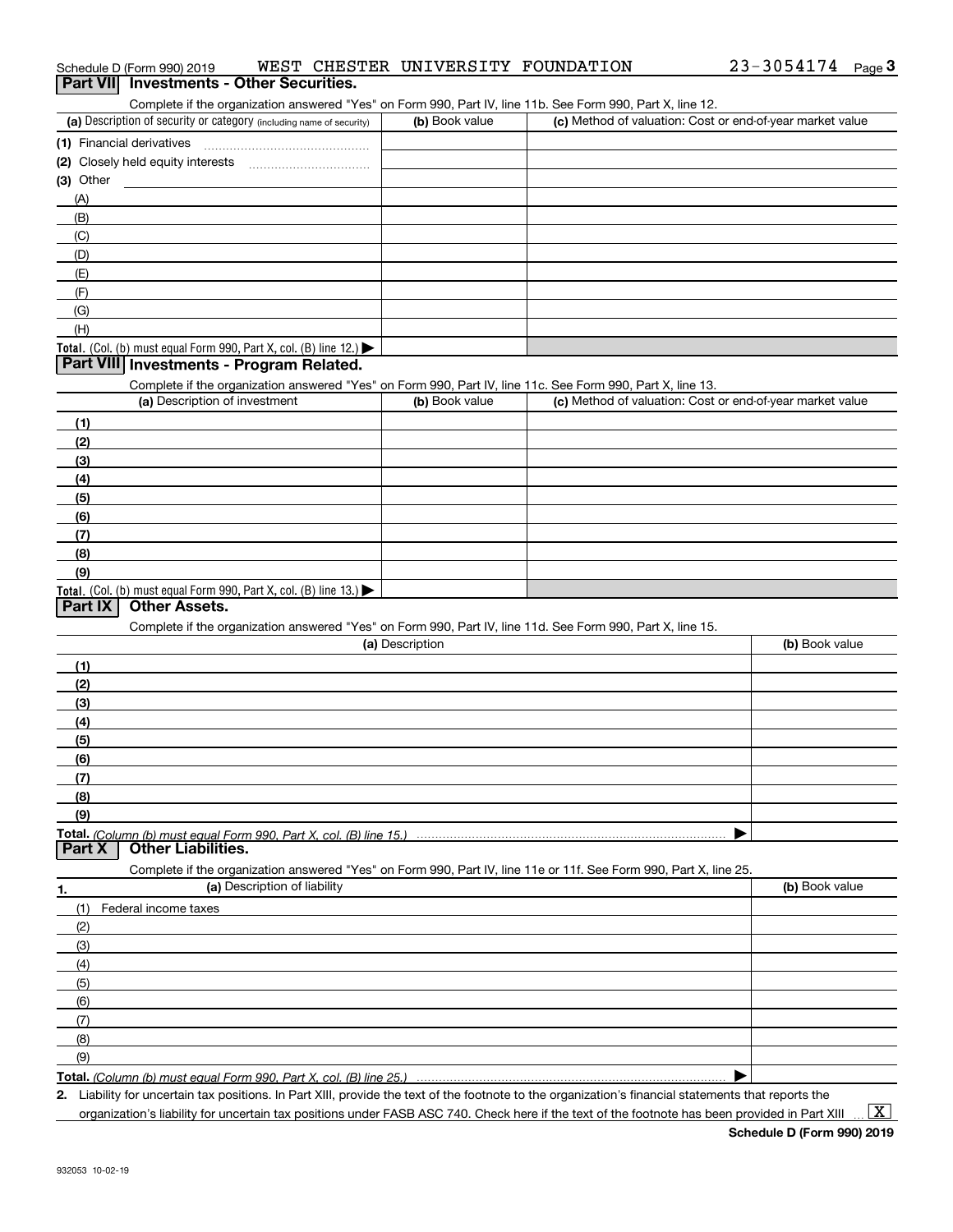Schedule D (Form 990) 2019 WEST CHESTER UNIVERSITY FOUNDATION 23-3054174 Page 3

## Part VII Investments - Other Securities.

Complete if the organization answered "Yes" on Form 990, Part IV, line 11b. See Form 990, Part X, line 12.

| (a) Description of security or category (including name of security) | (b) Book value | (c) Method of valuation: Cost or end-of-year market value |
|---|---|---|
| (1) Financial derivatives | | |
| (2) Closely held equity interests | | |
| (3) Other | | |
| (A) | | |
| (B) | | |
| (C) | | |
| (D) | | |
| (E) | | |
| (F) | | |
| (G) | | |
| (H) | | |
| **Total.** (Col. (b) must equal Form 990, Part X, col. (B) line 12.) ▶ | | |

## Part VIII Investments - Program Related.

Complete if the organization answered "Yes" on Form 990, Part IV, line 11c. See Form 990, Part X, line 13.

| (a) Description of investment | (b) Book value | (c) Method of valuation: Cost or end-of-year market value |
|---|---|---|
| (1) | | |
| (2) | | |
| (3) | | |
| (4) | | |
| (5) | | |
| (6) | | |
| (7) | | |
| (8) | | |
| (9) | | |
| **Total.** (Col. (b) must equal Form 990, Part X, col. (B) line 13.) ▶ | | |

## Part IX Other Assets.

Complete if the organization answered "Yes" on Form 990, Part IV, line 11d. See Form 990, Part X, line 15.

| (a) Description | (b) Book value |
|---|---|
| (1) | |
| (2) | |
| (3) | |
| (4) | |
| (5) | |
| (6) | |
| (7) | |
| (8) | |
| (9) | |
| **Total.** *(Column (b) must equal Form 990, Part X, col. (B) line 15.)* ▶ | |

## Part X Other Liabilities.

Complete if the organization answered "Yes" on Form 990, Part IV, line 11e or 11f. See Form 990, Part X, line 25.

| 1. (a) Description of liability | (b) Book value |
|---|---|
| (1) Federal income taxes | |
| (2) | |
| (3) | |
| (4) | |
| (5) | |
| (6) | |
| (7) | |
| (8) | |
| (9) | |
| **Total.** *(Column (b) must equal Form 990, Part X, col. (B) line 25.)* ▶ | |

2. Liability for uncertain tax positions. In Part XIII, provide the text of the footnote to the organization's financial statements that reports the organization's liability for uncertain tax positions under FASB ASC 740. Check here if the text of the footnote has been provided in Part XIII ... [X]

**Schedule D (Form 990) 2019**

932053 10-02-19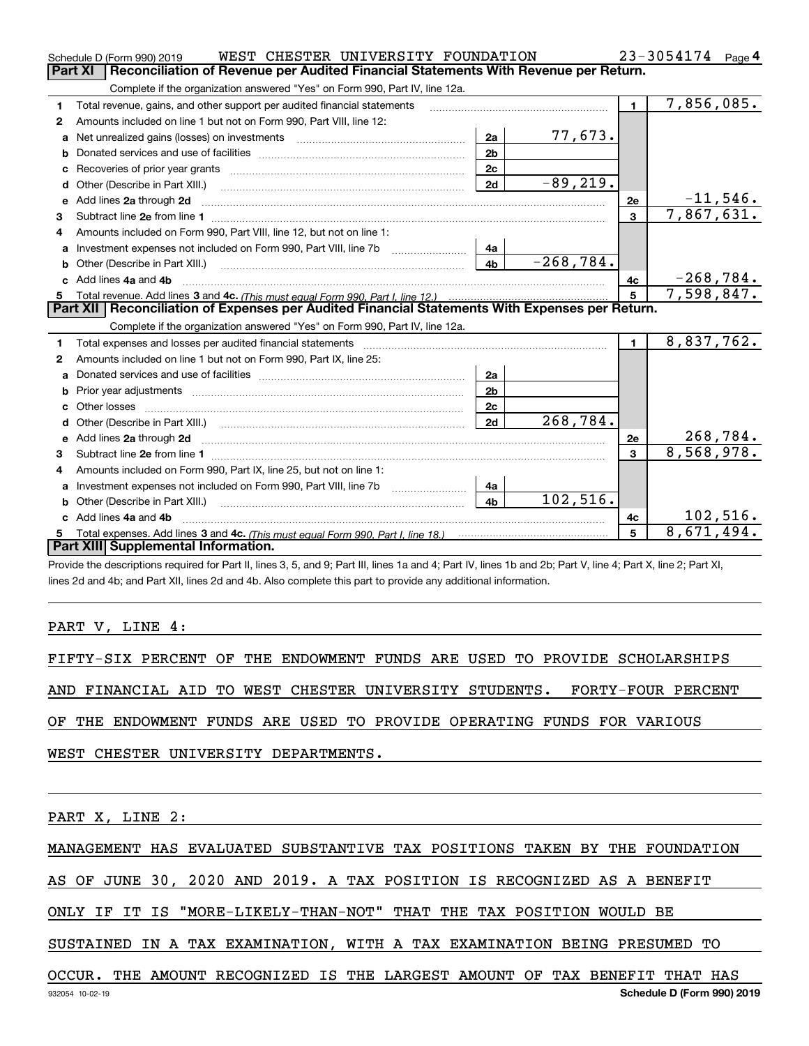Schedule D (Form 990) 2019 WEST CHESTER UNIVERSITY FOUNDATION 23-3054174 Page 4

## Part XI Reconciliation of Revenue per Audited Financial Statements With Revenue per Return.

Complete if the organization answered "Yes" on Form 990, Part IV, line 12a.

| | | | | | |
|---|---|---|---|---|---|
| 1 | Total revenue, gains, and other support per audited financial statements | | | 1 | 7,856,085. |
| 2 | Amounts included on line 1 but not on Form 990, Part VIII, line 12: | | | | |
| a | Net unrealized gains (losses) on investments | 2a | 77,673. | | |
| b | Donated services and use of facilities | 2b | | | |
| c | Recoveries of prior year grants | 2c | | | |
| d | Other (Describe in Part XIII.) | 2d | -89,219. | | |
| e | Add lines 2a through 2d | | | 2e | -11,546. |
| 3 | Subtract line 2e from line 1 | | | 3 | 7,867,631. |
| 4 | Amounts included on Form 990, Part VIII, line 12, but not on line 1: | | | | |
| a | Investment expenses not included on Form 990, Part VIII, line 7b | 4a | | | |
| b | Other (Describe in Part XIII.) | 4b | -268,784. | | |
| c | Add lines 4a and 4b | | | 4c | -268,784. |
| 5 | Total revenue. Add lines 3 and 4c. *(This must equal Form 990, Part I, line 12.)* | | | 5 | 7,598,847. |

## Part XII Reconciliation of Expenses per Audited Financial Statements With Expenses per Return.

Complete if the organization answered "Yes" on Form 990, Part IV, line 12a.

| | | | | | |
|---|---|---|---|---|---|
| 1 | Total expenses and losses per audited financial statements | | | 1 | 8,837,762. |
| 2 | Amounts included on line 1 but not on Form 990, Part IX, line 25: | | | | |
| a | Donated services and use of facilities | 2a | | | |
| b | Prior year adjustments | 2b | | | |
| c | Other losses | 2c | | | |
| d | Other (Describe in Part XIII.) | 2d | 268,784. | | |
| e | Add lines 2a through 2d | | | 2e | 268,784. |
| 3 | Subtract line 2e from line 1 | | | 3 | 8,568,978. |
| 4 | Amounts included on Form 990, Part IX, line 25, but not on line 1: | | | | |
| a | Investment expenses not included on Form 990, Part VIII, line 7b | 4a | | | |
| b | Other (Describe in Part XIII.) | 4b | 102,516. | | |
| c | Add lines 4a and 4b | | | 4c | 102,516. |
| 5 | Total expenses. Add lines 3 and 4c. *(This must equal Form 990, Part I, line 18.)* | | | 5 | 8,671,494. |

## Part XIII Supplemental Information.

Provide the descriptions required for Part II, lines 3, 5, and 9; Part III, lines 1a and 4; Part IV, lines 1b and 2b; Part V, line 4; Part X, line 2; Part XI, lines 2d and 4b; and Part XII, lines 2d and 4b. Also complete this part to provide any additional information.

PART V, LINE 4:

FIFTY-SIX PERCENT OF THE ENDOWMENT FUNDS ARE USED TO PROVIDE SCHOLARSHIPS AND FINANCIAL AID TO WEST CHESTER UNIVERSITY STUDENTS. FORTY-FOUR PERCENT OF THE ENDOWMENT FUNDS ARE USED TO PROVIDE OPERATING FUNDS FOR VARIOUS WEST CHESTER UNIVERSITY DEPARTMENTS.

PART X, LINE 2:

MANAGEMENT HAS EVALUATED SUBSTANTIVE TAX POSITIONS TAKEN BY THE FOUNDATION AS OF JUNE 30, 2020 AND 2019. A TAX POSITION IS RECOGNIZED AS A BENEFIT ONLY IF IT IS "MORE-LIKELY-THAN-NOT" THAT THE TAX POSITION WOULD BE SUSTAINED IN A TAX EXAMINATION, WITH A TAX EXAMINATION BEING PRESUMED TO OCCUR. THE AMOUNT RECOGNIZED IS THE LARGEST AMOUNT OF TAX BENEFIT THAT HAS

932054 10-02-19 Schedule D (Form 990) 2019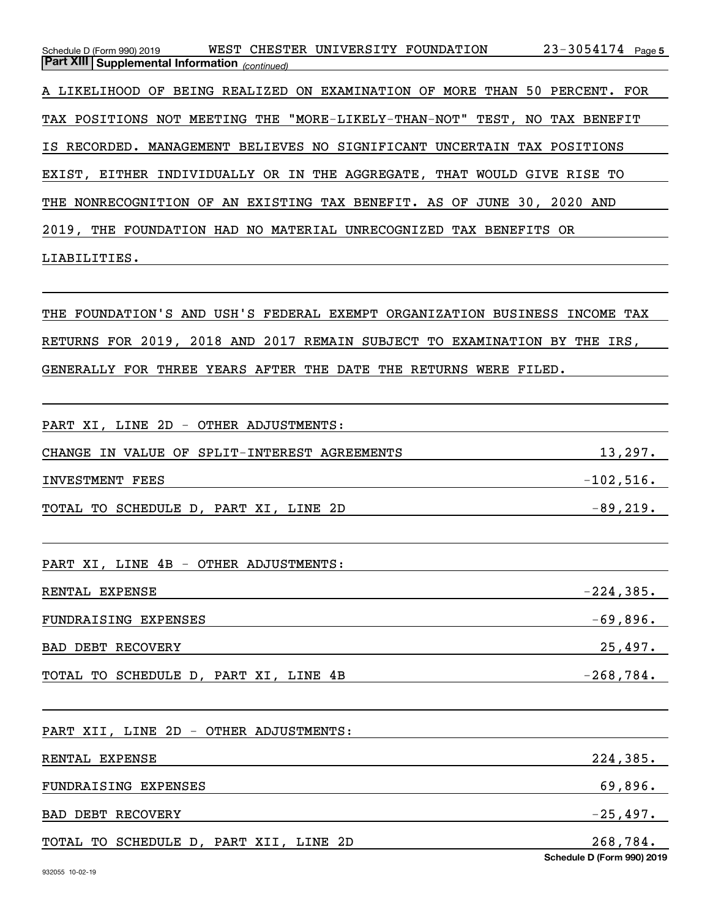**Part XIII | Supplemental Information** *(continued)*

A LIKELIHOOD OF BEING REALIZED ON EXAMINATION OF MORE THAN 50 PERCENT. FOR TAX POSITIONS NOT MEETING THE "MORE-LIKELY-THAN-NOT" TEST, NO TAX BENEFIT IS RECORDED. MANAGEMENT BELIEVES NO SIGNIFICANT UNCERTAIN TAX POSITIONS EXIST, EITHER INDIVIDUALLY OR IN THE AGGREGATE, THAT WOULD GIVE RISE TO THE NONRECOGNITION OF AN EXISTING TAX BENEFIT. AS OF JUNE 30, 2020 AND 2019, THE FOUNDATION HAD NO MATERIAL UNRECOGNIZED TAX BENEFITS OR LIABILITIES.

THE FOUNDATION'S AND USH'S FEDERAL EXEMPT ORGANIZATION BUSINESS INCOME TAX RETURNS FOR 2019, 2018 AND 2017 REMAIN SUBJECT TO EXAMINATION BY THE IRS, GENERALLY FOR THREE YEARS AFTER THE DATE THE RETURNS WERE FILED.

PART XI, LINE 2D - OTHER ADJUSTMENTS:

| | |
|---|---|
| CHANGE IN VALUE OF SPLIT-INTEREST AGREEMENTS | 13,297. |
| INVESTMENT FEES | -102,516. |
| TOTAL TO SCHEDULE D, PART XI, LINE 2D | -89,219. |

PART XI, LINE 4B - OTHER ADJUSTMENTS:

| | |
|---|---|
| RENTAL EXPENSE | -224,385. |
| FUNDRAISING EXPENSES | -69,896. |
| BAD DEBT RECOVERY | 25,497. |
| TOTAL TO SCHEDULE D, PART XI, LINE 4B | -268,784. |

PART XII, LINE 2D - OTHER ADJUSTMENTS:

| | |
|---|---|
| RENTAL EXPENSE | 224,385. |
| FUNDRAISING EXPENSES | 69,896. |
| BAD DEBT RECOVERY | -25,497. |
| TOTAL TO SCHEDULE D, PART XII, LINE 2D | 268,784. |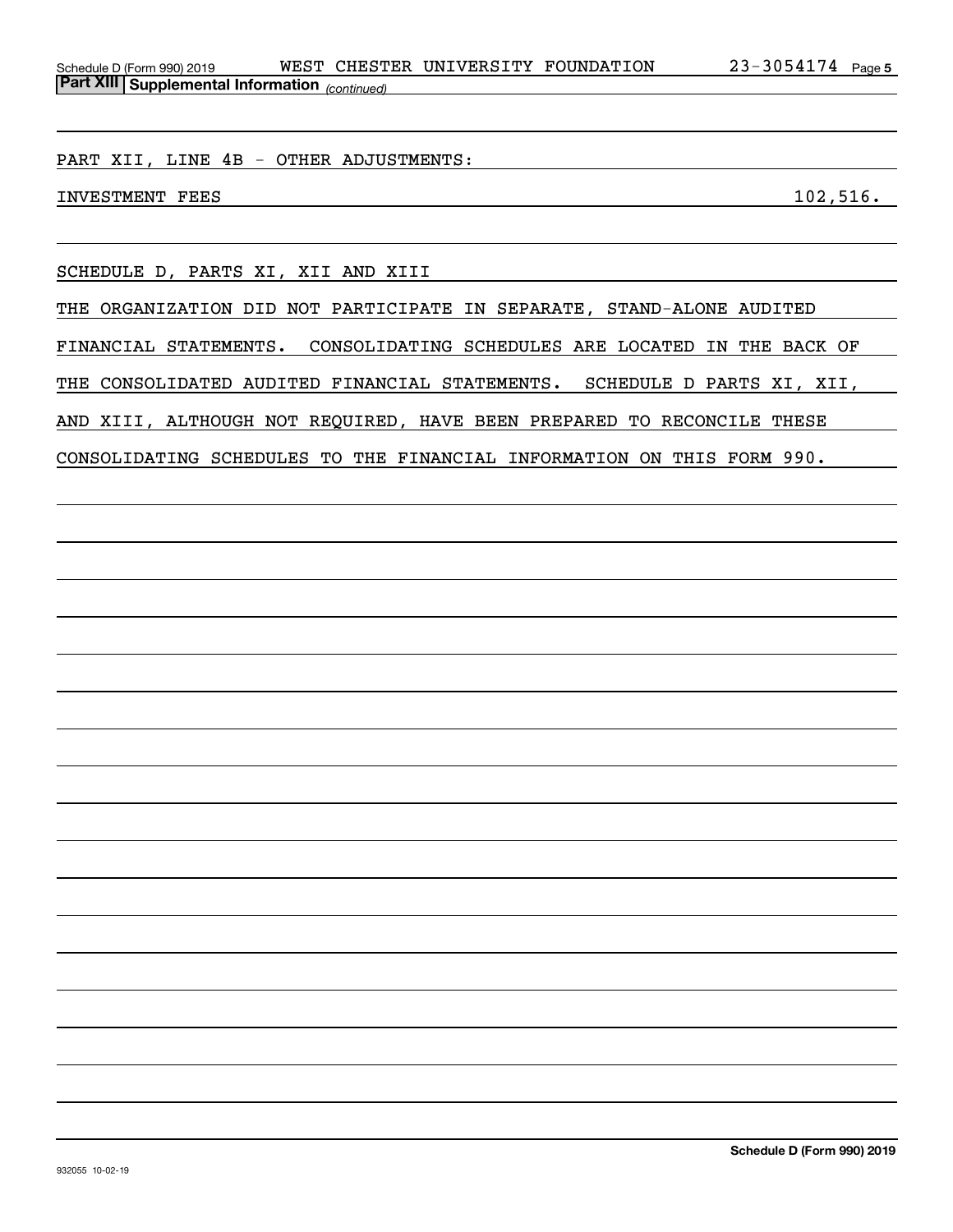**Part XIII | Supplemental Information** *(continued)*

PART XII, LINE 4B - OTHER ADJUSTMENTS:

| | |
|---|---|
| INVESTMENT FEES | 102,516. |

SCHEDULE D, PARTS XI, XII AND XIII

THE ORGANIZATION DID NOT PARTICIPATE IN SEPARATE, STAND-ALONE AUDITED FINANCIAL STATEMENTS. CONSOLIDATING SCHEDULES ARE LOCATED IN THE BACK OF THE CONSOLIDATED AUDITED FINANCIAL STATEMENTS. SCHEDULE D PARTS XI, XII, AND XIII, ALTHOUGH NOT REQUIRED, HAVE BEEN PREPARED TO RECONCILE THESE CONSOLIDATING SCHEDULES TO THE FINANCIAL INFORMATION ON THIS FORM 990.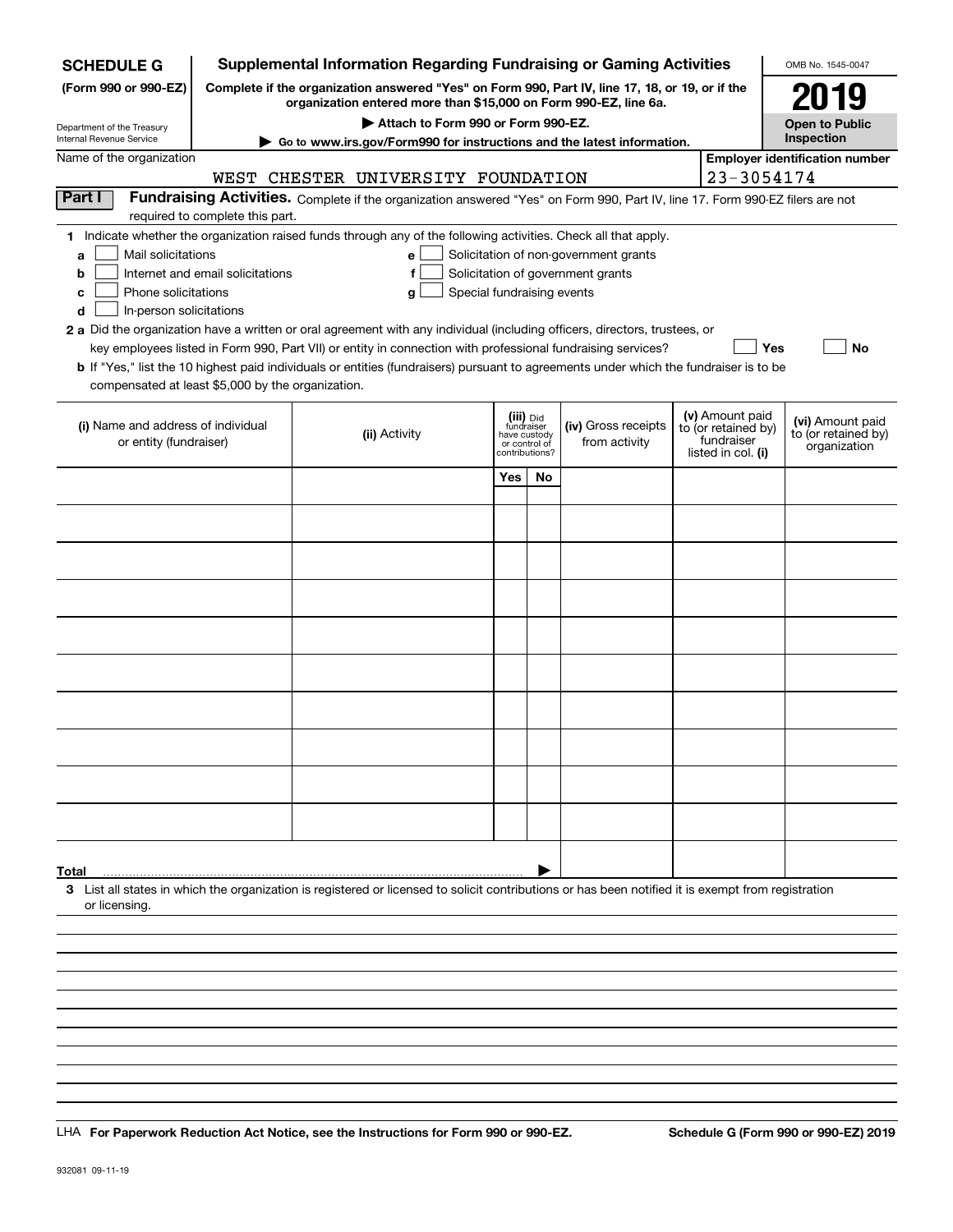**SCHEDULE G (Form 990 or 990-EZ)**

Department of the Treasury
Internal Revenue Service

# Supplemental Information Regarding Fundraising or Gaming Activities

**Complete if the organization answered "Yes" on Form 990, Part IV, line 17, 18, or 19, or if the organization entered more than $15,000 on Form 990-EZ, line 6a.**

**▶ Attach to Form 990 or Form 990-EZ.**

**▶ Go to www.irs.gov/Form990 for instructions and the latest information.**

OMB No. 1545-0047

**2019**

**Open to Public Inspection**

Name of the organization: WEST CHESTER UNIVERSITY FOUNDATION

Employer identification number: 23-3054174

**Part I** **Fundraising Activities.** Complete if the organization answered "Yes" on Form 990, Part IV, line 17. Form 990-EZ filers are not required to complete this part.

1 Indicate whether the organization raised funds through any of the following activities. Check all that apply.

- a ☐ Mail solicitations
- b ☐ Internet and email solicitations
- c ☐ Phone solicitations
- d ☐ In-person solicitations
- e ☐ Solicitation of non-government grants
- f ☐ Solicitation of government grants
- g ☐ Special fundraising events

2 a Did the organization have a written or oral agreement with any individual (including officers, directors, trustees, or key employees listed in Form 990, Part VII) or entity in connection with professional fundraising services? ☐ Yes ☐ No

b If "Yes," list the 10 highest paid individuals or entities (fundraisers) pursuant to agreements under which the fundraiser is to be compensated at least $5,000 by the organization.

| (i) Name and address of individual or entity (fundraiser) | (ii) Activity | (iii) Did fundraiser have custody or control of contributions? Yes | No | (iv) Gross receipts from activity | (v) Amount paid to (or retained by) fundraiser listed in col. (i) | (vi) Amount paid to (or retained by) organization |
|---|---|---|---|---|---|---|
| | | | | | | |
| | | | | | | |
| | | | | | | |
| | | | | | | |
| | | | | | | |
| | | | | | | |
| | | | | | | |
| | | | | | | |
| | | | | | | |
| | | | | | | |
| **Total** ▶ | | | | | | |

3 List all states in which the organization is registered or licensed to solicit contributions or has been notified it is exempt from registration or licensing.

LHA **For Paperwork Reduction Act Notice, see the Instructions for Form 990 or 990-EZ.** **Schedule G (Form 990 or 990-EZ) 2019**

932081 09-11-19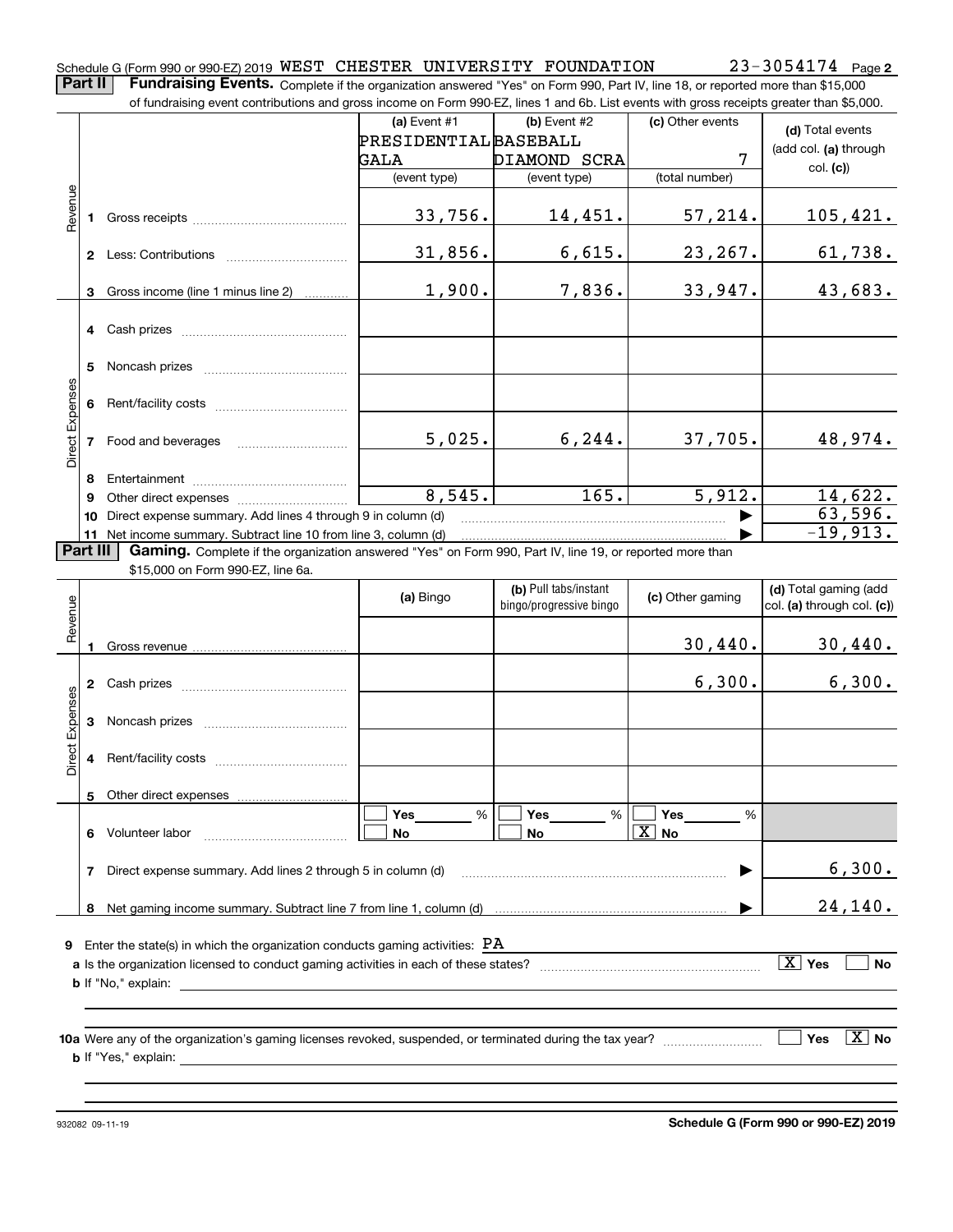Schedule G (Form 990 or 990-EZ) 2019 WEST CHESTER UNIVERSITY FOUNDATION 23-3054174 Page 2

**Part II** **Fundraising Events.** Complete if the organization answered "Yes" on Form 990, Part IV, line 18, or reported more than $15,000 of fundraising event contributions and gross income on Form 990-EZ, lines 1 and 6b. List events with gross receipts greater than $5,000.

| | | (a) Event #1 PRESIDENTIAL GALA (event type) | (b) Event #2 BASEBALL DIAMOND SCRA (event type) | (c) Other events 7 (total number) | (d) Total events (add col. (a) through col. (c)) |
|---|---|---|---|---|---|
| Revenue | 1 Gross receipts | 33,756. | 14,451. | 57,214. | 105,421. |
| | 2 Less: Contributions | 31,856. | 6,615. | 23,267. | 61,738. |
| | 3 Gross income (line 1 minus line 2) | 1,900. | 7,836. | 33,947. | 43,683. |
| Direct Expenses | 4 Cash prizes | | | | |
| | 5 Noncash prizes | | | | |
| | 6 Rent/facility costs | | | | |
| | 7 Food and beverages | 5,025. | 6,244. | 37,705. | 48,974. |
| | 8 Entertainment | | | | |
| | 9 Other direct expenses | 8,545. | 165. | 5,912. | 14,622. |
| | 10 Direct expense summary. Add lines 4 through 9 in column (d) | | | ▶ | 63,596. |
| | 11 Net income summary. Subtract line 10 from line 3, column (d) | | | ▶ | -19,913. |

**Part III** **Gaming.** Complete if the organization answered "Yes" on Form 990, Part IV, line 19, or reported more than $15,000 on Form 990-EZ, line 6a.

| | | (a) Bingo | (b) Pull tabs/instant bingo/progressive bingo | (c) Other gaming | (d) Total gaming (add col. (a) through col. (c)) |
|---|---|---|---|---|---|
| Revenue | 1 Gross revenue | | | 30,440. | 30,440. |
| Direct Expenses | 2 Cash prizes | | | 6,300. | 6,300. |
| | 3 Noncash prizes | | | | |
| | 4 Rent/facility costs | | | | |
| | 5 Other direct expenses | | | | |
| | 6 Volunteer labor | ☐ Yes ___% ☐ No | ☐ Yes ___% ☐ No | ☐ Yes ___% ☒ No | |
| | 7 Direct expense summary. Add lines 2 through 5 in column (d) | | | ▶ | 6,300. |
| | 8 Net gaming income summary. Subtract line 7 from line 1, column (d) | | | ▶ | 24,140. |

**9** Enter the state(s) in which the organization conducts gaming activities: PA

**a** Is the organization licensed to conduct gaming activities in each of these states? ☒ Yes ☐ No

**b** If "No," explain:

**10a** Were any of the organization's gaming licenses revoked, suspended, or terminated during the tax year? ☐ Yes ☒ No

**b** If "Yes," explain:

932082 09-11-19 **Schedule G (Form 990 or 990-EZ) 2019**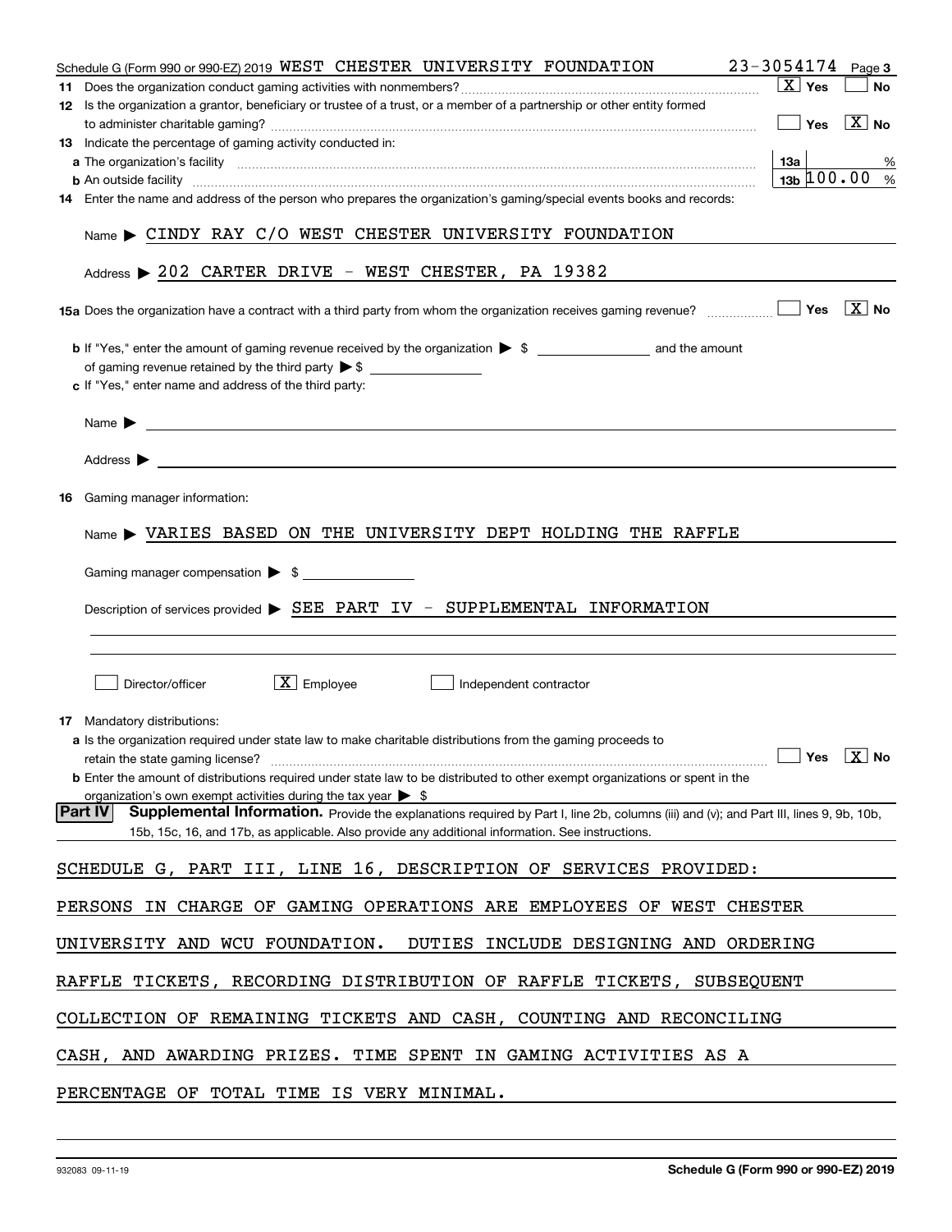Schedule G (Form 990 or 990-EZ) 2019 WEST CHESTER UNIVERSITY FOUNDATION 23-3054174 Page **3**

**11** Does the organization conduct gaming activities with nonmembers? [X] Yes [ ] No

**12** Is the organization a grantor, beneficiary or trustee of a trust, or a member of a partnership or other entity formed to administer charitable gaming? [ ] Yes [X] No

**13** Indicate the percentage of gaming activity conducted in:

**a** The organization's facility **13a** %

**b** An outside facility **13b** 100.00 %

**14** Enter the name and address of the person who prepares the organization's gaming/special events books and records:

Name ▶ CINDY RAY C/O WEST CHESTER UNIVERSITY FOUNDATION

Address ▶ 202 CARTER DRIVE - WEST CHESTER, PA 19382

**15a** Does the organization have a contract with a third party from whom the organization receives gaming revenue? [ ] Yes [X] No

**b** If "Yes," enter the amount of gaming revenue received by the organization ▶ $ \_\_\_\_\_\_\_\_ and the amount of gaming revenue retained by the third party ▶ $ \_\_\_\_\_\_\_\_

**c** If "Yes," enter name and address of the third party:

Name ▶

Address ▶

**16** Gaming manager information:

Name ▶ VARIES BASED ON THE UNIVERSITY DEPT HOLDING THE RAFFLE

Gaming manager compensation ▶ $

Description of services provided ▶ SEE PART IV - SUPPLEMENTAL INFORMATION

[ ] Director/officer [X] Employee [ ] Independent contractor

**17** Mandatory distributions:

**a** Is the organization required under state law to make charitable distributions from the gaming proceeds to retain the state gaming license? [ ] Yes [X] No

**b** Enter the amount of distributions required under state law to be distributed to other exempt organizations or spent in the organization's own exempt activities during the tax year ▶ $

**Part IV** **Supplemental Information.** Provide the explanations required by Part I, line 2b, columns (iii) and (v); and Part III, lines 9, 9b, 10b, 15b, 15c, 16, and 17b, as applicable. Also provide any additional information. See instructions.

SCHEDULE G, PART III, LINE 16, DESCRIPTION OF SERVICES PROVIDED:

PERSONS IN CHARGE OF GAMING OPERATIONS ARE EMPLOYEES OF WEST CHESTER UNIVERSITY AND WCU FOUNDATION. DUTIES INCLUDE DESIGNING AND ORDERING RAFFLE TICKETS, RECORDING DISTRIBUTION OF RAFFLE TICKETS, SUBSEQUENT COLLECTION OF REMAINING TICKETS AND CASH, COUNTING AND RECONCILING CASH, AND AWARDING PRIZES. TIME SPENT IN GAMING ACTIVITIES AS A PERCENTAGE OF TOTAL TIME IS VERY MINIMAL.

932083 09-11-19 **Schedule G (Form 990 or 990-EZ) 2019**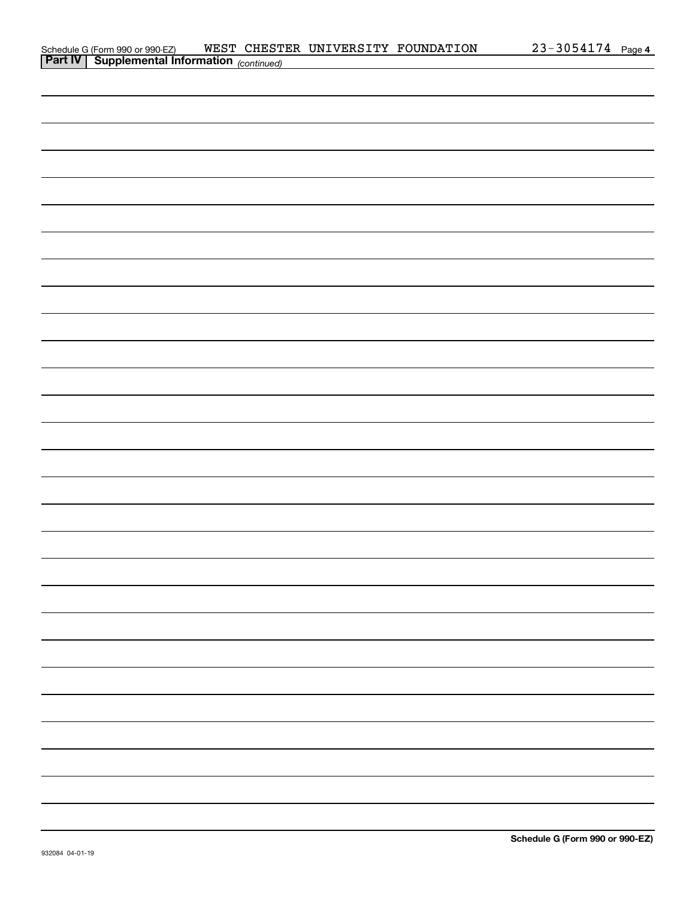Schedule G (Form 990 or 990-EZ) WEST CHESTER UNIVERSITY FOUNDATION 23-3054174 Page 4

**Part IV | Supplemental Information** *(continued)*

**Schedule G (Form 990 or 990-EZ)**

932084 04-01-19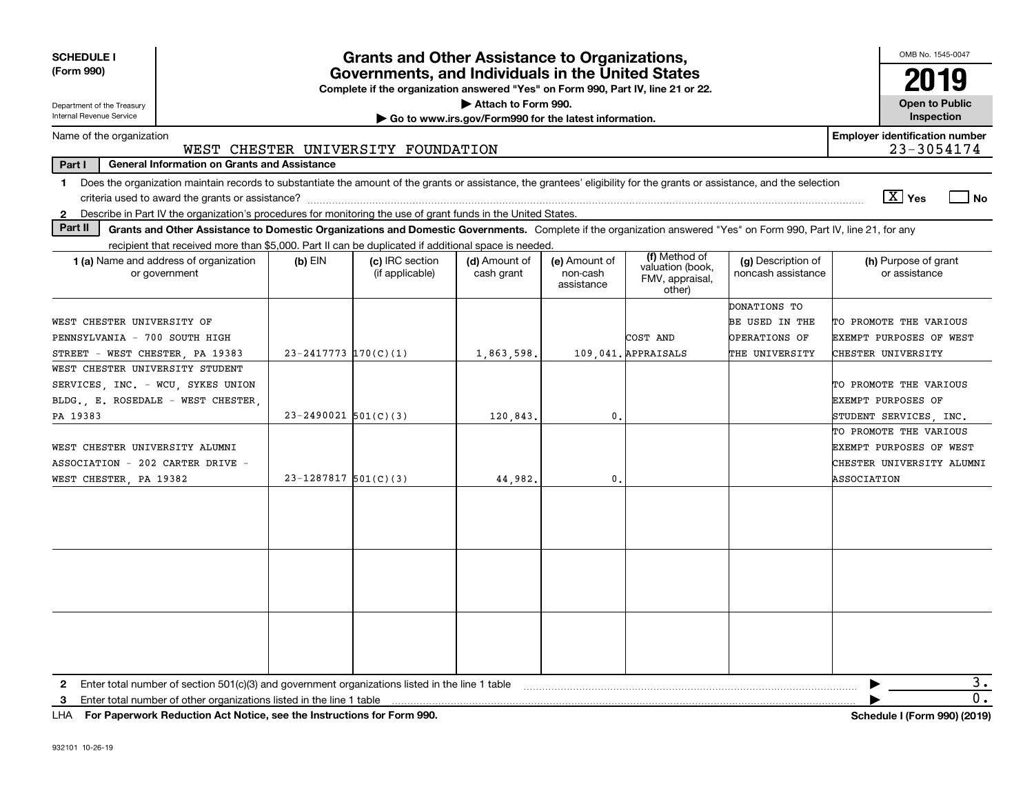**SCHEDULE I**
**(Form 990)**

Department of the Treasury
Internal Revenue Service

# Grants and Other Assistance to Organizations, Governments, and Individuals in the United States

**Complete if the organization answered "Yes" on Form 990, Part IV, line 21 or 22.**
**▶ Attach to Form 990.**
**▶ Go to www.irs.gov/Form990 for the latest information.**

OMB No. 1545-0047
**2019**
**Open to Public Inspection**

Name of the organization: WEST CHESTER UNIVERSITY FOUNDATION

**Employer identification number:** 23-3054174

**Part I — General Information on Grants and Assistance**

1 Does the organization maintain records to substantiate the amount of the grants or assistance, the grantees' eligibility for the grants or assistance, and the selection criteria used to award the grants or assistance? [X] Yes [ ] No

2 Describe in Part IV the organization's procedures for monitoring the use of grant funds in the United States.

**Part II — Grants and Other Assistance to Domestic Organizations and Domestic Governments.** Complete if the organization answered "Yes" on Form 990, Part IV, line 21, for any recipient that received more than $5,000. Part II can be duplicated if additional space is needed.

| 1 (a) Name and address of organization or government | (b) EIN | (c) IRC section (if applicable) | (d) Amount of cash grant | (e) Amount of non-cash assistance | (f) Method of valuation (book, FMV, appraisal, other) | (g) Description of noncash assistance | (h) Purpose of grant or assistance |
|---|---|---|---|---|---|---|---|
| WEST CHESTER UNIVERSITY OF PENNSYLVANIA - 700 SOUTH HIGH STREET - WEST CHESTER, PA 19383 | 23-2417773 | 170(C)(1) | 1,863,598. | 109,041. | COST AND APPRAISALS | DONATIONS TO BE USED IN THE OPERATIONS OF THE UNIVERSITY | TO PROMOTE THE VARIOUS EXEMPT PURPOSES OF WEST CHESTER UNIVERSITY |
| WEST CHESTER UNIVERSITY STUDENT SERVICES, INC. - WCU, SYKES UNION BLDG., E. ROSEDALE - WEST CHESTER, PA 19383 | 23-2490021 | 501(C)(3) | 120,843. | 0. | | | TO PROMOTE THE VARIOUS EXEMPT PURPOSES OF STUDENT SERVICES, INC. |
| WEST CHESTER UNIVERSITY ALUMNI ASSOCIATION - 202 CARTER DRIVE - WEST CHESTER, PA 19382 | 23-1287817 | 501(C)(3) | 44,982. | 0. | | | TO PROMOTE THE VARIOUS EXEMPT PURPOSES OF WEST CHESTER UNIVERSITY ALUMNI ASSOCIATION |
| | | | | | | | |
| | | | | | | | |
| | | | | | | | |

2 Enter total number of section 501(c)(3) and government organizations listed in the line 1 table ▶ 3.

3 Enter total number of other organizations listed in the line 1 table ▶ 0.

LHA **For Paperwork Reduction Act Notice, see the Instructions for Form 990.** **Schedule I (Form 990) (2019)**

932101 10-26-19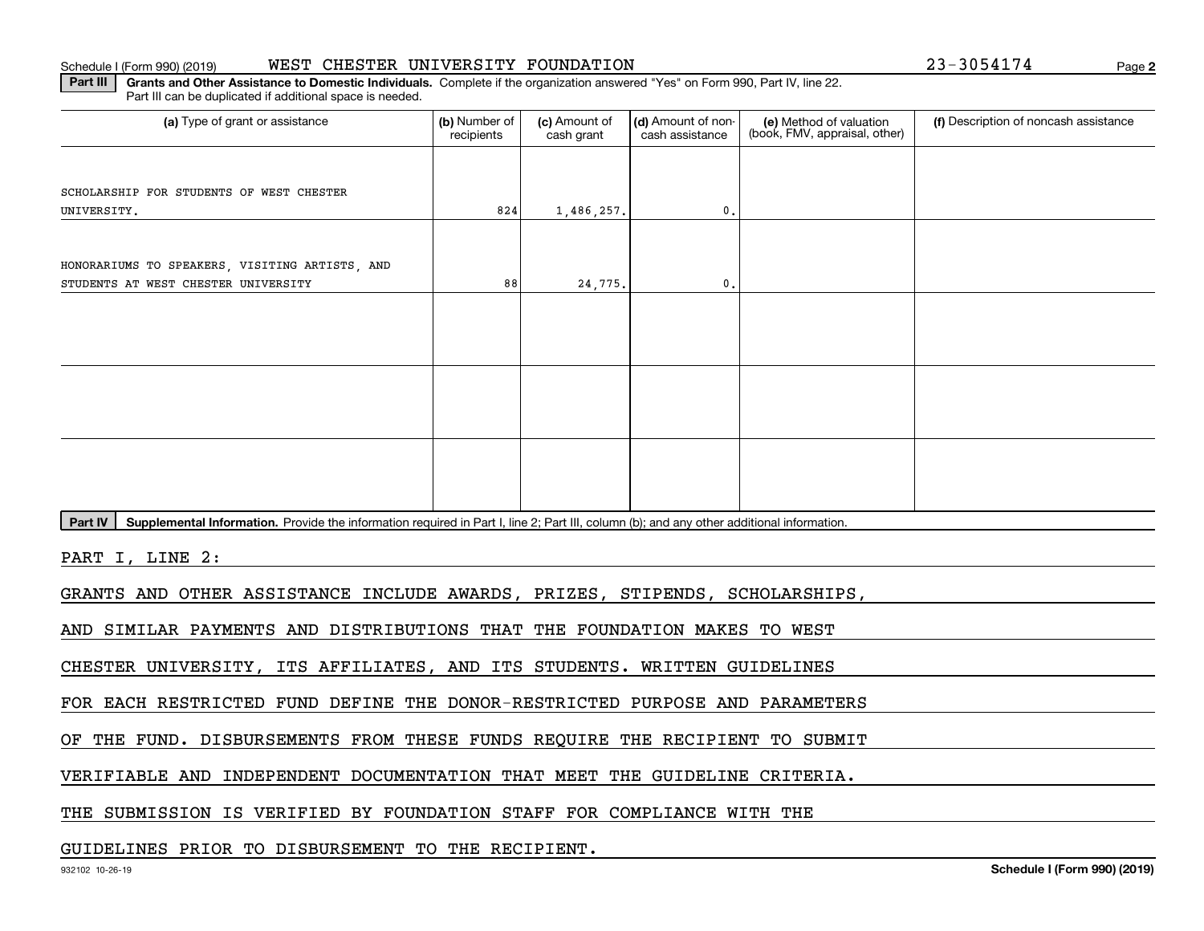Schedule I (Form 990) (2019) WEST CHESTER UNIVERSITY FOUNDATION 23-3054174

**Part III** **Grants and Other Assistance to Domestic Individuals.** Complete if the organization answered "Yes" on Form 990, Part IV, line 22. Part III can be duplicated if additional space is needed.

| (a) Type of grant or assistance | (b) Number of recipients | (c) Amount of cash grant | (d) Amount of non-cash assistance | (e) Method of valuation (book, FMV, appraisal, other) | (f) Description of noncash assistance |
|---|---|---|---|---|---|
| SCHOLARSHIP FOR STUDENTS OF WEST CHESTER UNIVERSITY. | 824 | 1,486,257. | 0. | | |
| HONORARIUMS TO SPEAKERS, VISITING ARTISTS, AND STUDENTS AT WEST CHESTER UNIVERSITY | 88 | 24,775. | 0. | | |
| | | | | | |
| | | | | | |
| | | | | | |

**Part IV** **Supplemental Information.** Provide the information required in Part I, line 2; Part III, column (b); and any other additional information.

PART I, LINE 2:

GRANTS AND OTHER ASSISTANCE INCLUDE AWARDS, PRIZES, STIPENDS, SCHOLARSHIPS, AND SIMILAR PAYMENTS AND DISTRIBUTIONS THAT THE FOUNDATION MAKES TO WEST CHESTER UNIVERSITY, ITS AFFILIATES, AND ITS STUDENTS. WRITTEN GUIDELINES FOR EACH RESTRICTED FUND DEFINE THE DONOR-RESTRICTED PURPOSE AND PARAMETERS OF THE FUND. DISBURSEMENTS FROM THESE FUNDS REQUIRE THE RECIPIENT TO SUBMIT VERIFIABLE AND INDEPENDENT DOCUMENTATION THAT MEET THE GUIDELINE CRITERIA. THE SUBMISSION IS VERIFIED BY FOUNDATION STAFF FOR COMPLIANCE WITH THE GUIDELINES PRIOR TO DISBURSEMENT TO THE RECIPIENT.

932102 10-26-19 **Schedule I (Form 990) (2019)**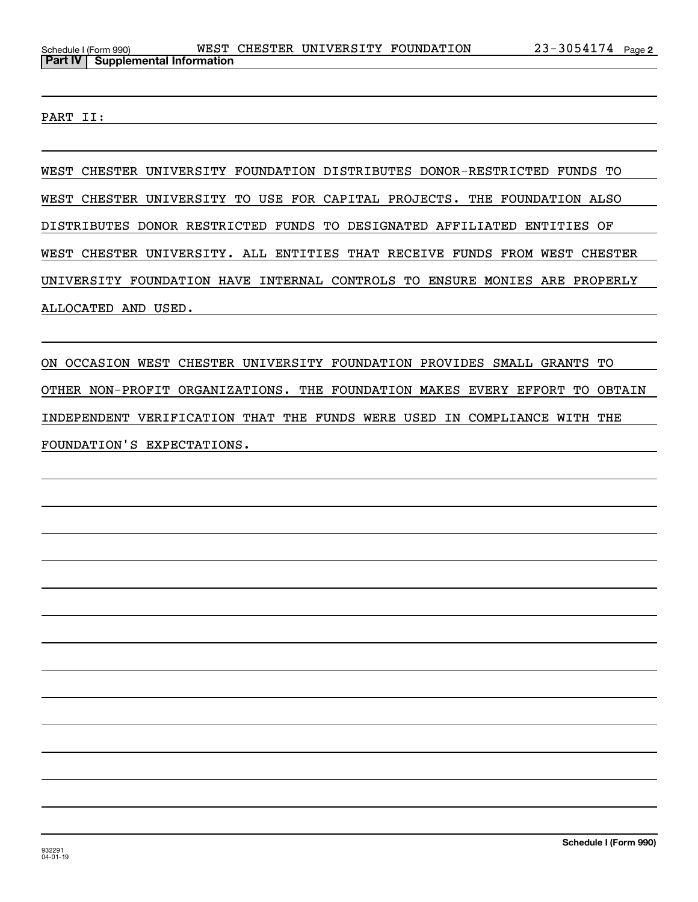**Part IV | Supplemental Information**

PART II:

WEST CHESTER UNIVERSITY FOUNDATION DISTRIBUTES DONOR-RESTRICTED FUNDS TO WEST CHESTER UNIVERSITY TO USE FOR CAPITAL PROJECTS. THE FOUNDATION ALSO DISTRIBUTES DONOR RESTRICTED FUNDS TO DESIGNATED AFFILIATED ENTITIES OF WEST CHESTER UNIVERSITY. ALL ENTITIES THAT RECEIVE FUNDS FROM WEST CHESTER UNIVERSITY FOUNDATION HAVE INTERNAL CONTROLS TO ENSURE MONIES ARE PROPERLY ALLOCATED AND USED.

ON OCCASION WEST CHESTER UNIVERSITY FOUNDATION PROVIDES SMALL GRANTS TO OTHER NON-PROFIT ORGANIZATIONS. THE FOUNDATION MAKES EVERY EFFORT TO OBTAIN INDEPENDENT VERIFICATION THAT THE FUNDS WERE USED IN COMPLIANCE WITH THE FOUNDATION'S EXPECTATIONS.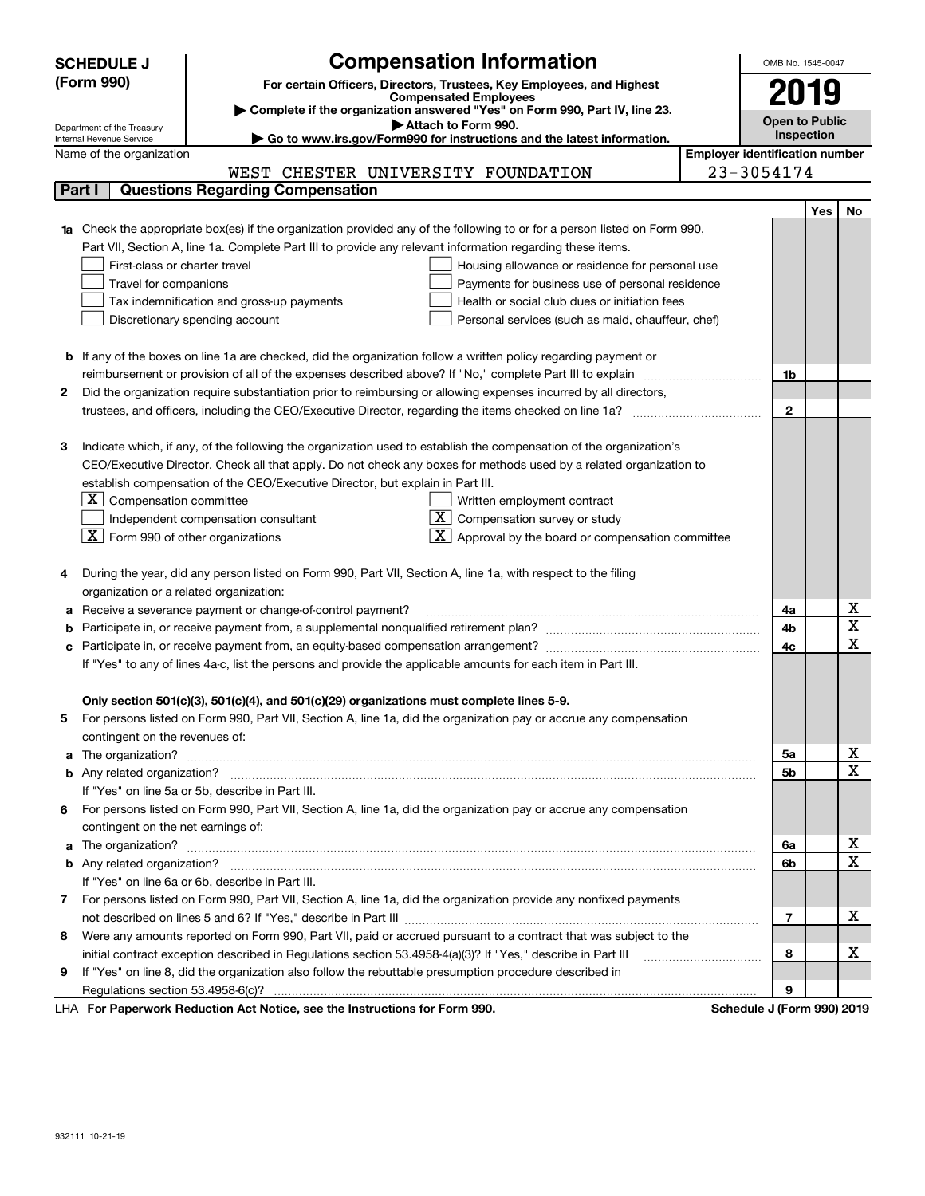# SCHEDULE J (Form 990)

Department of the Treasury
Internal Revenue Service

## Compensation Information

**For certain Officers, Directors, Trustees, Key Employees, and Highest Compensated Employees**

▶ Complete if the organization answered "Yes" on Form 990, Part IV, line 23.

▶ Attach to Form 990.

▶ Go to www.irs.gov/Form990 for instructions and the latest information.

OMB No. 1545-0047

**2019**

**Open to Public Inspection**

Name of the organization: WEST CHESTER UNIVERSITY FOUNDATION

Employer identification number: 23-3054174

### Part I — Questions Regarding Compensation

| | | | Yes | No |
|---|---|---|---|---|
| **1a** | Check the appropriate box(es) if the organization provided any of the following to or for a person listed on Form 990, Part VII, Section A, line 1a. Complete Part III to provide any relevant information regarding these items.<br>☐ First-class or charter travel ☐ Housing allowance or residence for personal use<br>☐ Travel for companions ☐ Payments for business use of personal residence<br>☐ Tax indemnification and gross-up payments ☐ Health or social club dues or initiation fees<br>☐ Discretionary spending account ☐ Personal services (such as maid, chauffeur, chef) | | | |
| **b** | If any of the boxes on line 1a are checked, did the organization follow a written policy regarding payment or reimbursement or provision of all of the expenses described above? If "No," complete Part III to explain | 1b | | |
| **2** | Did the organization require substantiation prior to reimbursing or allowing expenses incurred by all directors, trustees, and officers, including the CEO/Executive Director, regarding the items checked on line 1a? | 2 | | |
| **3** | Indicate which, if any, of the following the organization used to establish the compensation of the organization's CEO/Executive Director. Check all that apply. Do not check any boxes for methods used by a related organization to establish compensation of the CEO/Executive Director, but explain in Part III.<br>☒ Compensation committee ☐ Written employment contract<br>☐ Independent compensation consultant ☒ Compensation survey or study<br>☒ Form 990 of other organizations ☒ Approval by the board or compensation committee | | | |
| **4** | During the year, did any person listed on Form 990, Part VII, Section A, line 1a, with respect to the filing organization or a related organization: | | | |
| **a** | Receive a severance payment or change-of-control payment? | 4a | | X |
| **b** | Participate in, or receive payment from, a supplemental nonqualified retirement plan? | 4b | | X |
| **c** | Participate in, or receive payment from, an equity-based compensation arrangement? | 4c | | X |
| | If "Yes" to any of lines 4a-c, list the persons and provide the applicable amounts for each item in Part III. | | | |
| | **Only section 501(c)(3), 501(c)(4), and 501(c)(29) organizations must complete lines 5-9.** | | | |
| **5** | For persons listed on Form 990, Part VII, Section A, line 1a, did the organization pay or accrue any compensation contingent on the revenues of: | | | |
| **a** | The organization? | 5a | | X |
| **b** | Any related organization? | 5b | | X |
| | If "Yes" on line 5a or 5b, describe in Part III. | | | |
| **6** | For persons listed on Form 990, Part VII, Section A, line 1a, did the organization pay or accrue any compensation contingent on the net earnings of: | | | |
| **a** | The organization? | 6a | | X |
| **b** | Any related organization? | 6b | | X |
| | If "Yes" on line 6a or 6b, describe in Part III. | | | |
| **7** | For persons listed on Form 990, Part VII, Section A, line 1a, did the organization provide any nonfixed payments not described on lines 5 and 6? If "Yes," describe in Part III | 7 | | X |
| **8** | Were any amounts reported on Form 990, Part VII, paid or accrued pursuant to a contract that was subject to the initial contract exception described in Regulations section 53.4958-4(a)(3)? If "Yes," describe in Part III | 8 | | X |
| **9** | If "Yes" on line 8, did the organization also follow the rebuttable presumption procedure described in Regulations section 53.4958-6(c)? | 9 | | |

LHA **For Paperwork Reduction Act Notice, see the Instructions for Form 990.** **Schedule J (Form 990) 2019**

932111 10-21-19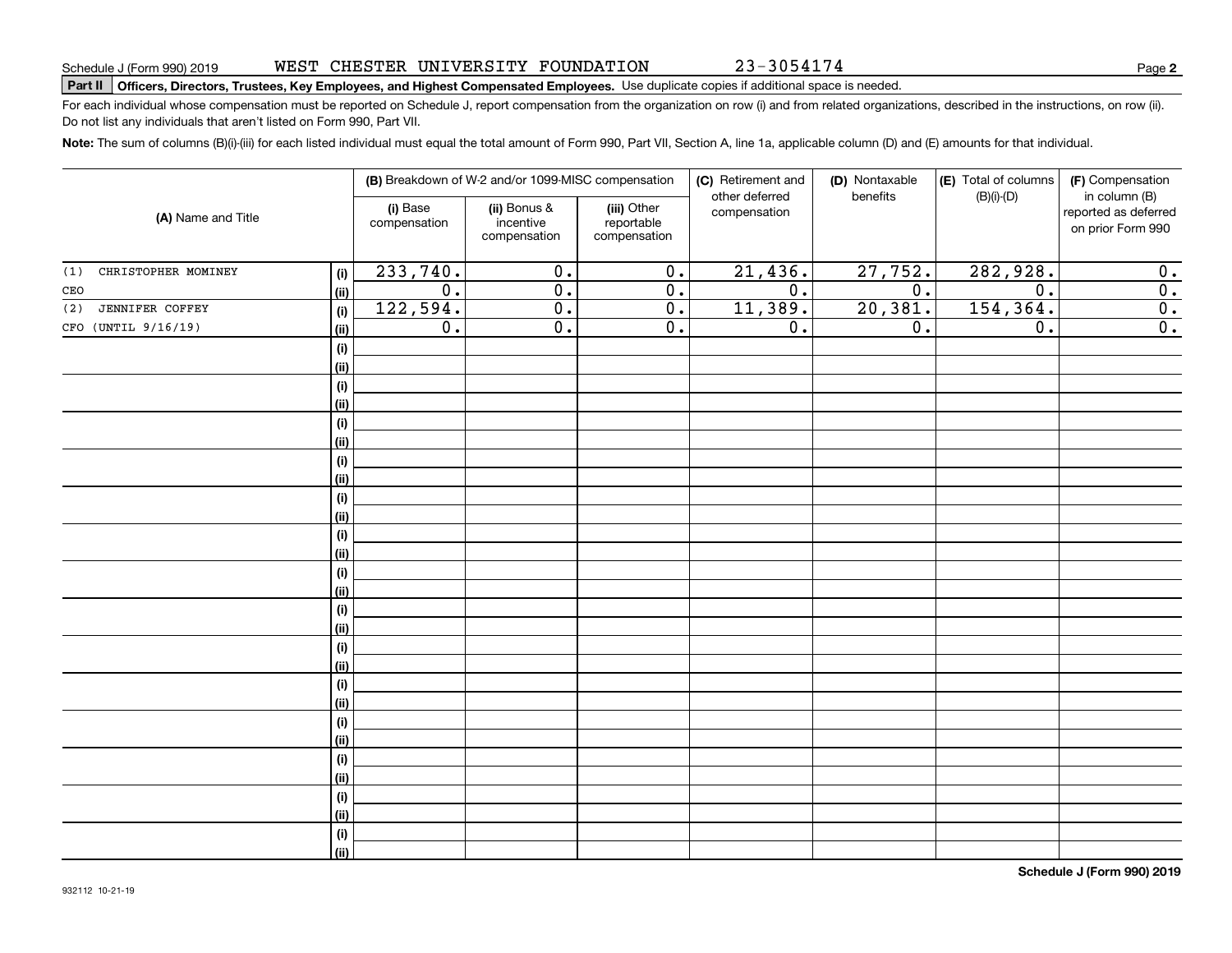Schedule J (Form 990) 2019 WEST CHESTER UNIVERSITY FOUNDATION 23-3054174

**Part II** **Officers, Directors, Trustees, Key Employees, and Highest Compensated Employees.** Use duplicate copies if additional space is needed.

For each individual whose compensation must be reported on Schedule J, report compensation from the organization on row (i) and from related organizations, described in the instructions, on row (ii). Do not list any individuals that aren't listed on Form 990, Part VII.

**Note:** The sum of columns (B)(i)-(iii) for each listed individual must equal the total amount of Form 990, Part VII, Section A, line 1a, applicable column (D) and (E) amounts for that individual.

| (A) Name and Title | | (B) Breakdown of W-2 and/or 1099-MISC compensation | | | (C) Retirement and other deferred compensation | (D) Nontaxable benefits | (E) Total of columns (B)(i)-(D) | (F) Compensation in column (B) reported as deferred on prior Form 990 |
|---|---|---|---|---|---|---|---|---|
| | | (i) Base compensation | (ii) Bonus & incentive compensation | (iii) Other reportable compensation | | | | |
| (1) CHRISTOPHER MOMINEY | (i) | 233,740. | 0. | 0. | 21,436. | 27,752. | 282,928. | 0. |
| CEO | (ii) | 0. | 0. | 0. | 0. | 0. | 0. | 0. |
| (2) JENNIFER COFFEY | (i) | 122,594. | 0. | 0. | 11,389. | 20,381. | 154,364. | 0. |
| CFO (UNTIL 9/16/19) | (ii) | 0. | 0. | 0. | 0. | 0. | 0. | 0. |
| | (i) | | | | | | | |
| | (ii) | | | | | | | |
| | (i) | | | | | | | |
| | (ii) | | | | | | | |
| | (i) | | | | | | | |
| | (ii) | | | | | | | |
| | (i) | | | | | | | |
| | (ii) | | | | | | | |
| | (i) | | | | | | | |
| | (ii) | | | | | | | |
| | (i) | | | | | | | |
| | (ii) | | | | | | | |
| | (i) | | | | | | | |
| | (ii) | | | | | | | |
| | (i) | | | | | | | |
| | (ii) | | | | | | | |
| | (i) | | | | | | | |
| | (ii) | | | | | | | |
| | (i) | | | | | | | |
| | (ii) | | | | | | | |
| | (i) | | | | | | | |
| | (ii) | | | | | | | |
| | (i) | | | | | | | |
| | (ii) | | | | | | | |
| | (i) | | | | | | | |
| | (ii) | | | | | | | |
| | (i) | | | | | | | |
| | (ii) | | | | | | | |

**Schedule J (Form 990) 2019**

932112 10-21-19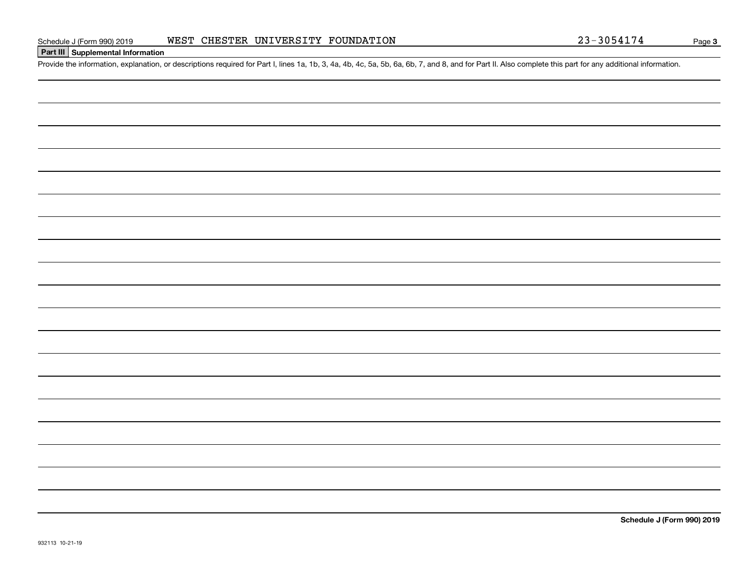Schedule J (Form 990) 2019 WEST CHESTER UNIVERSITY FOUNDATION 23-3054174

## Part III Supplemental Information

Provide the information, explanation, or descriptions required for Part I, lines 1a, 1b, 3, 4a, 4b, 4c, 5a, 5b, 6a, 6b, 7, and 8, and for Part II. Also complete this part for any additional information.

**Schedule J (Form 990) 2019**

932113 10-21-19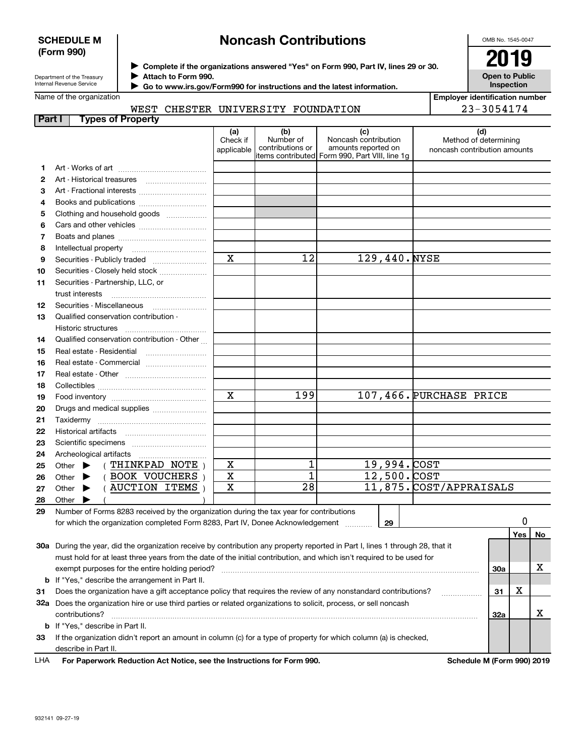**SCHEDULE M (Form 990)**

Department of the Treasury
Internal Revenue Service

# Noncash Contributions

▶ Complete if the organizations answered "Yes" on Form 990, Part IV, lines 29 or 30.
▶ Attach to Form 990.
▶ Go to www.irs.gov/Form990 for instructions and the latest information.

OMB No. 1545-0047

**2019**

**Open to Public Inspection**

Name of the organization: WEST CHESTER UNIVERSITY FOUNDATION

Employer identification number: 23-3054174

## Part I Types of Property

| | | (a) Check if applicable | (b) Number of contributions or items contributed | (c) Noncash contribution amounts reported on Form 990, Part VIII, line 1g | (d) Method of determining noncash contribution amounts |
|---|---|---|---|---|---|
| 1 | Art - Works of art | | | | |
| 2 | Art - Historical treasures | | | | |
| 3 | Art - Fractional interests | | | | |
| 4 | Books and publications | | | | |
| 5 | Clothing and household goods | | | | |
| 6 | Cars and other vehicles | | | | |
| 7 | Boats and planes | | | | |
| 8 | Intellectual property | | | | |
| 9 | Securities - Publicly traded | X | 12 | 129,440. | NYSE |
| 10 | Securities - Closely held stock | | | | |
| 11 | Securities - Partnership, LLC, or trust interests | | | | |
| 12 | Securities - Miscellaneous | | | | |
| 13 | Qualified conservation contribution - Historic structures | | | | |
| 14 | Qualified conservation contribution - Other | | | | |
| 15 | Real estate - Residential | | | | |
| 16 | Real estate - Commercial | | | | |
| 17 | Real estate - Other | | | | |
| 18 | Collectibles | | | | |
| 19 | Food inventory | X | 199 | 107,466. | PURCHASE PRICE |
| 20 | Drugs and medical supplies | | | | |
| 21 | Taxidermy | | | | |
| 22 | Historical artifacts | | | | |
| 23 | Scientific specimens | | | | |
| 24 | Archeological artifacts | | | | |
| 25 | Other ▶ ( THINKPAD NOTE ) | X | 1 | 19,994. | COST |
| 26 | Other ▶ ( BOOK VOUCHERS ) | X | 1 | 12,500. | COST |
| 27 | Other ▶ ( AUCTION ITEMS ) | X | 28 | 11,875. | COST/APPRAISALS |
| 28 | Other ▶ ( ) | | | | |

29 Number of Forms 8283 received by the organization during the tax year for contributions for which the organization completed Form 8283, Part IV, Donee Acknowledgement ..... **29** | 0

| | | | Yes | No |
|---|---|---|---|---|
| 30a | During the year, did the organization receive by contribution any property reported in Part I, lines 1 through 28, that it must hold for at least three years from the date of the initial contribution, and which isn't required to be used for exempt purposes for the entire holding period? | 30a | | X |
| b | If "Yes," describe the arrangement in Part II. | | | |
| 31 | Does the organization have a gift acceptance policy that requires the review of any nonstandard contributions? | 31 | X | |
| 32a | Does the organization hire or use third parties or related organizations to solicit, process, or sell noncash contributions? | 32a | | X |
| b | If "Yes," describe in Part II. | | | |
| 33 | If the organization didn't report an amount in column (c) for a type of property for which column (a) is checked, describe in Part II. | | | |

LHA **For Paperwork Reduction Act Notice, see the Instructions for Form 990.** **Schedule M (Form 990) 2019**

932141 09-27-19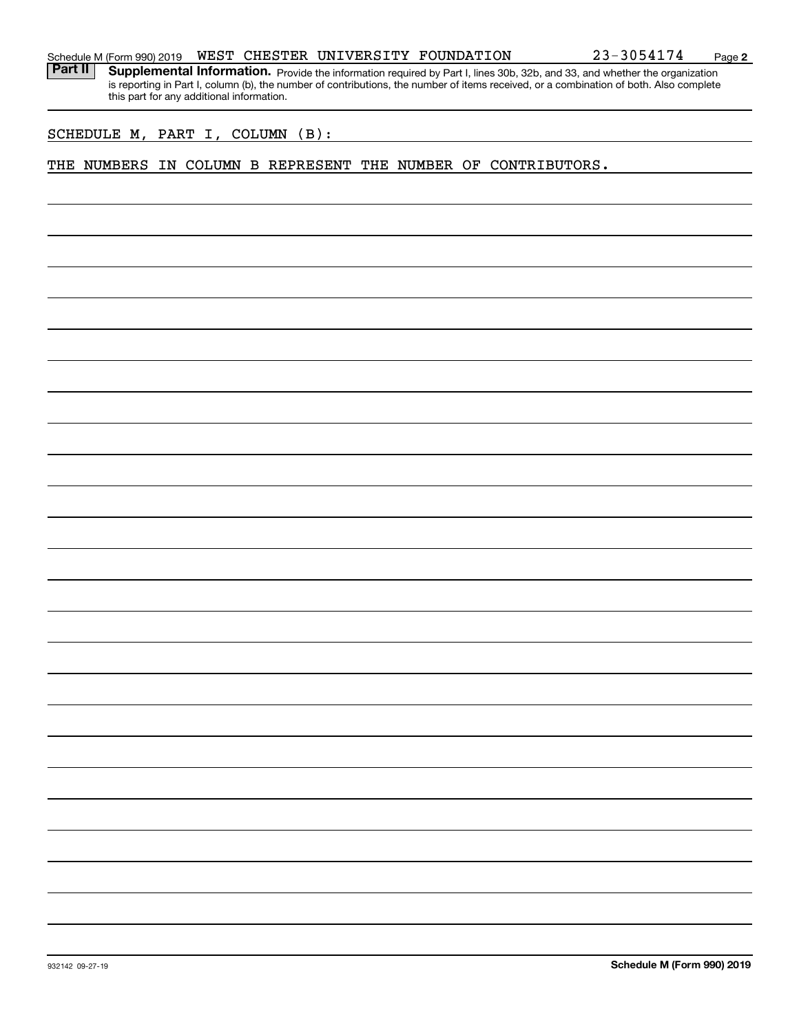Schedule M (Form 990) 2019 WEST CHESTER UNIVERSITY FOUNDATION 23-3054174 Page **2**

**Part II** **Supplemental Information.** Provide the information required by Part I, lines 30b, 32b, and 33, and whether the organization is reporting in Part I, column (b), the number of contributions, the number of items received, or a combination of both. Also complete this part for any additional information.

SCHEDULE M, PART I, COLUMN (B):

THE NUMBERS IN COLUMN B REPRESENT THE NUMBER OF CONTRIBUTORS.

932142 09-27-19 **Schedule M (Form 990) 2019**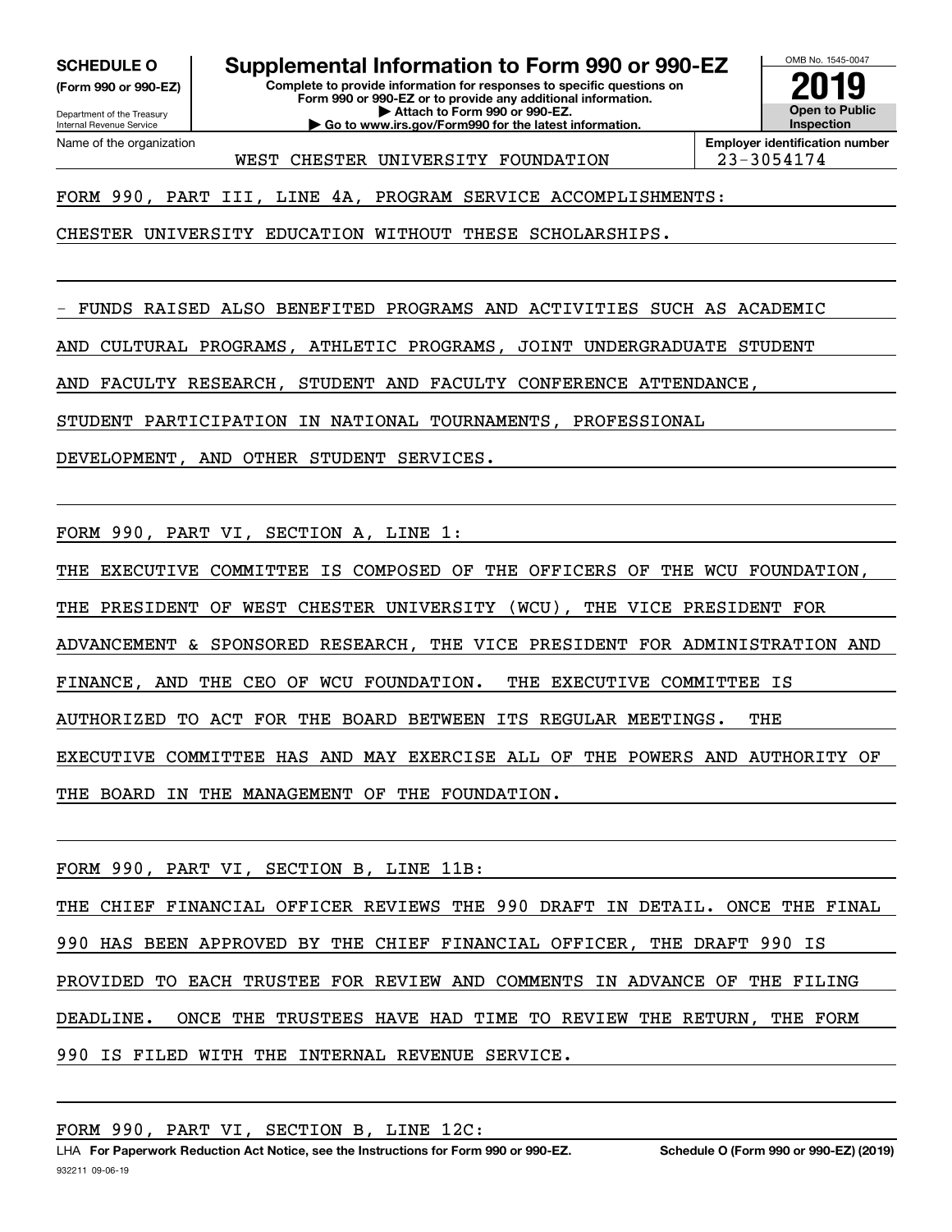**SCHEDULE O**
**(Form 990 or 990-EZ)**

Department of the Treasury
Internal Revenue Service

# Supplemental Information to Form 990 or 990-EZ

**Complete to provide information for responses to specific questions on Form 990 or 990-EZ or to provide any additional information.**
**▶ Attach to Form 990 or 990-EZ.**
**▶ Go to www.irs.gov/Form990 for the latest information.**

OMB No. 1545-0047

**2019**

**Open to Public Inspection**

Name of the organization: WEST CHESTER UNIVERSITY FOUNDATION

**Employer identification number:** 23-3054174

FORM 990, PART III, LINE 4A, PROGRAM SERVICE ACCOMPLISHMENTS:

CHESTER UNIVERSITY EDUCATION WITHOUT THESE SCHOLARSHIPS.

- FUNDS RAISED ALSO BENEFITED PROGRAMS AND ACTIVITIES SUCH AS ACADEMIC AND CULTURAL PROGRAMS, ATHLETIC PROGRAMS, JOINT UNDERGRADUATE STUDENT AND FACULTY RESEARCH, STUDENT AND FACULTY CONFERENCE ATTENDANCE, STUDENT PARTICIPATION IN NATIONAL TOURNAMENTS, PROFESSIONAL DEVELOPMENT, AND OTHER STUDENT SERVICES.

FORM 990, PART VI, SECTION A, LINE 1:

THE EXECUTIVE COMMITTEE IS COMPOSED OF THE OFFICERS OF THE WCU FOUNDATION, THE PRESIDENT OF WEST CHESTER UNIVERSITY (WCU), THE VICE PRESIDENT FOR ADVANCEMENT & SPONSORED RESEARCH, THE VICE PRESIDENT FOR ADMINISTRATION AND FINANCE, AND THE CEO OF WCU FOUNDATION. THE EXECUTIVE COMMITTEE IS AUTHORIZED TO ACT FOR THE BOARD BETWEEN ITS REGULAR MEETINGS. THE EXECUTIVE COMMITTEE HAS AND MAY EXERCISE ALL OF THE POWERS AND AUTHORITY OF THE BOARD IN THE MANAGEMENT OF THE FOUNDATION.

FORM 990, PART VI, SECTION B, LINE 11B:

THE CHIEF FINANCIAL OFFICER REVIEWS THE 990 DRAFT IN DETAIL. ONCE THE FINAL 990 HAS BEEN APPROVED BY THE CHIEF FINANCIAL OFFICER, THE DRAFT 990 IS PROVIDED TO EACH TRUSTEE FOR REVIEW AND COMMENTS IN ADVANCE OF THE FILING DEADLINE. ONCE THE TRUSTEES HAVE HAD TIME TO REVIEW THE RETURN, THE FORM 990 IS FILED WITH THE INTERNAL REVENUE SERVICE.

FORM 990, PART VI, SECTION B, LINE 12C:

LHA **For Paperwork Reduction Act Notice, see the Instructions for Form 990 or 990-EZ.** **Schedule O (Form 990 or 990-EZ) (2019)**

932211 09-06-19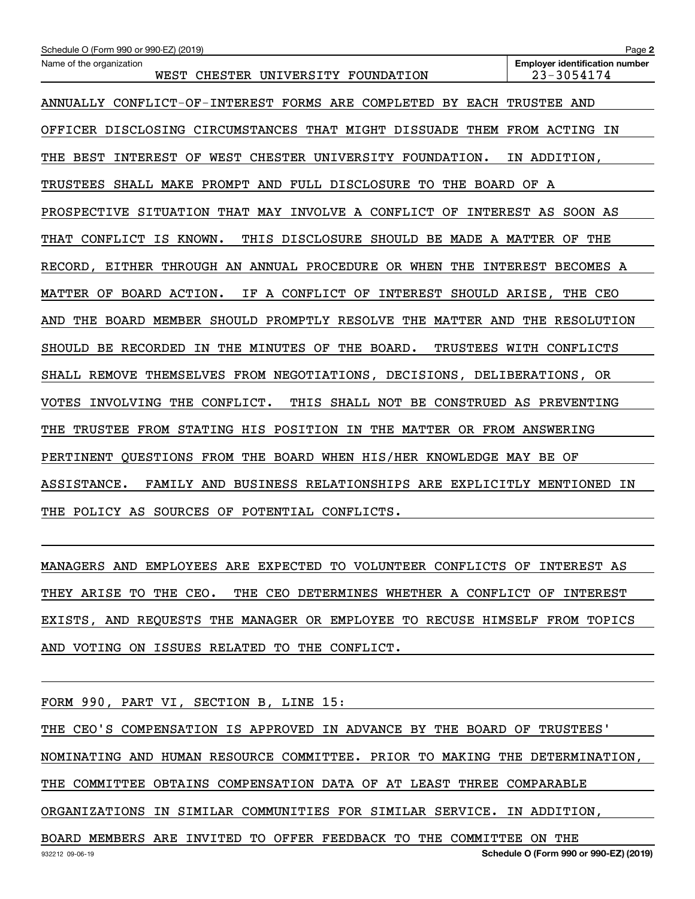Schedule O (Form 990 or 990-EZ) (2019) Page 2

| Name of the organization | Employer identification number |
| --- | --- |
| WEST CHESTER UNIVERSITY FOUNDATION | 23-3054174 |

ANNUALLY CONFLICT-OF-INTEREST FORMS ARE COMPLETED BY EACH TRUSTEE AND OFFICER DISCLOSING CIRCUMSTANCES THAT MIGHT DISSUADE THEM FROM ACTING IN THE BEST INTEREST OF WEST CHESTER UNIVERSITY FOUNDATION. IN ADDITION, TRUSTEES SHALL MAKE PROMPT AND FULL DISCLOSURE TO THE BOARD OF A PROSPECTIVE SITUATION THAT MAY INVOLVE A CONFLICT OF INTEREST AS SOON AS THAT CONFLICT IS KNOWN. THIS DISCLOSURE SHOULD BE MADE A MATTER OF THE RECORD, EITHER THROUGH AN ANNUAL PROCEDURE OR WHEN THE INTEREST BECOMES A MATTER OF BOARD ACTION. IF A CONFLICT OF INTEREST SHOULD ARISE, THE CEO AND THE BOARD MEMBER SHOULD PROMPTLY RESOLVE THE MATTER AND THE RESOLUTION SHOULD BE RECORDED IN THE MINUTES OF THE BOARD. TRUSTEES WITH CONFLICTS SHALL REMOVE THEMSELVES FROM NEGOTIATIONS, DECISIONS, DELIBERATIONS, OR VOTES INVOLVING THE CONFLICT. THIS SHALL NOT BE CONSTRUED AS PREVENTING THE TRUSTEE FROM STATING HIS POSITION IN THE MATTER OR FROM ANSWERING PERTINENT QUESTIONS FROM THE BOARD WHEN HIS/HER KNOWLEDGE MAY BE OF ASSISTANCE. FAMILY AND BUSINESS RELATIONSHIPS ARE EXPLICITLY MENTIONED IN THE POLICY AS SOURCES OF POTENTIAL CONFLICTS.

MANAGERS AND EMPLOYEES ARE EXPECTED TO VOLUNTEER CONFLICTS OF INTEREST AS THEY ARISE TO THE CEO. THE CEO DETERMINES WHETHER A CONFLICT OF INTEREST EXISTS, AND REQUESTS THE MANAGER OR EMPLOYEE TO RECUSE HIMSELF FROM TOPICS AND VOTING ON ISSUES RELATED TO THE CONFLICT.

FORM 990, PART VI, SECTION B, LINE 15:

THE CEO'S COMPENSATION IS APPROVED IN ADVANCE BY THE BOARD OF TRUSTEES' NOMINATING AND HUMAN RESOURCE COMMITTEE. PRIOR TO MAKING THE DETERMINATION, THE COMMITTEE OBTAINS COMPENSATION DATA OF AT LEAST THREE COMPARABLE ORGANIZATIONS IN SIMILAR COMMUNITIES FOR SIMILAR SERVICE. IN ADDITION, BOARD MEMBERS ARE INVITED TO OFFER FEEDBACK TO THE COMMITTEE ON THE

932212 09-06-19 **Schedule O (Form 990 or 990-EZ) (2019)**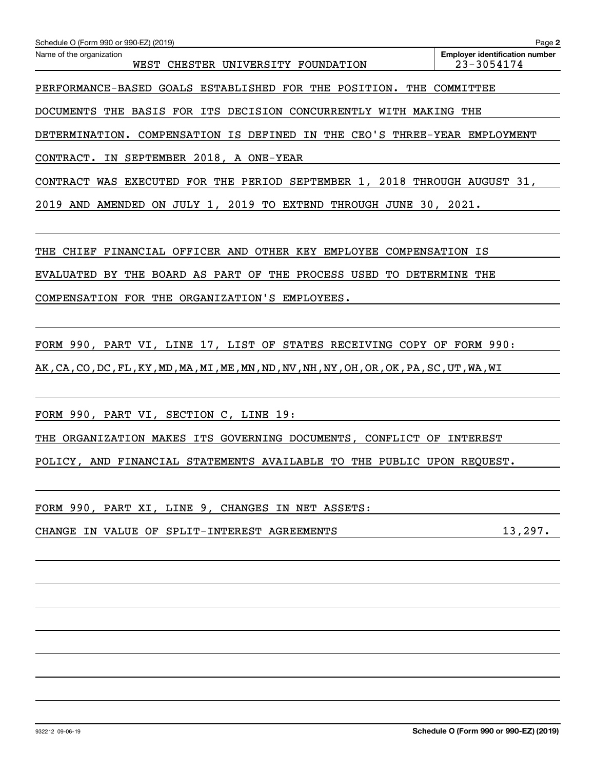Schedule O (Form 990 or 990-EZ) (2019) Page **2**

Name of the organization: WEST CHESTER UNIVERSITY FOUNDATION

**Employer identification number:** 23-3054174

PERFORMANCE-BASED GOALS ESTABLISHED FOR THE POSITION. THE COMMITTEE DOCUMENTS THE BASIS FOR ITS DECISION CONCURRENTLY WITH MAKING THE DETERMINATION. COMPENSATION IS DEFINED IN THE CEO'S THREE-YEAR EMPLOYMENT CONTRACT. IN SEPTEMBER 2018, A ONE-YEAR CONTRACT WAS EXECUTED FOR THE PERIOD SEPTEMBER 1, 2018 THROUGH AUGUST 31, 2019 AND AMENDED ON JULY 1, 2019 TO EXTEND THROUGH JUNE 30, 2021.

THE CHIEF FINANCIAL OFFICER AND OTHER KEY EMPLOYEE COMPENSATION IS EVALUATED BY THE BOARD AS PART OF THE PROCESS USED TO DETERMINE THE COMPENSATION FOR THE ORGANIZATION'S EMPLOYEES.

FORM 990, PART VI, LINE 17, LIST OF STATES RECEIVING COPY OF FORM 990:
AK,CA,CO,DC,FL,KY,MD,MA,MI,ME,MN,ND,NV,NH,NY,OH,OR,OK,PA,SC,UT,WA,WI

FORM 990, PART VI, SECTION C, LINE 19:
THE ORGANIZATION MAKES ITS GOVERNING DOCUMENTS, CONFLICT OF INTEREST POLICY, AND FINANCIAL STATEMENTS AVAILABLE TO THE PUBLIC UPON REQUEST.

FORM 990, PART XI, LINE 9, CHANGES IN NET ASSETS:

| | |
|---|---|
| CHANGE IN VALUE OF SPLIT-INTEREST AGREEMENTS | 13,297. |

932212 09-06-19 **Schedule O (Form 990 or 990-EZ) (2019)**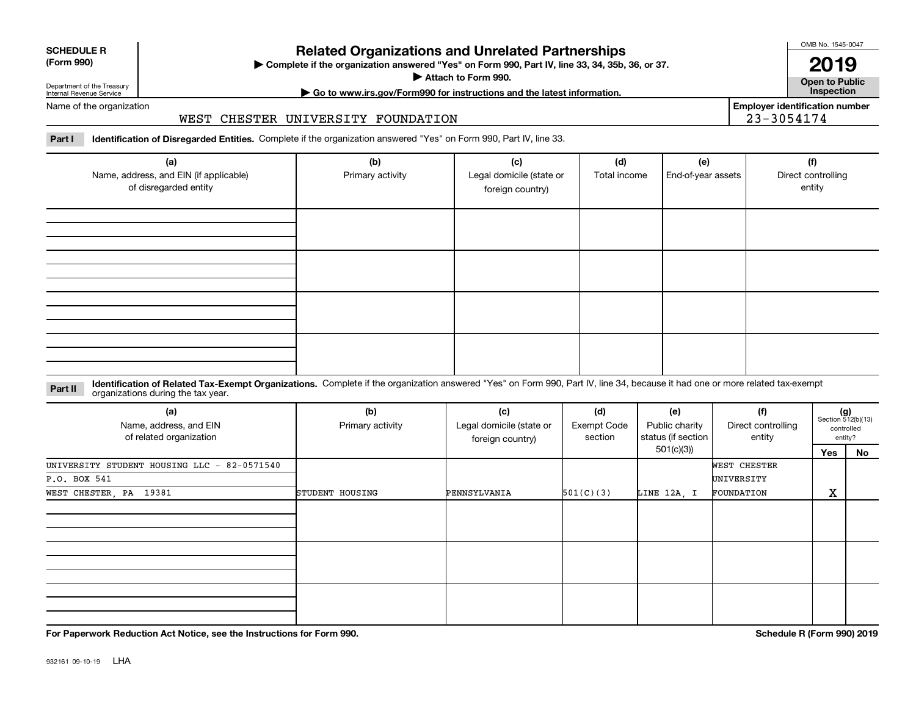**SCHEDULE R (Form 990)**

Department of the Treasury Internal Revenue Service

# Related Organizations and Unrelated Partnerships

▶ Complete if the organization answered "Yes" on Form 990, Part IV, line 33, 34, 35b, 36, or 37.

▶ Attach to Form 990.

▶ Go to www.irs.gov/Form990 for instructions and the latest information.

OMB No. 1545-0047

**2019**

**Open to Public Inspection**

Name of the organization: WEST CHESTER UNIVERSITY FOUNDATION

Employer identification number: 23-3054174

**Part I** **Identification of Disregarded Entities.** Complete if the organization answered "Yes" on Form 990, Part IV, line 33.

| (a) Name, address, and EIN (if applicable) of disregarded entity | (b) Primary activity | (c) Legal domicile (state or foreign country) | (d) Total income | (e) End-of-year assets | (f) Direct controlling entity |
|---|---|---|---|---|---|
| | | | | | |
| | | | | | |
| | | | | | |
| | | | | | |

**Part II** **Identification of Related Tax-Exempt Organizations.** Complete if the organization answered "Yes" on Form 990, Part IV, line 34, because it had one or more related tax-exempt organizations during the tax year.

| (a) Name, address, and EIN of related organization | (b) Primary activity | (c) Legal domicile (state or foreign country) | (d) Exempt Code section | (e) Public charity status (if section 501(c)(3)) | (f) Direct controlling entity | (g) Section 512(b)(13) controlled entity? Yes | No |
|---|---|---|---|---|---|---|---|
| UNIVERSITY STUDENT HOUSING LLC - 82-0571540 P.O. BOX 541 WEST CHESTER, PA 19381 | STUDENT HOUSING | PENNSYLVANIA | 501(C)(3) | LINE 12A, I | WEST CHESTER UNIVERSITY FOUNDATION | X | |
| | | | | | | | |
| | | | | | | | |
| | | | | | | | |

**For Paperwork Reduction Act Notice, see the Instructions for Form 990.**

**Schedule R (Form 990) 2019**

932161 09-10-19 LHA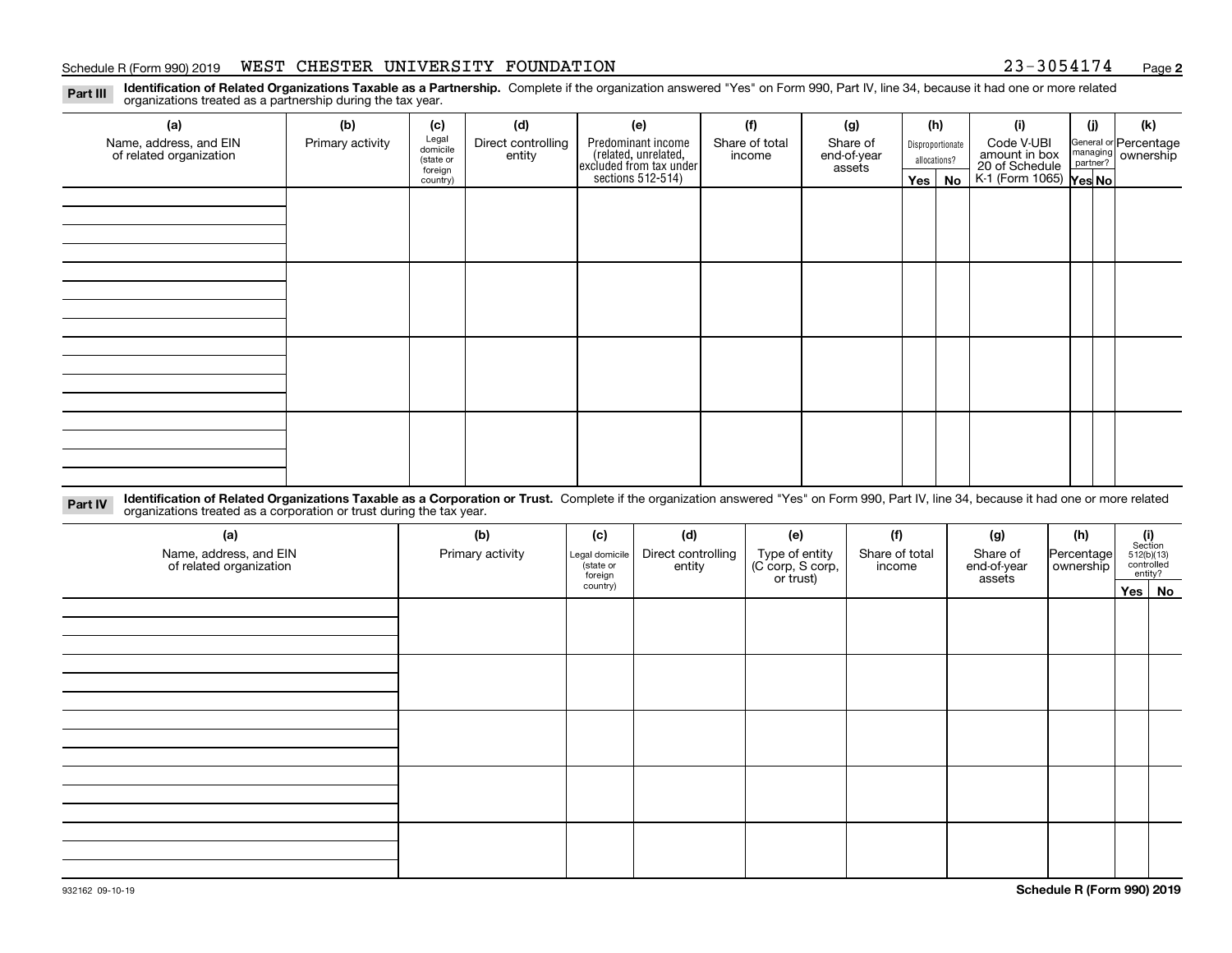Schedule R (Form 990) 2019 WEST CHESTER UNIVERSITY FOUNDATION 23-3054174 Page **2**

**Part III** **Identification of Related Organizations Taxable as a Partnership.** Complete if the organization answered "Yes" on Form 990, Part IV, line 34, because it had one or more related organizations treated as a partnership during the tax year.

| (a) Name, address, and EIN of related organization | (b) Primary activity | (c) Legal domicile (state or foreign country) | (d) Direct controlling entity | (e) Predominant income (related, unrelated, excluded from tax under sections 512-514) | (f) Share of total income | (g) Share of end-of-year assets | (h) Disproportionate allocations? Yes | (h) No | (i) Code V-UBI amount in box 20 of Schedule K-1 (Form 1065) | (j) General or managing partner? Yes | (j) No | (k) Percentage ownership |
|---|---|---|---|---|---|---|---|---|---|---|---|---|
| | | | | | | | | | | | | |
| | | | | | | | | | | | | |
| | | | | | | | | | | | | |
| | | | | | | | | | | | | |

**Part IV** **Identification of Related Organizations Taxable as a Corporation or Trust.** Complete if the organization answered "Yes" on Form 990, Part IV, line 34, because it had one or more related organizations treated as a corporation or trust during the tax year.

| (a) Name, address, and EIN of related organization | (b) Primary activity | (c) Legal domicile (state or foreign country) | (d) Direct controlling entity | (e) Type of entity (C corp, S corp, or trust) | (f) Share of total income | (g) Share of end-of-year assets | (h) Percentage ownership | (i) Section 512(b)(13) controlled entity? Yes | (i) No |
|---|---|---|---|---|---|---|---|---|---|
| | | | | | | | | | |
| | | | | | | | | | |
| | | | | | | | | | |
| | | | | | | | | | |
| | | | | | | | | | |

932162 09-10-19 **Schedule R (Form 990) 2019**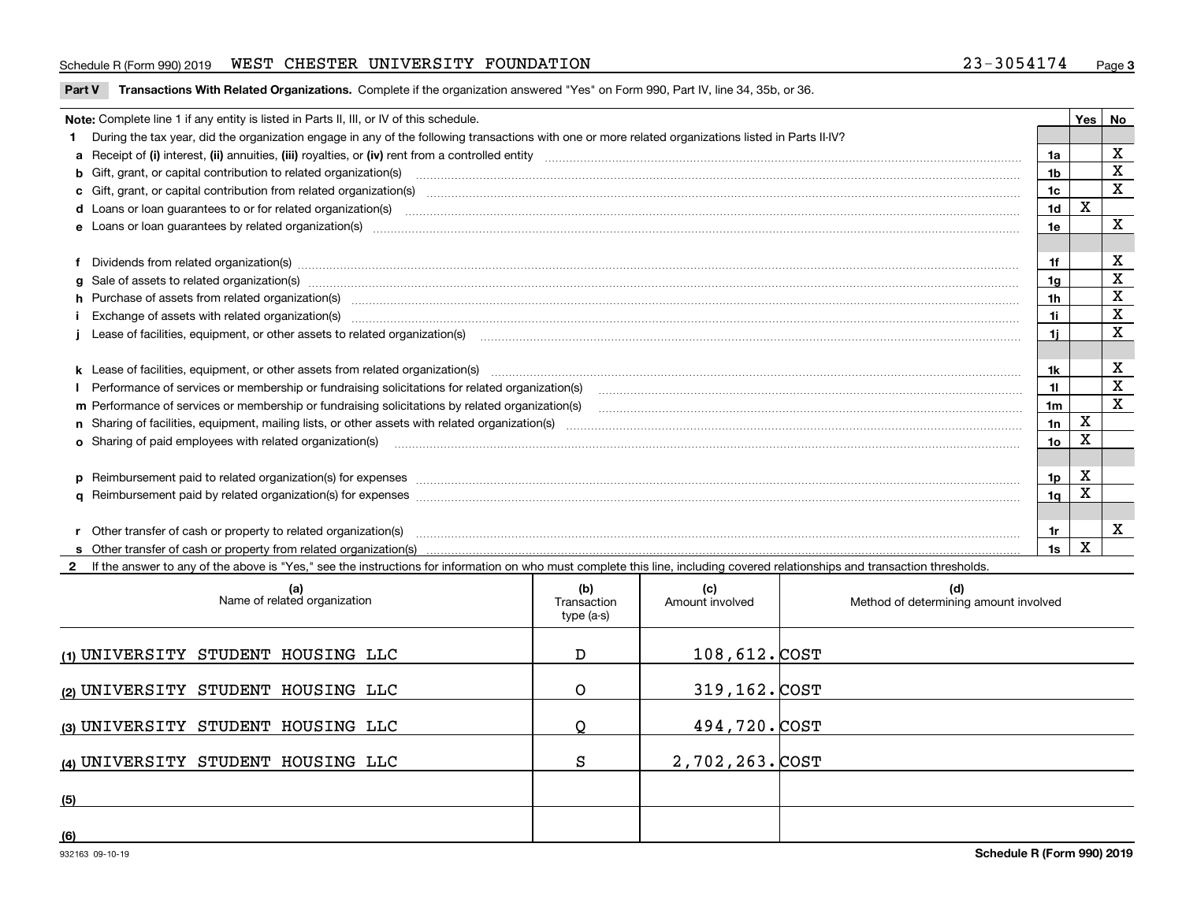Schedule R (Form 990) 2019 WEST CHESTER UNIVERSITY FOUNDATION 23-3054174

**Part V Transactions With Related Organizations.** Complete if the organization answered "Yes" on Form 990, Part IV, line 34, 35b, or 36.

| Note: Complete line 1 if any entity is listed in Parts II, III, or IV of this schedule. | | Yes | No |
|---|---|---|---|
| **1** During the tax year, did the organization engage in any of the following transactions with one or more related organizations listed in Parts II-IV? | | | |
| **a** Receipt of **(i)** interest, **(ii)** annuities, **(iii)** royalties, or **(iv)** rent from a controlled entity | 1a | | X |
| **b** Gift, grant, or capital contribution to related organization(s) | 1b | | X |
| **c** Gift, grant, or capital contribution from related organization(s) | 1c | | X |
| **d** Loans or loan guarantees to or for related organization(s) | 1d | X | |
| **e** Loans or loan guarantees by related organization(s) | 1e | | X |
| **f** Dividends from related organization(s) | 1f | | X |
| **g** Sale of assets to related organization(s) | 1g | | X |
| **h** Purchase of assets from related organization(s) | 1h | | X |
| **i** Exchange of assets with related organization(s) | 1i | | X |
| **j** Lease of facilities, equipment, or other assets to related organization(s) | 1j | | X |
| **k** Lease of facilities, equipment, or other assets from related organization(s) | 1k | | X |
| **l** Performance of services or membership or fundraising solicitations for related organization(s) | 1l | | X |
| **m** Performance of services or membership or fundraising solicitations by related organization(s) | 1m | | X |
| **n** Sharing of facilities, equipment, mailing lists, or other assets with related organization(s) | 1n | X | |
| **o** Sharing of paid employees with related organization(s) | 1o | X | |
| **p** Reimbursement paid to related organization(s) for expenses | 1p | X | |
| **q** Reimbursement paid by related organization(s) for expenses | 1q | X | |
| **r** Other transfer of cash or property to related organization(s) | 1r | | X |
| **s** Other transfer of cash or property from related organization(s) | 1s | X | |

**2** If the answer to any of the above is "Yes," see the instructions for information on who must complete this line, including covered relationships and transaction thresholds.

| | (a) Name of related organization | (b) Transaction type (a-s) | (c) Amount involved | (d) Method of determining amount involved |
|---|---|---|---|---|
| (1) | UNIVERSITY STUDENT HOUSING LLC | D | 108,612. | COST |
| (2) | UNIVERSITY STUDENT HOUSING LLC | O | 319,162. | COST |
| (3) | UNIVERSITY STUDENT HOUSING LLC | Q | 494,720. | COST |
| (4) | UNIVERSITY STUDENT HOUSING LLC | S | 2,702,263. | COST |
| (5) | | | | |
| (6) | | | | |

932163 09-10-19 Schedule R (Form 990) 2019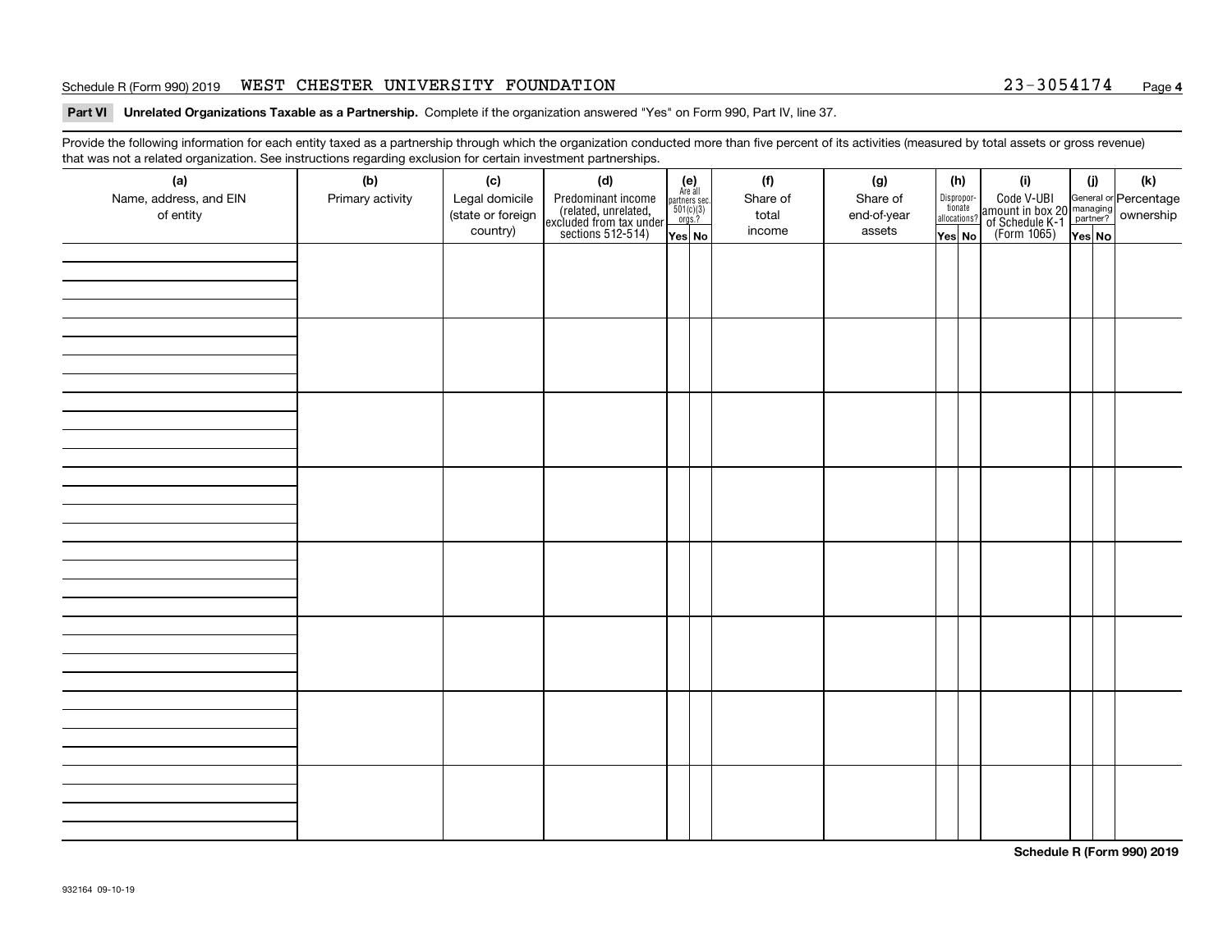Schedule R (Form 990) 2019 WEST CHESTER UNIVERSITY FOUNDATION 23-3054174

**Part VI Unrelated Organizations Taxable as a Partnership.** Complete if the organization answered "Yes" on Form 990, Part IV, line 37.

Provide the following information for each entity taxed as a partnership through which the organization conducted more than five percent of its activities (measured by total assets or gross revenue) that was not a related organization. See instructions regarding exclusion for certain investment partnerships.

| (a) Name, address, and EIN of entity | (b) Primary activity | (c) Legal domicile (state or foreign country) | (d) Predominant income (related, unrelated, excluded from tax under sections 512-514) | (e) Are all partners sec. 501(c)(3) orgs.? | | (f) Share of total income | (g) Share of end-of-year assets | (h) Disproportionate allocations? | | (i) Code V-UBI amount in box 20 of Schedule K-1 (Form 1065) | (j) General or managing partner? | | (k) Percentage ownership |
|---|---|---|---|---|---|---|---|---|---|---|---|---|---|
| | | | | Yes | No | | | Yes | No | | Yes | No | |
| | | | | | | | | | | | | | |
| | | | | | | | | | | | | | |
| | | | | | | | | | | | | | |
| | | | | | | | | | | | | | |
| | | | | | | | | | | | | | |
| | | | | | | | | | | | | | |
| | | | | | | | | | | | | | |
| | | | | | | | | | | | | | |

**Schedule R (Form 990) 2019**

932164 09-10-19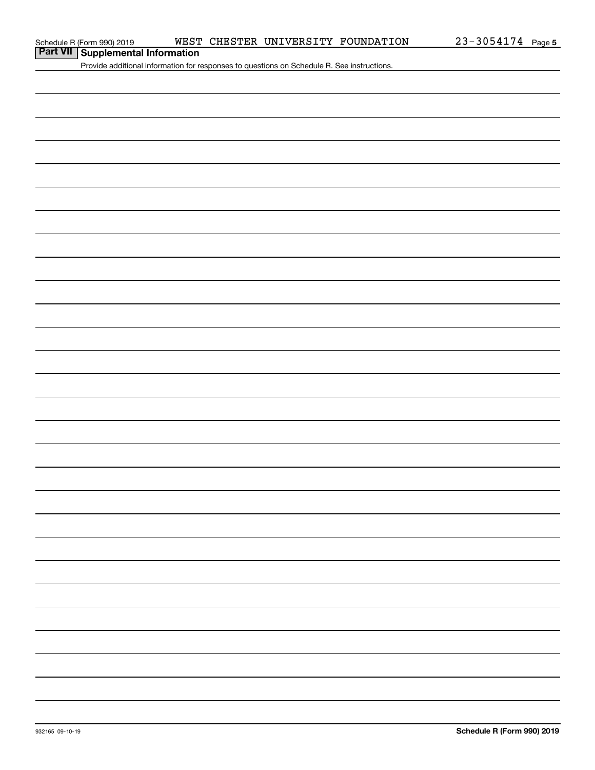Schedule R (Form 990) 2019 WEST CHESTER UNIVERSITY FOUNDATION 23-3054174 Page 5

## Part VII Supplemental Information

Provide additional information for responses to questions on Schedule R. See instructions.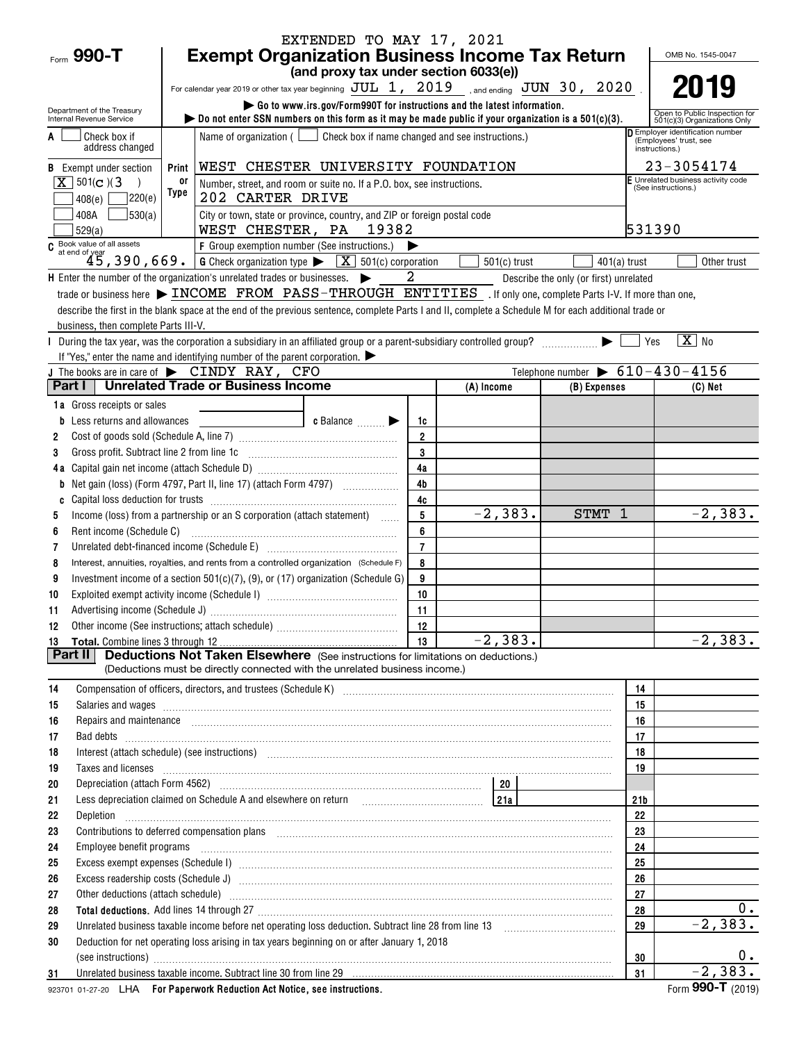EXTENDED TO MAY 17, 2021

Form **990-T**

# Exempt Organization Business Income Tax Return

**(and proxy tax under section 6033(e))**

For calendar year 2019 or other tax year beginning JUL 1, 2019, and ending JUN 30, 2020.

▶ Go to www.irs.gov/Form990T for instructions and the latest information.

▶ Do not enter SSN numbers on this form as it may be made public if your organization is a 501(c)(3).

Department of the Treasury Internal Revenue Service

OMB No. 1545-0047

**2019**

Open to Public Inspection for 501(c)(3) Organizations Only

A [ ] Check box if address changed

B Exempt under section [X] 501(c)(3) [ ] 408(e) [ ] 220(e) [ ] 408A [ ] 530(a) [ ] 529(a)

Print or Type

Name of organization ( [ ] Check box if name changed and see instructions.)
WEST CHESTER UNIVERSITY FOUNDATION

Number, street, and room or suite no. If a P.O. box, see instructions.
202 CARTER DRIVE

City or town, state or province, country, and ZIP or foreign postal code
WEST CHESTER, PA 19382

D Employer identification number (Employees' trust, see instructions.)
23-3054174

E Unrelated business activity code (See instructions.)
531390

C Book value of all assets at end of year 45,390,669.

F Group exemption number (See instructions.) ▶

G Check organization type ▶ [X] 501(c) corporation [ ] 501(c) trust [ ] 401(a) trust [ ] Other trust

H Enter the number of the organization's unrelated trades or businesses. ▶ 2 Describe the only (or first) unrelated trade or business here ▶ INCOME FROM PASS-THROUGH ENTITIES. If only one, complete Parts I-V. If more than one, describe the first in the blank space at the end of the previous sentence, complete Parts I and II, complete a Schedule M for each additional trade or business, then complete Parts III-V.

I During the tax year, was the corporation a subsidiary in an affiliated group or a parent-subsidiary controlled group? ▶ [ ] Yes [X] No
If "Yes," enter the name and identifying number of the parent corporation. ▶

J The books are in care of ▶ CINDY RAY, CFO Telephone number ▶ 610-430-4156

## Part I Unrelated Trade or Business Income

| | | Line | (A) Income | (B) Expenses | (C) Net |
|---|---|---|---|---|---|
| 1a | Gross receipts or sales | | | | |
| b | Less returns and allowances — c Balance ▶ | 1c | | | |
| 2 | Cost of goods sold (Schedule A, line 7) | 2 | | | |
| 3 | Gross profit. Subtract line 2 from line 1c | 3 | | | |
| 4a | Capital gain net income (attach Schedule D) | 4a | | | |
| b | Net gain (loss) (Form 4797, Part II, line 17) (attach Form 4797) | 4b | | | |
| c | Capital loss deduction for trusts | 4c | | | |
| 5 | Income (loss) from a partnership or an S corporation (attach statement) | 5 | -2,383. | STMT 1 | -2,383. |
| 6 | Rent income (Schedule C) | 6 | | | |
| 7 | Unrelated debt-financed income (Schedule E) | 7 | | | |
| 8 | Interest, annuities, royalties, and rents from a controlled organization (Schedule F) | 8 | | | |
| 9 | Investment income of a section 501(c)(7), (9), or (17) organization (Schedule G) | 9 | | | |
| 10 | Exploited exempt activity income (Schedule I) | 10 | | | |
| 11 | Advertising income (Schedule J) | 11 | | | |
| 12 | Other income (See instructions; attach schedule) | 12 | | | |
| 13 | **Total.** Combine lines 3 through 12 | 13 | -2,383. | | -2,383. |

## Part II Deductions Not Taken Elsewhere (See instructions for limitations on deductions.)

(Deductions must be directly connected with the unrelated business income.)

| | | Line | Amount |
|---|---|---|---|
| 14 | Compensation of officers, directors, and trustees (Schedule K) | 14 | |
| 15 | Salaries and wages | 15 | |
| 16 | Repairs and maintenance | 16 | |
| 17 | Bad debts | 17 | |
| 18 | Interest (attach schedule) (see instructions) | 18 | |
| 19 | Taxes and licenses | 19 | |
| 20 | Depreciation (attach Form 4562) — 20 | | |
| 21 | Less depreciation claimed on Schedule A and elsewhere on return — 21a | 21b | |
| 22 | Depletion | 22 | |
| 23 | Contributions to deferred compensation plans | 23 | |
| 24 | Employee benefit programs | 24 | |
| 25 | Excess exempt expenses (Schedule I) | 25 | |
| 26 | Excess readership costs (Schedule J) | 26 | |
| 27 | Other deductions (attach schedule) | 27 | |
| 28 | **Total deductions.** Add lines 14 through 27 | 28 | 0. |
| 29 | Unrelated business taxable income before net operating loss deduction. Subtract line 28 from line 13 | 29 | -2,383. |
| 30 | Deduction for net operating loss arising in tax years beginning on or after January 1, 2018 (see instructions) | 30 | 0. |
| 31 | Unrelated business taxable income. Subtract line 30 from line 29 | 31 | -2,383. |

923701 01-27-20 LHA **For Paperwork Reduction Act Notice, see instructions.** Form **990-T** (2019)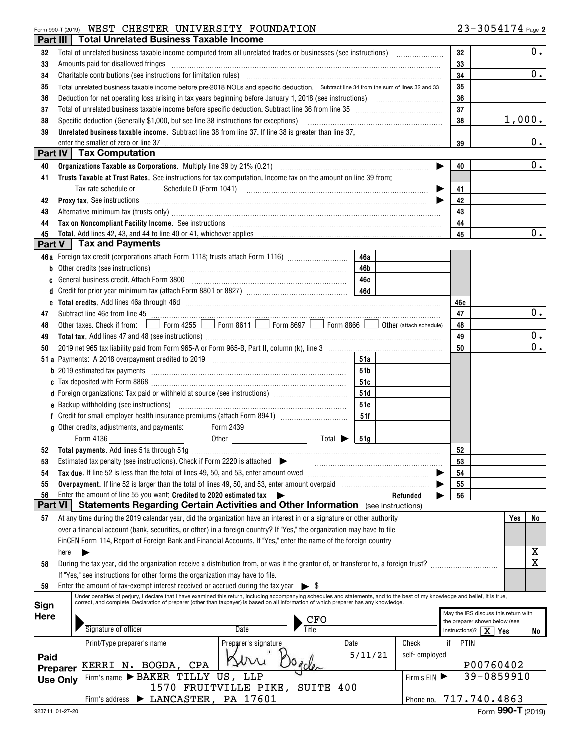Form 990-T (2019) WEST CHESTER UNIVERSITY FOUNDATION 23-3054174 Page 2

## Part III Total Unrelated Business Taxable Income

| Line | Description | Box | Amount |
|---|---|---|---|
| 32 | Total of unrelated business taxable income computed from all unrelated trades or businesses (see instructions) | 32 | 0. |
| 33 | Amounts paid for disallowed fringes | 33 | |
| 34 | Charitable contributions (see instructions for limitation rules) | 34 | 0. |
| 35 | Total unrelated business taxable income before pre-2018 NOLs and specific deduction. Subtract line 34 from the sum of lines 32 and 33 | 35 | |
| 36 | Deduction for net operating loss arising in tax years beginning before January 1, 2018 (see instructions) | 36 | |
| 37 | Total of unrelated business taxable income before specific deduction. Subtract line 36 from line 35 | 37 | |
| 38 | Specific deduction (Generally $1,000, but see line 38 instructions for exceptions) | 38 | 1,000. |
| 39 | **Unrelated business taxable income.** Subtract line 38 from line 37. If line 38 is greater than line 37, enter the smaller of zero or line 37 | 39 | 0. |

## Part IV Tax Computation

| Line | Description | Box | Amount |
|---|---|---|---|
| 40 | **Organizations Taxable as Corporations.** Multiply line 39 by 21% (0.21) | 40 | 0. |
| 41 | **Trusts Taxable at Trust Rates.** See instructions for tax computation. Income tax on the amount on line 39 from: Tax rate schedule or Schedule D (Form 1041) | 41 | |
| 42 | **Proxy tax.** See instructions | 42 | |
| 43 | Alternative minimum tax (trusts only) | 43 | |
| 44 | **Tax on Noncompliant Facility Income.** See instructions | 44 | |
| 45 | **Total.** Add lines 42, 43, and 44 to line 40 or 41, whichever applies | 45 | 0. |

## Part V Tax and Payments

| Line | Description | Box | Amount | Box | Amount |
|---|---|---|---|---|---|
| 46a | Foreign tax credit (corporations attach Form 1118; trusts attach Form 1116) | 46a | | | |
| b | Other credits (see instructions) | 46b | | | |
| c | General business credit. Attach Form 3800 | 46c | | | |
| d | Credit for prior year minimum tax (attach Form 8801 or 8827) | 46d | | | |
| e | **Total credits.** Add lines 46a through 46d | | | 46e | |
| 47 | Subtract line 46e from line 45 | | | 47 | 0. |
| 48 | Other taxes. Check if from: ☐ Form 4255 ☐ Form 8611 ☐ Form 8697 ☐ Form 8866 ☐ Other (attach schedule) | | | 48 | |
| 49 | **Total tax.** Add lines 47 and 48 (see instructions) | | | 49 | 0. |
| 50 | 2019 net 965 tax liability paid from Form 965-A or Form 965-B, Part II, column (k), line 3 | | | 50 | 0. |
| 51a | Payments: A 2018 overpayment credited to 2019 | 51a | | | |
| b | 2019 estimated tax payments | 51b | | | |
| c | Tax deposited with Form 8868 | 51c | | | |
| d | Foreign organizations: Tax paid or withheld at source (see instructions) | 51d | | | |
| e | Backup withholding (see instructions) | 51e | | | |
| f | Credit for small employer health insurance premiums (attach Form 8941) | 51f | | | |
| g | Other credits, adjustments, and payments: Form 2439 ____ Form 4136 ____ Other ____ Total ▶ | 51g | | | |
| 52 | **Total payments.** Add lines 51a through 51g | | | 52 | |
| 53 | Estimated tax penalty (see instructions). Check if Form 2220 is attached ▶ | | | 53 | |
| 54 | **Tax due.** If line 52 is less than the total of lines 49, 50, and 53, enter amount owed | | | 54 | |
| 55 | **Overpayment.** If line 52 is larger than the total of lines 49, 50, and 53, enter amount overpaid | | | 55 | |
| 56 | Enter the amount of line 55 you want: **Credited to 2020 estimated tax** ▶ Refunded ▶ | | | 56 | |

## Part VI Statements Regarding Certain Activities and Other Information (see instructions)

| Line | Question | Yes | No |
|---|---|---|---|
| 57 | At any time during the 2019 calendar year, did the organization have an interest in or a signature or other authority over a financial account (bank, securities, or other) in a foreign country? If "Yes," the organization may have to file FinCEN Form 114, Report of Foreign Bank and Financial Accounts. If "Yes," enter the name of the foreign country here ▶ | | X |
| 58 | During the tax year, did the organization receive a distribution from, or was it the grantor of, or transferor to, a foreign trust? If "Yes," see instructions for other forms the organization may have to file. | | X |
| 59 | Enter the amount of tax-exempt interest received or accrued during the tax year ▶ $ | | |

**Sign Here**

Under penalties of perjury, I declare that I have examined this return, including accompanying schedules and statements, and to the best of my knowledge and belief, it is true, correct, and complete. Declaration of preparer (other than taxpayer) is based on all information of which preparer has any knowledge.

Signature of officer | Date | Title: CFO

May the IRS discuss this return with the preparer shown below (see instructions)? [X] Yes ☐ No

**Paid Preparer Use Only**

| Print/Type preparer's name | Preparer's signature | Date | Check if self-employed | PTIN |
|---|---|---|---|---|
| KERRI N. BOGDA, CPA | Kerri Bogda | 5/11/21 | | P00760402 |

Firm's name ▶ BAKER TILLY US, LLP — Firm's EIN ▶ 39-0859910

Firm's address ▶ 1570 FRUITVILLE PIKE, SUITE 400, LANCASTER, PA 17601 — Phone no. 717.740.4863

923711 01-27-20 Form **990-T** (2019)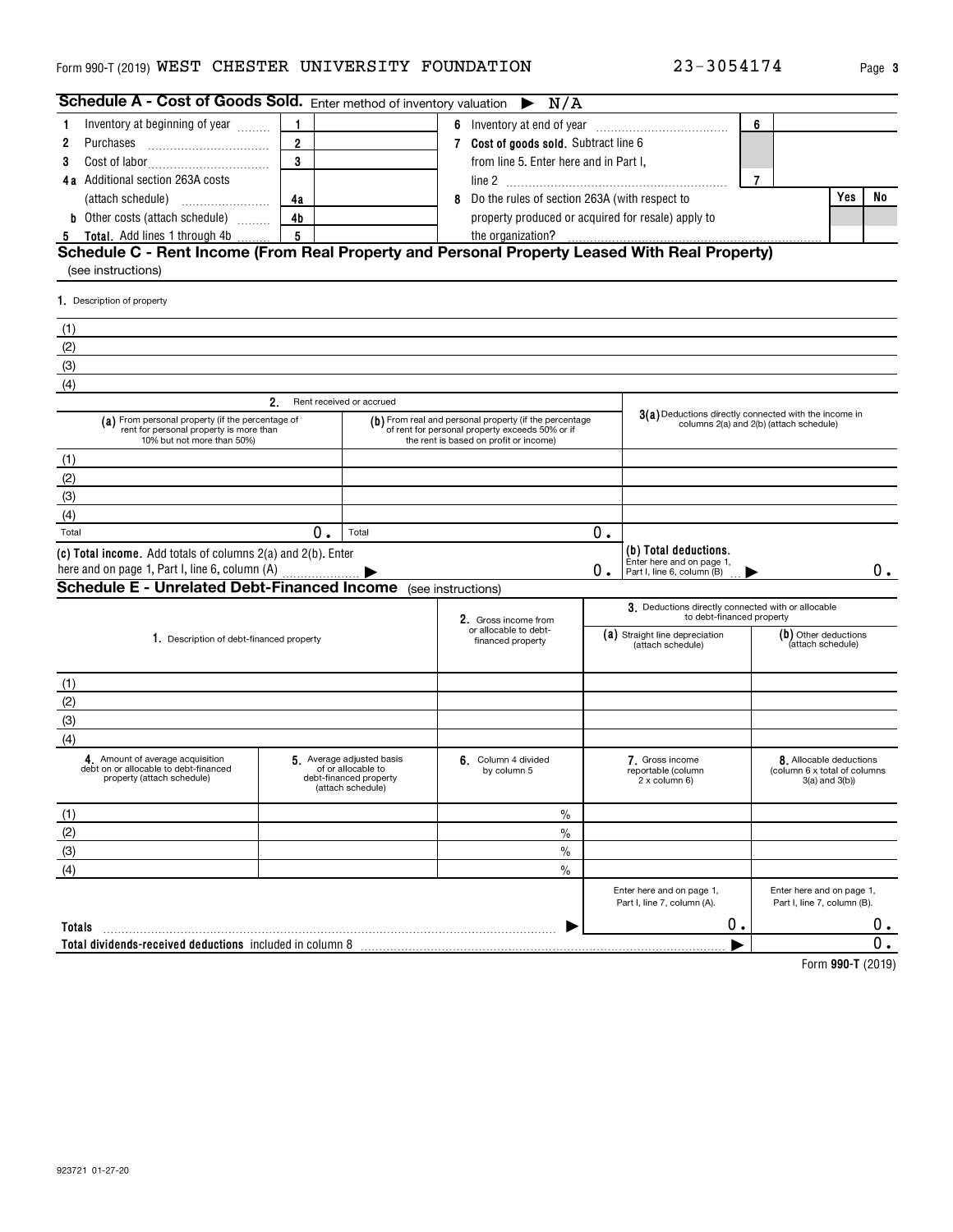Form 990-T (2019) WEST CHESTER UNIVERSITY FOUNDATION 23-3054174

## Schedule A - Cost of Goods Sold. Enter method of inventory valuation ▶ N/A

| | | | | | | |
|---|---|---|---|---|---|---|
| 1 Inventory at beginning of year | 1 | | 6 Inventory at end of year | 6 | | |
| 2 Purchases | 2 | | 7 **Cost of goods sold.** Subtract line 6 from line 5. Enter here and in Part I, line 2 | 7 | | |
| 3 Cost of labor | 3 | | | | | |
| 4a Additional section 263A costs (attach schedule) | 4a | | 8 Do the rules of section 263A (with respect to property produced or acquired for resale) apply to the organization? | | Yes | No |
| b Other costs (attach schedule) | 4b | | | | | |
| 5 **Total.** Add lines 1 through 4b | 5 | | | | | |

## Schedule C - Rent Income (From Real Property and Personal Property Leased With Real Property)

(see instructions)

1. Description of property

(1)
(2)
(3)
(4)

| | 2. Rent received or accrued | | |
|---|---|---|---|
| | (a) From personal property (if the percentage of rent for personal property is more than 10% but not more than 50%) | (b) From real and personal property (if the percentage of rent for personal property exceeds 50% or if the rent is based on profit or income) | 3(a) Deductions directly connected with the income in columns 2(a) and 2(b) (attach schedule) |
| (1) | | | |
| (2) | | | |
| (3) | | | |
| (4) | | | |
| Total | 0. | Total 0. | |
| (c) **Total income.** Add totals of columns 2(a) and 2(b). Enter here and on page 1, Part I, line 6, column (A) ▶ | | 0. | (b) **Total deductions.** Enter here and on page 1, Part I, line 6, column (B) ▶ 0. |

## Schedule E - Unrelated Debt-Financed Income (see instructions)

| 1. Description of debt-financed property | 2. Gross income from or allocable to debt-financed property | 3. Deductions directly connected with or allocable to debt-financed property (a) Straight line depreciation (attach schedule) | (b) Other deductions (attach schedule) |
|---|---|---|---|
| (1) | | | |
| (2) | | | |
| (3) | | | |
| (4) | | | |

| | 4. Amount of average acquisition debt on or allocable to debt-financed property (attach schedule) | 5. Average adjusted basis of or allocable to debt-financed property (attach schedule) | 6. Column 4 divided by column 5 | 7. Gross income reportable (column 2 x column 6) | 8. Allocable deductions (column 6 x total of columns 3(a) and 3(b)) |
|---|---|---|---|---|---|
| (1) | | | % | | |
| (2) | | | % | | |
| (3) | | | % | | |
| (4) | | | % | | |
| | | | | Enter here and on page 1, Part I, line 7, column (A). | Enter here and on page 1, Part I, line 7, column (B). |
| **Totals** ▶ | | | | 0. | 0. |
| **Total dividends-received deductions** included in column 8 ▶ | | | | | 0. |

Form **990-T** (2019)

923721 01-27-20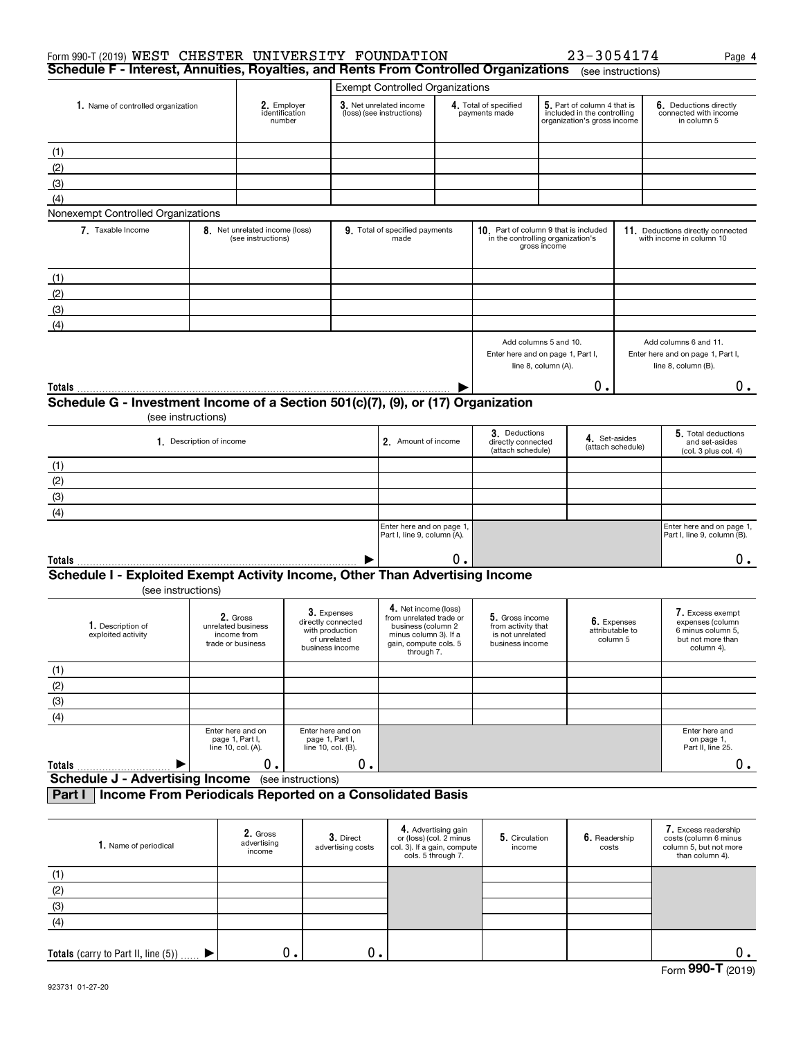Form 990-T (2019) WEST CHESTER UNIVERSITY FOUNDATION 23-3054174 Page 4

## Schedule F - Interest, Annuities, Royalties, and Rents From Controlled Organizations (see instructions)

| 1. Name of controlled organization | 2. Employer identification number | Exempt Controlled Organizations | | | |
|---|---|---|---|---|---|
| | | 3. Net unrelated income (loss) (see instructions) | 4. Total of specified payments made | 5. Part of column 4 that is included in the controlling organization's gross income | 6. Deductions directly connected with income in column 5 |
| (1) | | | | | |
| (2) | | | | | |
| (3) | | | | | |
| (4) | | | | | |

Nonexempt Controlled Organizations

| 7. Taxable Income | 8. Net unrelated income (loss) (see instructions) | 9. Total of specified payments made | 10. Part of column 9 that is included in the controlling organization's gross income | 11. Deductions directly connected with income in column 10 |
|---|---|---|---|---|
| (1) | | | | |
| (2) | | | | |
| (3) | | | | |
| (4) | | | | |
| | | | Add columns 5 and 10. Enter here and on page 1, Part I, line 8, column (A). | Add columns 6 and 11. Enter here and on page 1, Part I, line 8, column (B). |
| Totals | | ▶ | 0. | 0. |

## Schedule G - Investment Income of a Section 501(c)(7), (9), or (17) Organization

(see instructions)

| 1. Description of income | 2. Amount of income | 3. Deductions directly connected (attach schedule) | 4. Set-asides (attach schedule) | 5. Total deductions and set-asides (col. 3 plus col. 4) |
|---|---|---|---|---|
| (1) | | | | |
| (2) | | | | |
| (3) | | | | |
| (4) | | | | |
| | Enter here and on page 1, Part I, line 9, column (A). | | | Enter here and on page 1, Part I, line 9, column (B). |
| Totals ▶ | 0. | | | 0. |

## Schedule I - Exploited Exempt Activity Income, Other Than Advertising Income

(see instructions)

| 1. Description of exploited activity | 2. Gross unrelated business income from trade or business | 3. Expenses directly connected with production of unrelated business income | 4. Net income (loss) from unrelated trade or business (column 2 minus column 3). If a gain, compute cols. 5 through 7. | 5. Gross income from activity that is not unrelated business income | 6. Expenses attributable to column 5 | 7. Excess exempt expenses (column 6 minus column 5, but not more than column 4). |
|---|---|---|---|---|---|---|
| (1) | | | | | | |
| (2) | | | | | | |
| (3) | | | | | | |
| (4) | | | | | | |
| | Enter here and on page 1, Part I, line 10, col. (A). | Enter here and on page 1, Part I, line 10, col. (B). | | | | Enter here and on page 1, Part II, line 25. |
| Totals ▶ | 0. | 0. | | | | 0. |

## Schedule J - Advertising Income (see instructions)

### Part I Income From Periodicals Reported on a Consolidated Basis

| 1. Name of periodical | 2. Gross advertising income | 3. Direct advertising costs | 4. Advertising gain or (loss) (col. 2 minus col. 3). If a gain, compute cols. 5 through 7. | 5. Circulation income | 6. Readership costs | 7. Excess readership costs (column 6 minus column 5, but not more than column 4). |
|---|---|---|---|---|---|---|
| (1) | | | | | | |
| (2) | | | | | | |
| (3) | | | | | | |
| (4) | | | | | | |
| Totals (carry to Part II, line (5)) ▶ | 0. | 0. | | | | 0. |

923731 01-27-20

Form 990-T (2019)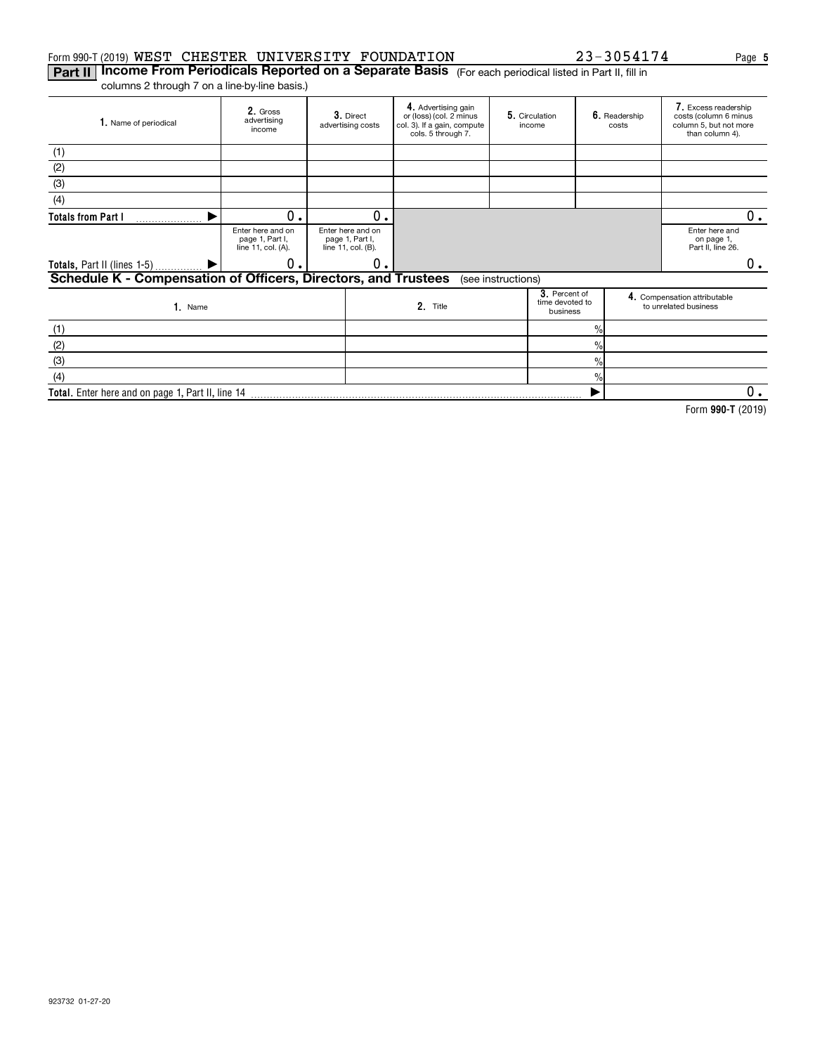Form 990-T (2019) WEST CHESTER UNIVERSITY FOUNDATION 23-3054174

## Part II Income From Periodicals Reported on a Separate Basis (For each periodical listed in Part II, fill in columns 2 through 7 on a line-by-line basis.)

| 1. Name of periodical | 2. Gross advertising income | 3. Direct advertising costs | 4. Advertising gain or (loss) (col. 2 minus col. 3). If a gain, compute cols. 5 through 7. | 5. Circulation income | 6. Readership costs | 7. Excess readership costs (column 6 minus column 5, but not more than column 4). |
|---|---|---|---|---|---|---|
| (1) | | | | | | |
| (2) | | | | | | |
| (3) | | | | | | |
| (4) | | | | | | |
| Totals from Part I ▶ | 0. | 0. | | | | 0. |
| | Enter here and on page 1, Part I, line 11, col. (A). | Enter here and on page 1, Part I, line 11, col. (B). | | | | Enter here and on page 1, Part II, line 26. |
| Totals, Part II (lines 1-5) ▶ | 0. | 0. | | | | 0. |

## Schedule K - Compensation of Officers, Directors, and Trustees (see instructions)

| 1. Name | 2. Title | 3. Percent of time devoted to business | 4. Compensation attributable to unrelated business |
|---|---|---|---|
| (1) | | % | |
| (2) | | % | |
| (3) | | % | |
| (4) | | % | |
| Total. Enter here and on page 1, Part II, line 14 | | ▶ | 0. |

Form 990-T (2019)

923732 01-27-20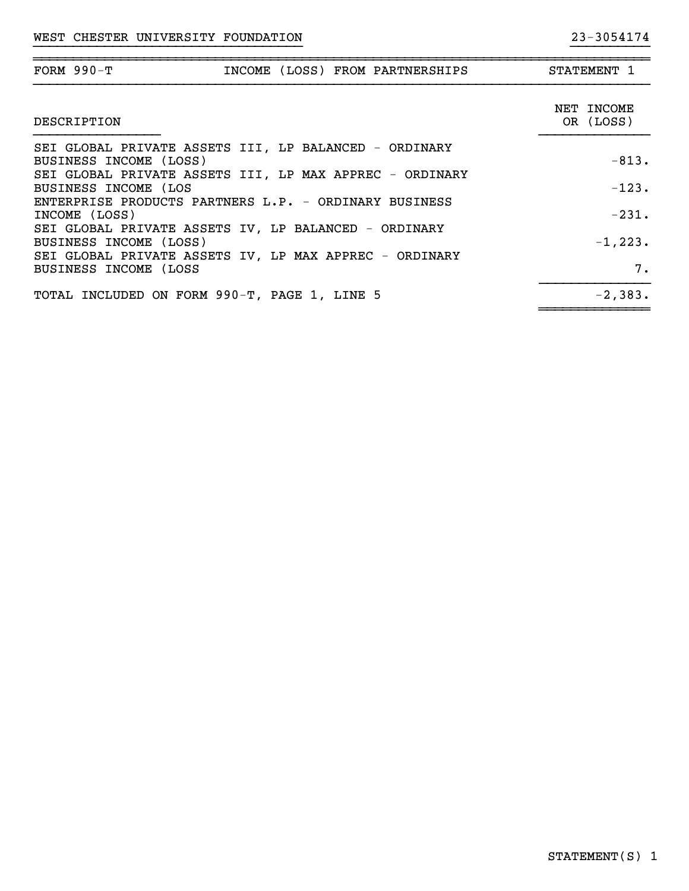WEST CHESTER UNIVERSITY FOUNDATION 23-3054174

| FORM 990-T | INCOME (LOSS) FROM PARTNERSHIPS | STATEMENT 1 |
|---|---|---|

| DESCRIPTION | NET INCOME OR (LOSS) |
|---|---|
| SEI GLOBAL PRIVATE ASSETS III, LP BALANCED - ORDINARY BUSINESS INCOME (LOSS) | -813. |
| SEI GLOBAL PRIVATE ASSETS III, LP MAX APPREC - ORDINARY BUSINESS INCOME (LOS | -123. |
| ENTERPRISE PRODUCTS PARTNERS L.P. - ORDINARY BUSINESS INCOME (LOSS) | -231. |
| SEI GLOBAL PRIVATE ASSETS IV, LP BALANCED - ORDINARY BUSINESS INCOME (LOSS) | -1,223. |
| SEI GLOBAL PRIVATE ASSETS IV, LP MAX APPREC - ORDINARY BUSINESS INCOME (LOSS | 7. |
| TOTAL INCLUDED ON FORM 990-T, PAGE 1, LINE 5 | -2,383. |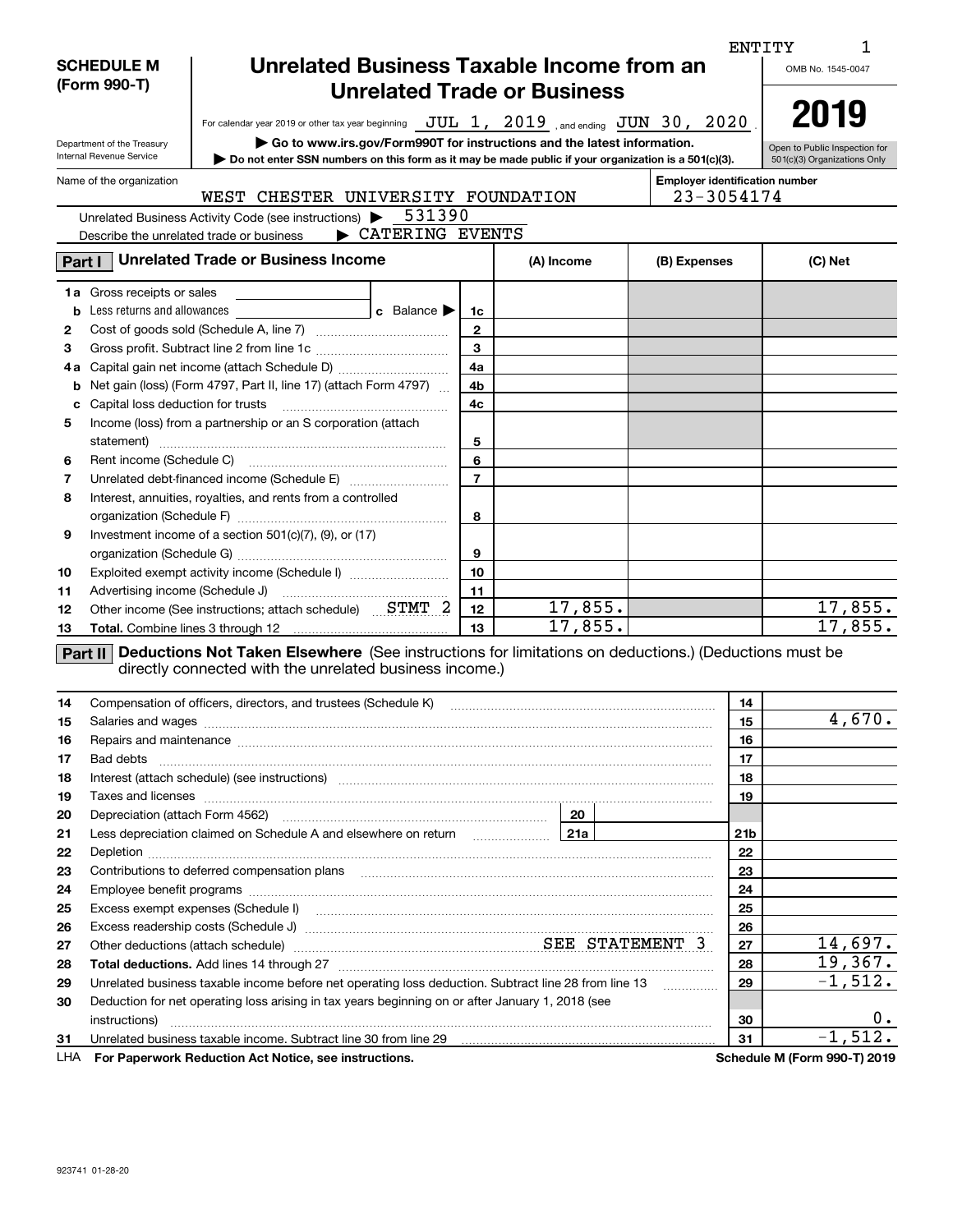ENTITY 1

**SCHEDULE M (Form 990-T)**

Department of the Treasury
Internal Revenue Service

# Unrelated Business Taxable Income from an Unrelated Trade or Business

OMB No. 1545-0047

**2019**

Open to Public Inspection for 501(c)(3) Organizations Only

For calendar year 2019 or other tax year beginning JUL 1, 2019 , and ending JUN 30, 2020 .

▶ Go to www.irs.gov/Form990T for instructions and the latest information.

▶ Do not enter SSN numbers on this form as it may be made public if your organization is a 501(c)(3).

Name of the organization: WEST CHESTER UNIVERSITY FOUNDATION

Employer identification number: 23-3054174

Unrelated Business Activity Code (see instructions) ▶ 531390

Describe the unrelated trade or business ▶ CATERING EVENTS

## Part I Unrelated Trade or Business Income

| | | Line | (A) Income | (B) Expenses | (C) Net |
|---|---|---|---|---|---|
| 1a | Gross receipts or sales | | | | |
| b | Less returns and allowances c Balance ▶ | 1c | | | |
| 2 | Cost of goods sold (Schedule A, line 7) | 2 | | | |
| 3 | Gross profit. Subtract line 2 from line 1c | 3 | | | |
| 4a | Capital gain net income (attach Schedule D) | 4a | | | |
| b | Net gain (loss) (Form 4797, Part II, line 17) (attach Form 4797) | 4b | | | |
| c | Capital loss deduction for trusts | 4c | | | |
| 5 | Income (loss) from a partnership or an S corporation (attach statement) | 5 | | | |
| 6 | Rent income (Schedule C) | 6 | | | |
| 7 | Unrelated debt-financed income (Schedule E) | 7 | | | |
| 8 | Interest, annuities, royalties, and rents from a controlled organization (Schedule F) | 8 | | | |
| 9 | Investment income of a section 501(c)(7), (9), or (17) organization (Schedule G) | 9 | | | |
| 10 | Exploited exempt activity income (Schedule I) | 10 | | | |
| 11 | Advertising income (Schedule J) | 11 | | | |
| 12 | Other income (See instructions; attach schedule) STMT 2 | 12 | 17,855. | | 17,855. |
| 13 | **Total.** Combine lines 3 through 12 | 13 | 17,855. | | 17,855. |

## Part II Deductions Not Taken Elsewhere (See instructions for limitations on deductions.) (Deductions must be directly connected with the unrelated business income.)

| | | Line | Amount |
|---|---|---|---|
| 14 | Compensation of officers, directors, and trustees (Schedule K) | 14 | |
| 15 | Salaries and wages | 15 | 4,670. |
| 16 | Repairs and maintenance | 16 | |
| 17 | Bad debts | 17 | |
| 18 | Interest (attach schedule) (see instructions) | 18 | |
| 19 | Taxes and licenses | 19 | |
| 20 | Depreciation (attach Form 4562) — 20 | | |
| 21 | Less depreciation claimed on Schedule A and elsewhere on return — 21a | 21b | |
| 22 | Depletion | 22 | |
| 23 | Contributions to deferred compensation plans | 23 | |
| 24 | Employee benefit programs | 24 | |
| 25 | Excess exempt expenses (Schedule I) | 25 | |
| 26 | Excess readership costs (Schedule J) | 26 | |
| 27 | Other deductions (attach schedule) SEE STATEMENT 3 | 27 | 14,697. |
| 28 | **Total deductions.** Add lines 14 through 27 | 28 | 19,367. |
| 29 | Unrelated business taxable income before net operating loss deduction. Subtract line 28 from line 13 | 29 | -1,512. |
| 30 | Deduction for net operating loss arising in tax years beginning on or after January 1, 2018 (see instructions) | 30 | 0. |
| 31 | Unrelated business taxable income. Subtract line 30 from line 29 | 31 | -1,512. |

LHA **For Paperwork Reduction Act Notice, see instructions.** **Schedule M (Form 990-T) 2019**

923741 01-28-20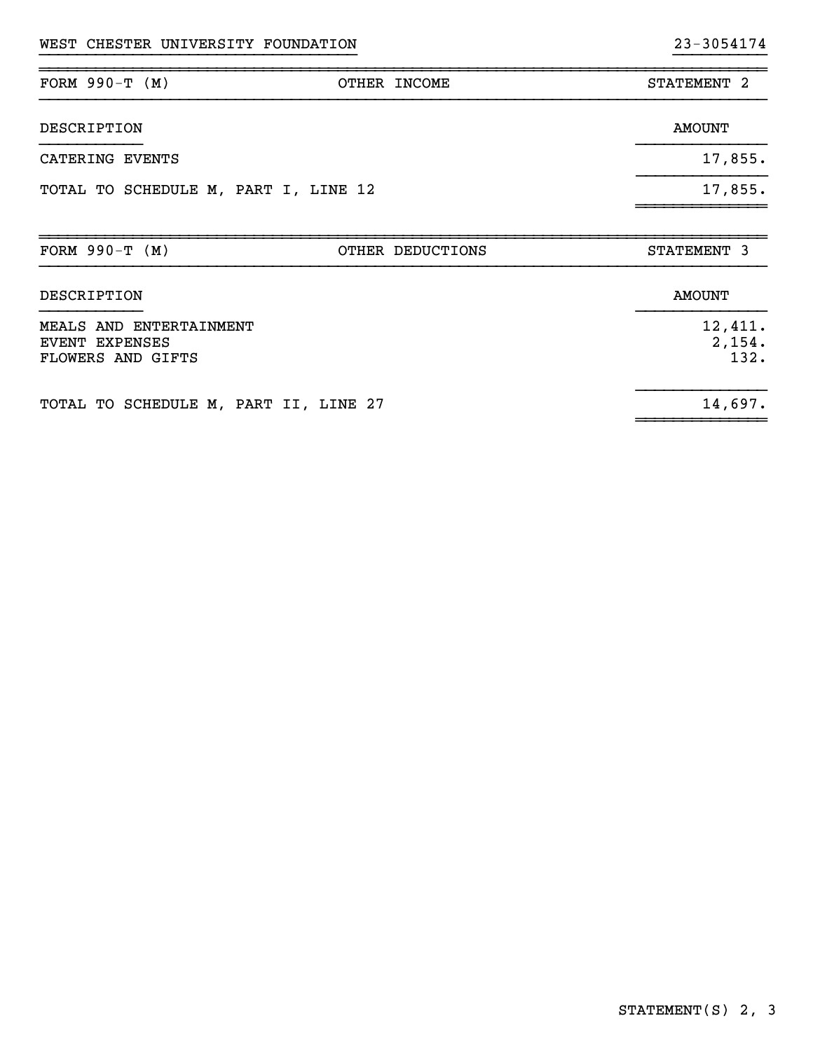WEST CHESTER UNIVERSITY FOUNDATION 23-3054174

| FORM 990-T (M) | OTHER INCOME | STATEMENT 2 |
|---|---|---|
| DESCRIPTION | | AMOUNT |
| CATERING EVENTS | | 17,855. |
| TOTAL TO SCHEDULE M, PART I, LINE 12 | | 17,855. |

| FORM 990-T (M) | OTHER DEDUCTIONS | STATEMENT 3 |
|---|---|---|
| DESCRIPTION | | AMOUNT |
| MEALS AND ENTERTAINMENT | | 12,411. |
| EVENT EXPENSES | | 2,154. |
| FLOWERS AND GIFTS | | 132. |
| TOTAL TO SCHEDULE M, PART II, LINE 27 | | 14,697. |

STATEMENT(S) 2, 3